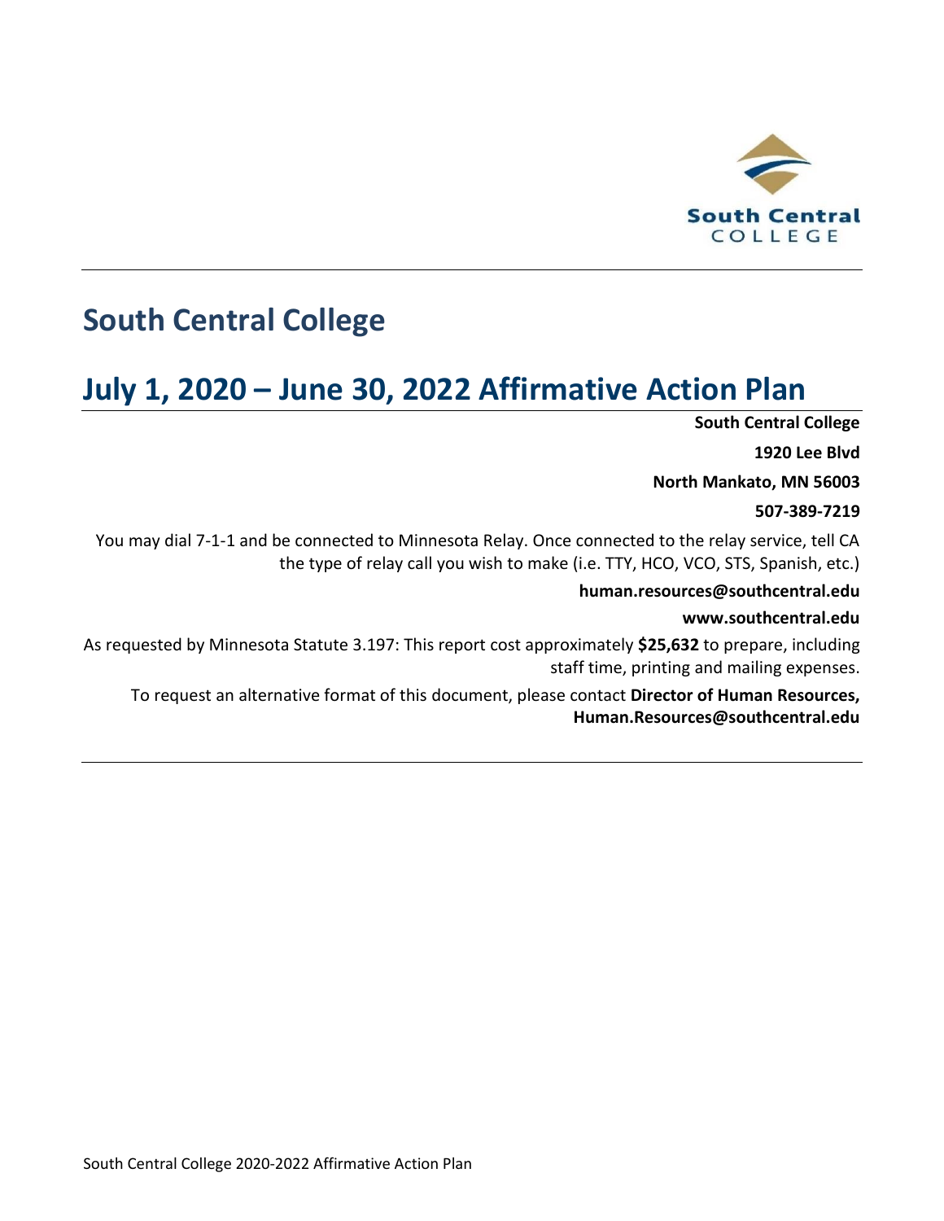# South Central College

# July 1, 2020 – June 30, 2022 Affirmative Action Plan

**South Central College**

**1920 Lee Blvd**

**North Mankato, MN 56003**

**507-389-7219**

You may dial 7-1-1 and be connected to Minnesota Relay. Once connected to the relay service, tell CA the type of relay call you wish to make (i.e. TTY, HCO, VCO, STS, Spanish, etc.)

**human.resources@southcentral.edu**

**www.southcentral.edu**

As requested by Minnesota Statute 3.197: This report cost approximately **$25,632** to prepare, including staff time, printing and mailing expenses.

To request an alternative format of this document, please contact **Director of Human Resources, Human.Resources@southcentral.edu**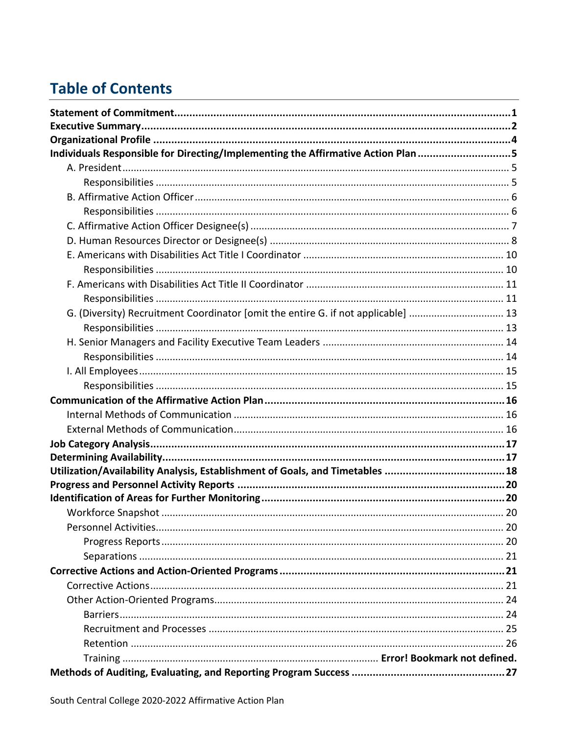# Table of Contents

**Statement of Commitment** ... **1**
**Executive Summary** ... **2**
**Organizational Profile** ... **4**
**Individuals Responsible for Directing/Implementing the Affirmative Action Plan** ... **5**
- A. President ... 5
  - Responsibilities ... 5
- B. Affirmative Action Officer ... 6
  - Responsibilities ... 6
- C. Affirmative Action Officer Designee(s) ... 7
- D. Human Resources Director or Designee(s) ... 8
- E. Americans with Disabilities Act Title I Coordinator ... 10
  - Responsibilities ... 10
- F. Americans with Disabilities Act Title II Coordinator ... 11
  - Responsibilities ... 11
- G. (Diversity) Recruitment Coordinator [omit the entire G. if not applicable] ... 13
  - Responsibilities ... 13
- H. Senior Managers and Facility Executive Team Leaders ... 14
  - Responsibilities ... 14
- I. All Employees ... 15
  - Responsibilities ... 15

**Communication of the Affirmative Action Plan** ... **16**
- Internal Methods of Communication ... 16
- External Methods of Communication ... 16

**Job Category Analysis** ... **17**
**Determining Availability** ... **17**
**Utilization/Availability Analysis, Establishment of Goals, and Timetables** ... **18**
**Progress and Personnel Activity Reports** ... **20**
**Identification of Areas for Further Monitoring** ... **20**
- Workforce Snapshot ... 20
- Personnel Activities ... 20
  - Progress Reports ... 20
  - Separations ... 21

**Corrective Actions and Action-Oriented Programs** ... **21**
- Corrective Actions ... 21
- Other Action-Oriented Programs ... 24
  - Barriers ... 24
  - Recruitment and Processes ... 25
  - Retention ... 26
  - Training ... **Error! Bookmark not defined.**

**Methods of Auditing, Evaluating, and Reporting Program Success** ... **27**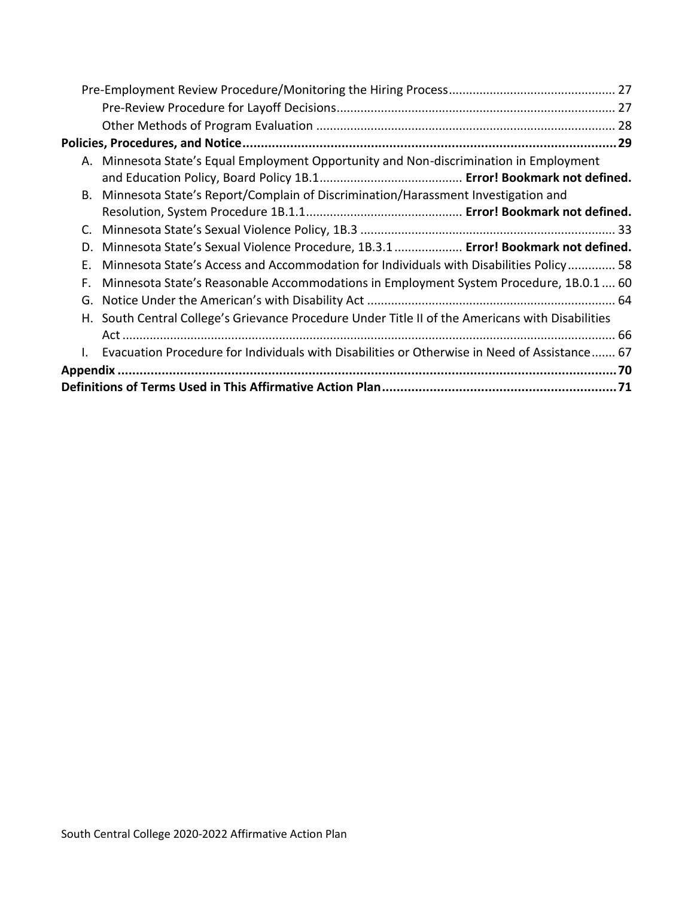Pre-Employment Review Procedure/Monitoring the Hiring Process ................................................ 27

Pre-Review Procedure for Layoff Decisions ................................................................................ 27

Other Methods of Program Evaluation ....................................................................................... 28

**Policies, Procedures, and Notice ...................................................................................................... 29**

A. Minnesota State's Equal Employment Opportunity and Non-discrimination in Employment and Education Policy, Board Policy 1B.1.......................................... **Error! Bookmark not defined.**

B. Minnesota State's Report/Complain of Discrimination/Harassment Investigation and Resolution, System Procedure 1B.1.1............................................. **Error! Bookmark not defined.**

C. Minnesota State's Sexual Violence Policy, 1B.3 .......................................................................... 33

D. Minnesota State's Sexual Violence Procedure, 1B.3.1 .................... **Error! Bookmark not defined.**

E. Minnesota State's Access and Accommodation for Individuals with Disabilities Policy .............. 58

F. Minnesota State's Reasonable Accommodations in Employment System Procedure, 1B.0.1 .... 60

G. Notice Under the American's with Disability Act ......................................................................... 64

H. South Central College's Grievance Procedure Under Title II of the Americans with Disabilities Act ................................................................................................................................................ 66

I. Evacuation Procedure for Individuals with Disabilities or Otherwise in Need of Assistance ....... 67

**Appendix ........................................................................................................................................... 70**

**Definitions of Terms Used in This Affirmative Action Plan ................................................................ 71**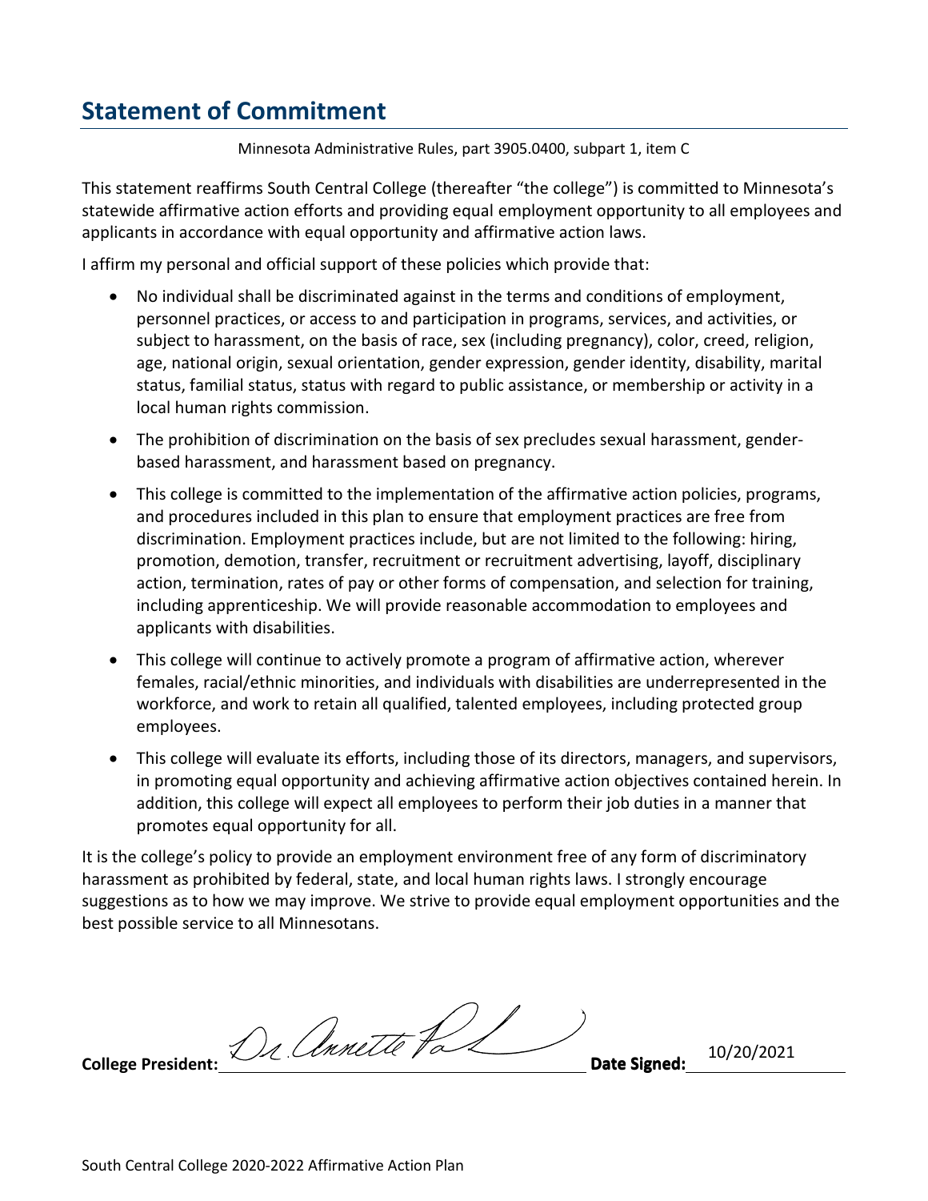## Statement of Commitment

Minnesota Administrative Rules, part 3905.0400, subpart 1, item C

This statement reaffirms South Central College (thereafter "the college") is committed to Minnesota's statewide affirmative action efforts and providing equal employment opportunity to all employees and applicants in accordance with equal opportunity and affirmative action laws.

I affirm my personal and official support of these policies which provide that:

- No individual shall be discriminated against in the terms and conditions of employment, personnel practices, or access to and participation in programs, services, and activities, or subject to harassment, on the basis of race, sex (including pregnancy), color, creed, religion, age, national origin, sexual orientation, gender expression, gender identity, disability, marital status, familial status, status with regard to public assistance, or membership or activity in a local human rights commission.
- The prohibition of discrimination on the basis of sex precludes sexual harassment, gender-based harassment, and harassment based on pregnancy.
- This college is committed to the implementation of the affirmative action policies, programs, and procedures included in this plan to ensure that employment practices are free from discrimination. Employment practices include, but are not limited to the following: hiring, promotion, demotion, transfer, recruitment or recruitment advertising, layoff, disciplinary action, termination, rates of pay or other forms of compensation, and selection for training, including apprenticeship. We will provide reasonable accommodation to employees and applicants with disabilities.
- This college will continue to actively promote a program of affirmative action, wherever females, racial/ethnic minorities, and individuals with disabilities are underrepresented in the workforce, and work to retain all qualified, talented employees, including protected group employees.
- This college will evaluate its efforts, including those of its directors, managers, and supervisors, in promoting equal opportunity and achieving affirmative action objectives contained herein. In addition, this college will expect all employees to perform their job duties in a manner that promotes equal opportunity for all.

It is the college's policy to provide an employment environment free of any form of discriminatory harassment as prohibited by federal, state, and local human rights laws. I strongly encourage suggestions as to how we may improve. We strive to provide equal employment opportunities and the best possible service to all Minnesotans.

**College President:** Dr. Annette Parker **Date Signed:** 10/20/2021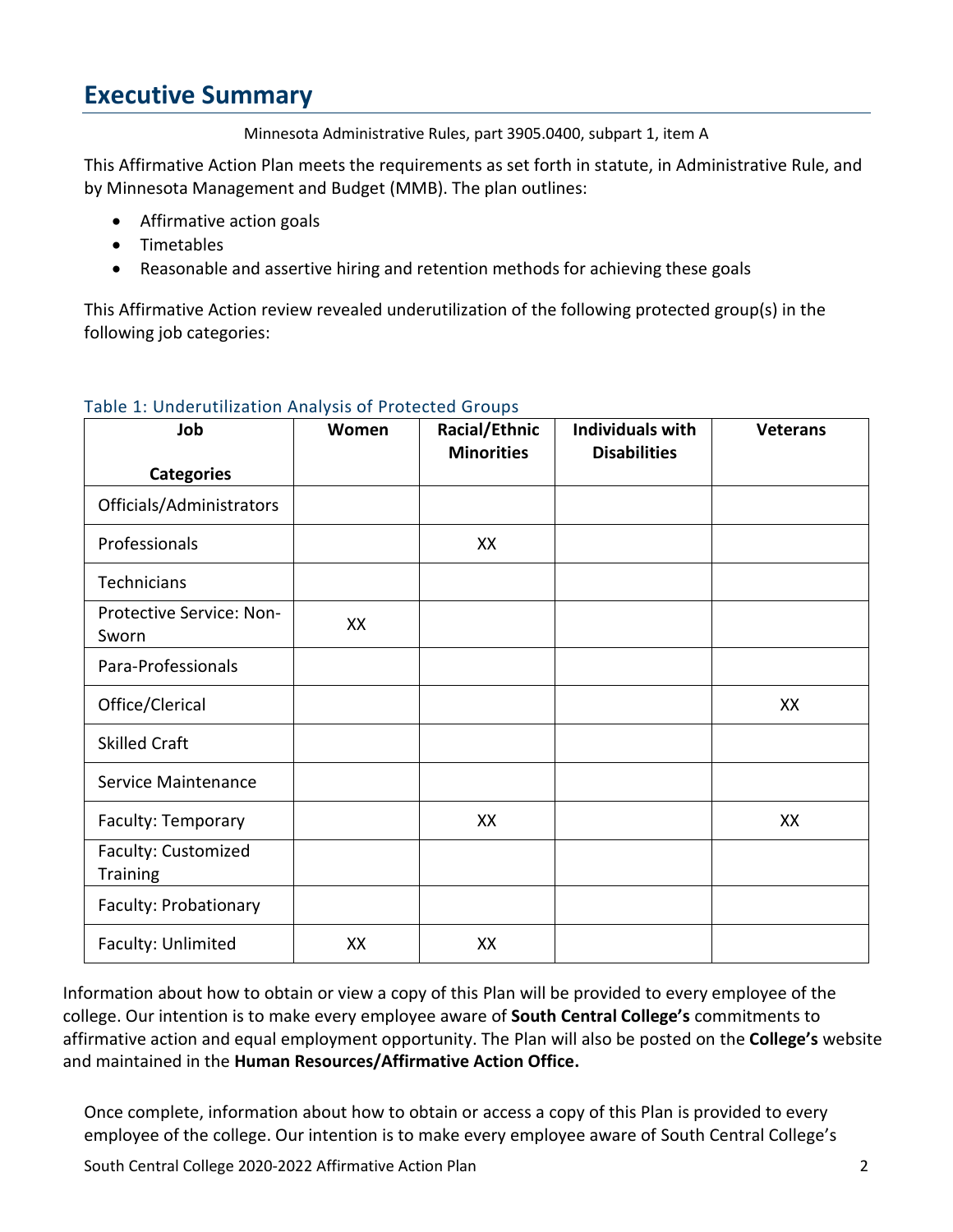# Executive Summary

Minnesota Administrative Rules, part 3905.0400, subpart 1, item A

This Affirmative Action Plan meets the requirements as set forth in statute, in Administrative Rule, and by Minnesota Management and Budget (MMB). The plan outlines:

- Affirmative action goals
- Timetables
- Reasonable and assertive hiring and retention methods for achieving these goals

This Affirmative Action review revealed underutilization of the following protected group(s) in the following job categories:

Table 1: Underutilization Analysis of Protected Groups

| Job Categories | Women | Racial/Ethnic Minorities | Individuals with Disabilities | Veterans |
|---|---|---|---|---|
| Officials/Administrators | | | | |
| Professionals | | XX | | |
| Technicians | | | | |
| Protective Service: Non-Sworn | XX | | | |
| Para-Professionals | | | | |
| Office/Clerical | | | | XX |
| Skilled Craft | | | | |
| Service Maintenance | | | | |
| Faculty: Temporary | | XX | | XX |
| Faculty: Customized Training | | | | |
| Faculty: Probationary | | | | |
| Faculty: Unlimited | XX | XX | | |

Information about how to obtain or view a copy of this Plan will be provided to every employee of the college. Our intention is to make every employee aware of **South Central College's** commitments to affirmative action and equal employment opportunity. The Plan will also be posted on the **College's** website and maintained in the **Human Resources/Affirmative Action Office.**

Once complete, information about how to obtain or access a copy of this Plan is provided to every employee of the college. Our intention is to make every employee aware of South Central College's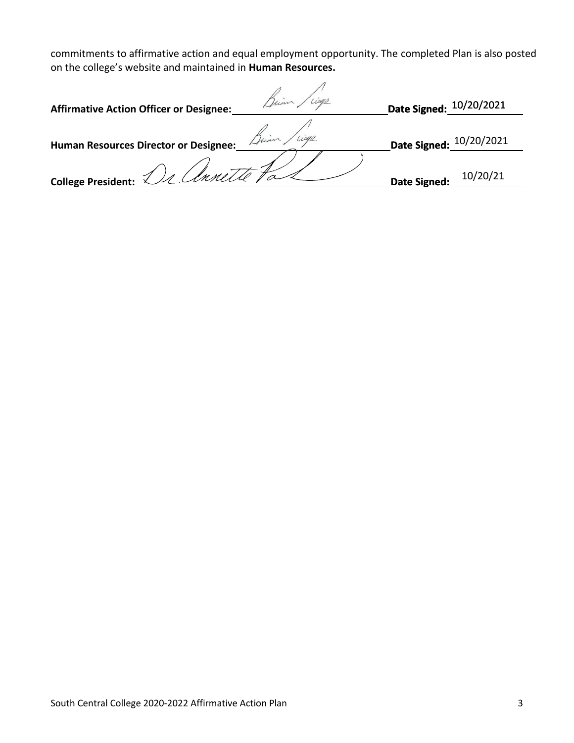commitments to affirmative action and equal employment opportunity. The completed Plan is also posted on the college's website and maintained in **Human Resources.**

**Affirmative Action Officer or Designee:** Brian Riggs **Date Signed:** 10/20/2021

**Human Resources Director or Designee:** Brian Riggs **Date Signed:** 10/20/2021

**College President:** Dr. Annette Parker **Date Signed:** 10/20/21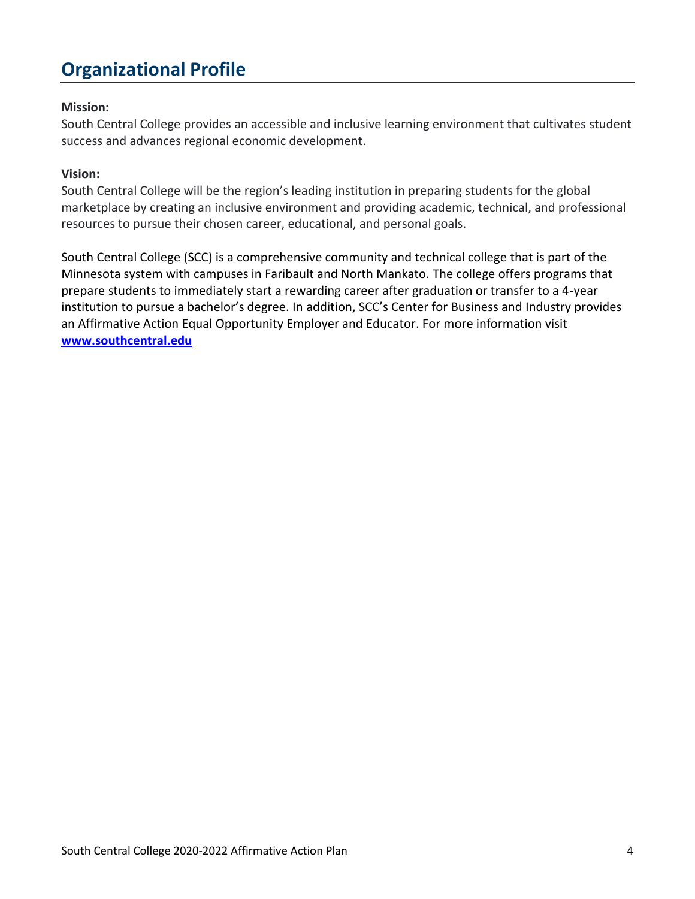# Organizational Profile

**Mission:**
South Central College provides an accessible and inclusive learning environment that cultivates student success and advances regional economic development.

**Vision:**
South Central College will be the region's leading institution in preparing students for the global marketplace by creating an inclusive environment and providing academic, technical, and professional resources to pursue their chosen career, educational, and personal goals.

South Central College (SCC) is a comprehensive community and technical college that is part of the Minnesota system with campuses in Faribault and North Mankato. The college offers programs that prepare students to immediately start a rewarding career after graduation or transfer to a 4-year institution to pursue a bachelor's degree. In addition, SCC's Center for Business and Industry provides an Affirmative Action Equal Opportunity Employer and Educator. For more information visit **[www.southcentral.edu](www.southcentral.edu)**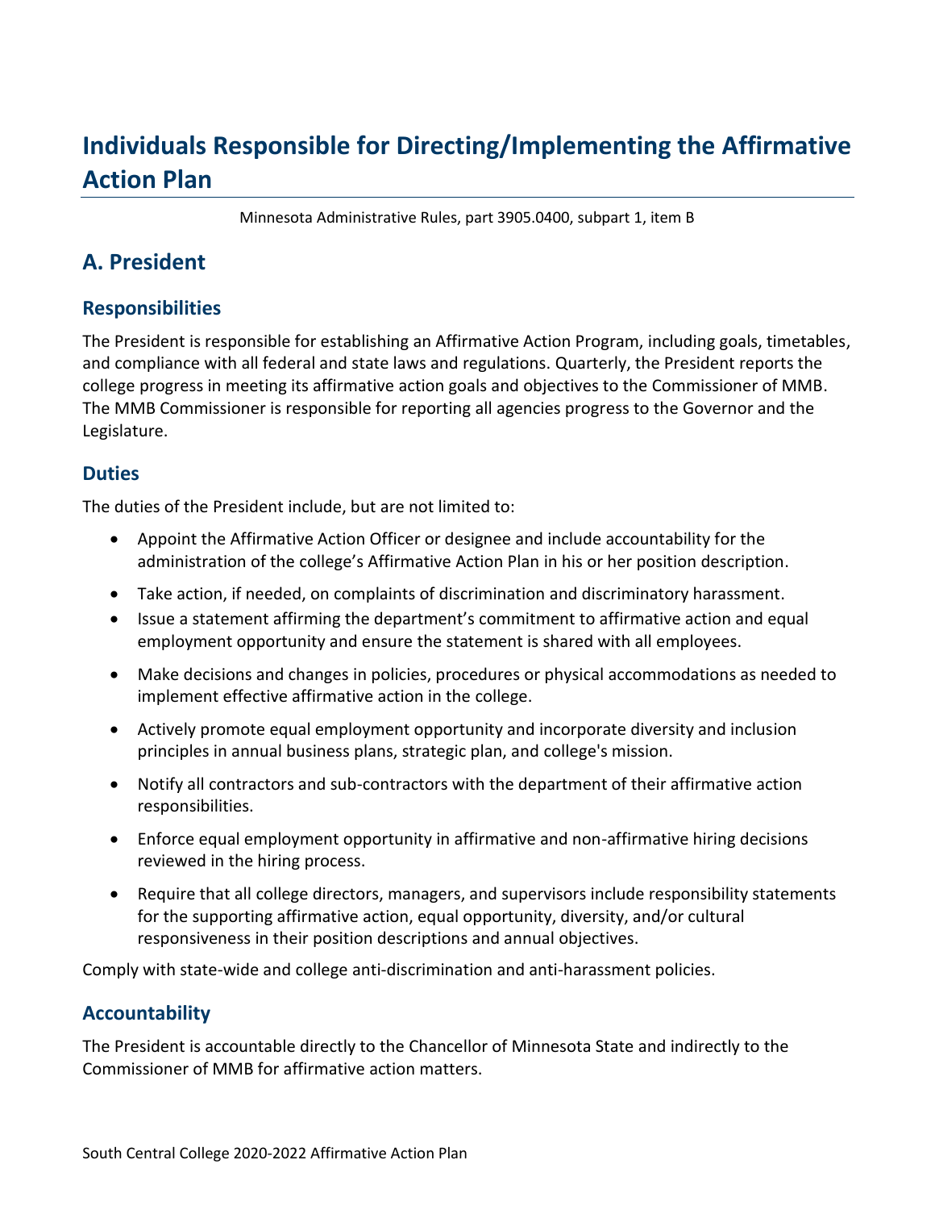# Individuals Responsible for Directing/Implementing the Affirmative Action Plan

Minnesota Administrative Rules, part 3905.0400, subpart 1, item B

## A. President

### Responsibilities

The President is responsible for establishing an Affirmative Action Program, including goals, timetables, and compliance with all federal and state laws and regulations. Quarterly, the President reports the college progress in meeting its affirmative action goals and objectives to the Commissioner of MMB. The MMB Commissioner is responsible for reporting all agencies progress to the Governor and the Legislature.

### Duties

The duties of the President include, but are not limited to:

- Appoint the Affirmative Action Officer or designee and include accountability for the administration of the college's Affirmative Action Plan in his or her position description.
- Take action, if needed, on complaints of discrimination and discriminatory harassment.
- Issue a statement affirming the department's commitment to affirmative action and equal employment opportunity and ensure the statement is shared with all employees.
- Make decisions and changes in policies, procedures or physical accommodations as needed to implement effective affirmative action in the college.
- Actively promote equal employment opportunity and incorporate diversity and inclusion principles in annual business plans, strategic plan, and college's mission.
- Notify all contractors and sub-contractors with the department of their affirmative action responsibilities.
- Enforce equal employment opportunity in affirmative and non-affirmative hiring decisions reviewed in the hiring process.
- Require that all college directors, managers, and supervisors include responsibility statements for the supporting affirmative action, equal opportunity, diversity, and/or cultural responsiveness in their position descriptions and annual objectives.

Comply with state-wide and college anti-discrimination and anti-harassment policies.

### Accountability

The President is accountable directly to the Chancellor of Minnesota State and indirectly to the Commissioner of MMB for affirmative action matters.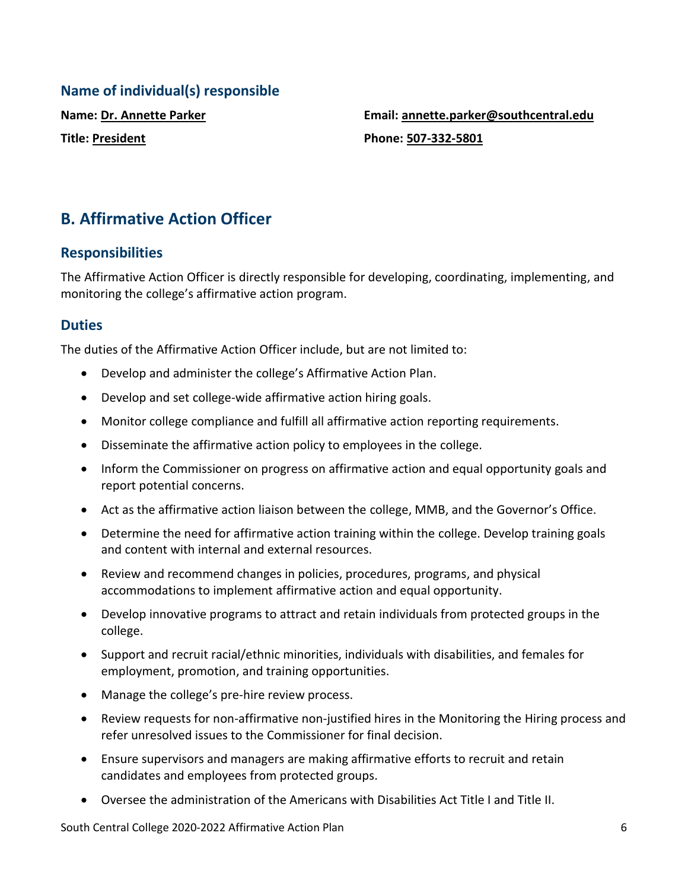### Name of individual(s) responsible

**Name: Dr. Annette Parker**

**Title: President**

**Email: annette.parker@southcentral.edu**

**Phone: 507-332-5801**

## B. Affirmative Action Officer

### Responsibilities

The Affirmative Action Officer is directly responsible for developing, coordinating, implementing, and monitoring the college's affirmative action program.

### Duties

The duties of the Affirmative Action Officer include, but are not limited to:

- Develop and administer the college's Affirmative Action Plan.
- Develop and set college-wide affirmative action hiring goals.
- Monitor college compliance and fulfill all affirmative action reporting requirements.
- Disseminate the affirmative action policy to employees in the college.
- Inform the Commissioner on progress on affirmative action and equal opportunity goals and report potential concerns.
- Act as the affirmative action liaison between the college, MMB, and the Governor's Office.
- Determine the need for affirmative action training within the college. Develop training goals and content with internal and external resources.
- Review and recommend changes in policies, procedures, programs, and physical accommodations to implement affirmative action and equal opportunity.
- Develop innovative programs to attract and retain individuals from protected groups in the college.
- Support and recruit racial/ethnic minorities, individuals with disabilities, and females for employment, promotion, and training opportunities.
- Manage the college's pre-hire review process.
- Review requests for non-affirmative non-justified hires in the Monitoring the Hiring process and refer unresolved issues to the Commissioner for final decision.
- Ensure supervisors and managers are making affirmative efforts to recruit and retain candidates and employees from protected groups.
- Oversee the administration of the Americans with Disabilities Act Title I and Title II.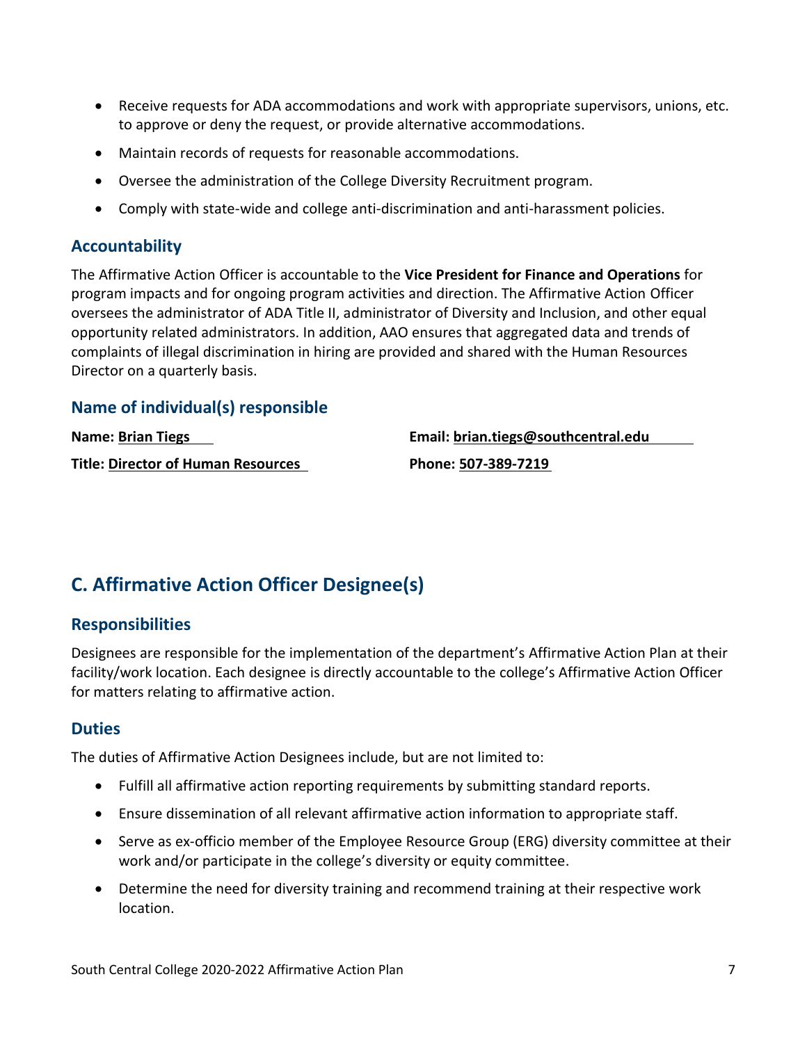- Receive requests for ADA accommodations and work with appropriate supervisors, unions, etc. to approve or deny the request, or provide alternative accommodations.
- Maintain records of requests for reasonable accommodations.
- Oversee the administration of the College Diversity Recruitment program.
- Comply with state-wide and college anti-discrimination and anti-harassment policies.

### Accountability

The Affirmative Action Officer is accountable to the **Vice President for Finance and Operations** for program impacts and for ongoing program activities and direction. The Affirmative Action Officer oversees the administrator of ADA Title II, administrator of Diversity and Inclusion, and other equal opportunity related administrators. In addition, AAO ensures that aggregated data and trends of complaints of illegal discrimination in hiring are provided and shared with the Human Resources Director on a quarterly basis.

### Name of individual(s) responsible

**Name: Brian Tiegs**

**Title: Director of Human Resources**

**Email: brian.tiegs@southcentral.edu**

**Phone: 507-389-7219**

## C. Affirmative Action Officer Designee(s)

### Responsibilities

Designees are responsible for the implementation of the department's Affirmative Action Plan at their facility/work location. Each designee is directly accountable to the college's Affirmative Action Officer for matters relating to affirmative action.

### Duties

The duties of Affirmative Action Designees include, but are not limited to:

- Fulfill all affirmative action reporting requirements by submitting standard reports.
- Ensure dissemination of all relevant affirmative action information to appropriate staff.
- Serve as ex-officio member of the Employee Resource Group (ERG) diversity committee at their work and/or participate in the college's diversity or equity committee.
- Determine the need for diversity training and recommend training at their respective work location.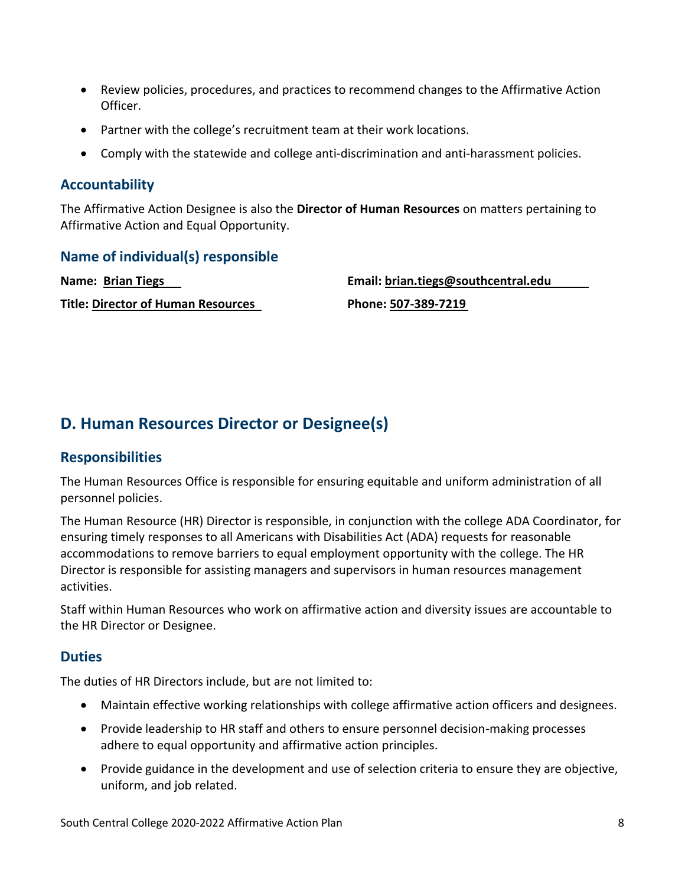- Review policies, procedures, and practices to recommend changes to the Affirmative Action Officer.
- Partner with the college's recruitment team at their work locations.
- Comply with the statewide and college anti-discrimination and anti-harassment policies.

### Accountability

The Affirmative Action Designee is also the **Director of Human Resources** on matters pertaining to Affirmative Action and Equal Opportunity.

### Name of individual(s) responsible

**Name:** **Brian Tiegs**

**Email:** **brian.tiegs@southcentral.edu**

**Title:** **Director of Human Resources**

**Phone:** **507-389-7219**

## D. Human Resources Director or Designee(s)

### Responsibilities

The Human Resources Office is responsible for ensuring equitable and uniform administration of all personnel policies.

The Human Resource (HR) Director is responsible, in conjunction with the college ADA Coordinator, for ensuring timely responses to all Americans with Disabilities Act (ADA) requests for reasonable accommodations to remove barriers to equal employment opportunity with the college. The HR Director is responsible for assisting managers and supervisors in human resources management activities.

Staff within Human Resources who work on affirmative action and diversity issues are accountable to the HR Director or Designee.

### Duties

The duties of HR Directors include, but are not limited to:

- Maintain effective working relationships with college affirmative action officers and designees.
- Provide leadership to HR staff and others to ensure personnel decision-making processes adhere to equal opportunity and affirmative action principles.
- Provide guidance in the development and use of selection criteria to ensure they are objective, uniform, and job related.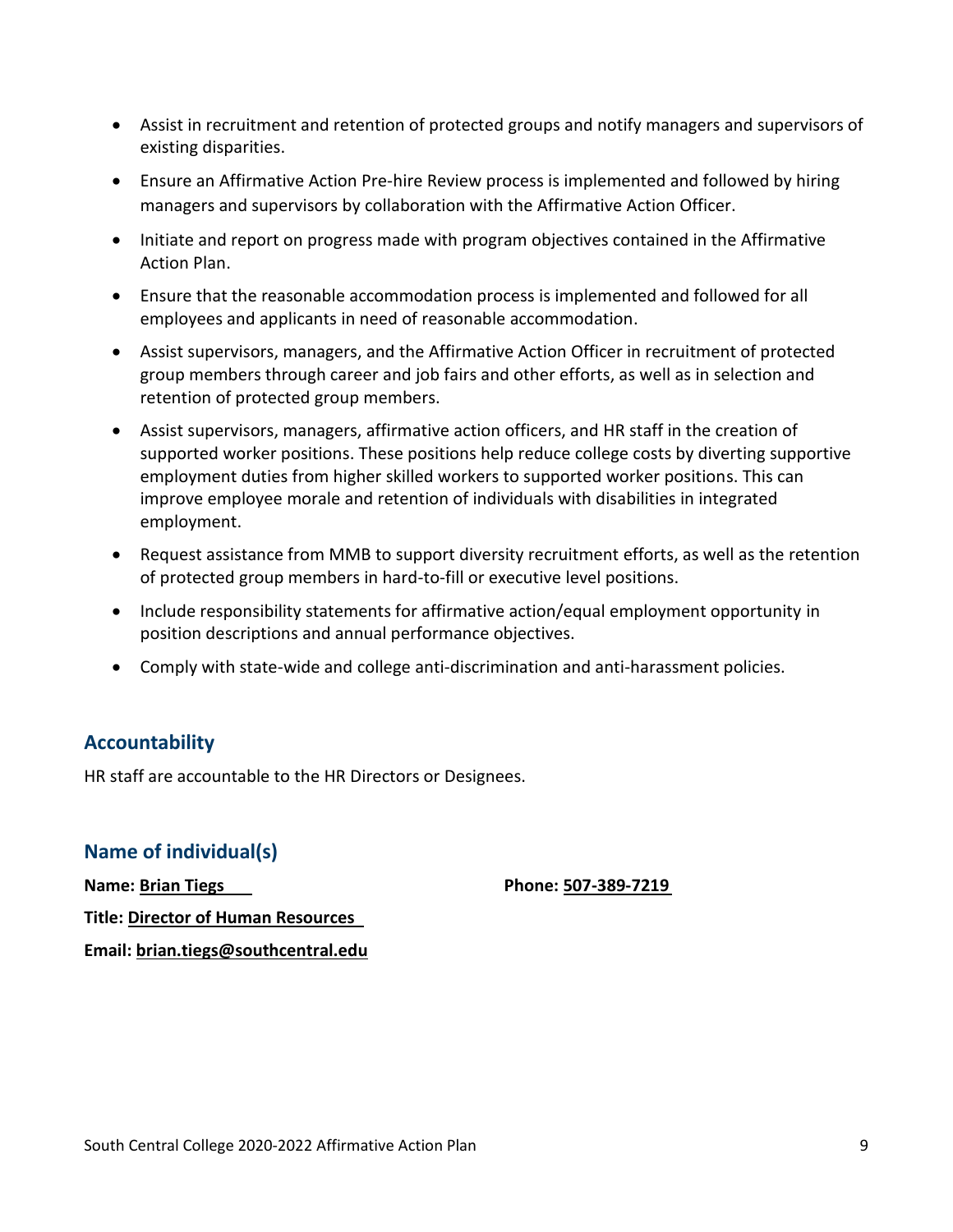- Assist in recruitment and retention of protected groups and notify managers and supervisors of existing disparities.
- Ensure an Affirmative Action Pre-hire Review process is implemented and followed by hiring managers and supervisors by collaboration with the Affirmative Action Officer.
- Initiate and report on progress made with program objectives contained in the Affirmative Action Plan.
- Ensure that the reasonable accommodation process is implemented and followed for all employees and applicants in need of reasonable accommodation.
- Assist supervisors, managers, and the Affirmative Action Officer in recruitment of protected group members through career and job fairs and other efforts, as well as in selection and retention of protected group members.
- Assist supervisors, managers, affirmative action officers, and HR staff in the creation of supported worker positions. These positions help reduce college costs by diverting supportive employment duties from higher skilled workers to supported worker positions. This can improve employee morale and retention of individuals with disabilities in integrated employment.
- Request assistance from MMB to support diversity recruitment efforts, as well as the retention of protected group members in hard-to-fill or executive level positions.
- Include responsibility statements for affirmative action/equal employment opportunity in position descriptions and annual performance objectives.
- Comply with state-wide and college anti-discrimination and anti-harassment policies.

## Accountability

HR staff are accountable to the HR Directors or Designees.

## Name of individual(s)

**Name: Brian Tiegs** **Phone: 507-389-7219**

**Title: Director of Human Resources**

**Email: brian.tiegs@southcentral.edu**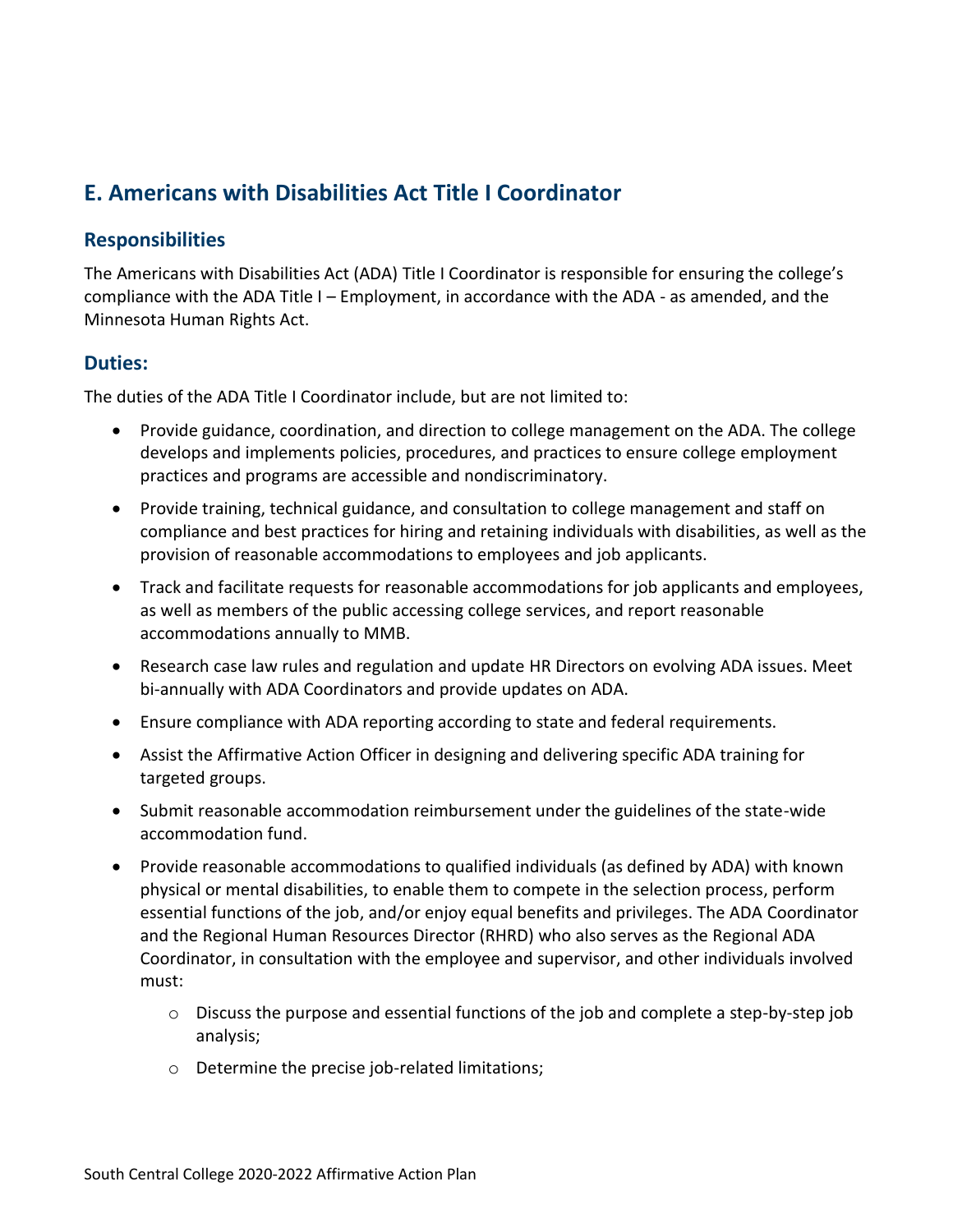## E. Americans with Disabilities Act Title I Coordinator

### Responsibilities

The Americans with Disabilities Act (ADA) Title I Coordinator is responsible for ensuring the college's compliance with the ADA Title I – Employment, in accordance with the ADA - as amended, and the Minnesota Human Rights Act.

### Duties:

The duties of the ADA Title I Coordinator include, but are not limited to:

- Provide guidance, coordination, and direction to college management on the ADA. The college develops and implements policies, procedures, and practices to ensure college employment practices and programs are accessible and nondiscriminatory.
- Provide training, technical guidance, and consultation to college management and staff on compliance and best practices for hiring and retaining individuals with disabilities, as well as the provision of reasonable accommodations to employees and job applicants.
- Track and facilitate requests for reasonable accommodations for job applicants and employees, as well as members of the public accessing college services, and report reasonable accommodations annually to MMB.
- Research case law rules and regulation and update HR Directors on evolving ADA issues. Meet bi-annually with ADA Coordinators and provide updates on ADA.
- Ensure compliance with ADA reporting according to state and federal requirements.
- Assist the Affirmative Action Officer in designing and delivering specific ADA training for targeted groups.
- Submit reasonable accommodation reimbursement under the guidelines of the state-wide accommodation fund.
- Provide reasonable accommodations to qualified individuals (as defined by ADA) with known physical or mental disabilities, to enable them to compete in the selection process, perform essential functions of the job, and/or enjoy equal benefits and privileges. The ADA Coordinator and the Regional Human Resources Director (RHRD) who also serves as the Regional ADA Coordinator, in consultation with the employee and supervisor, and other individuals involved must:
  - Discuss the purpose and essential functions of the job and complete a step-by-step job analysis;
  - Determine the precise job-related limitations;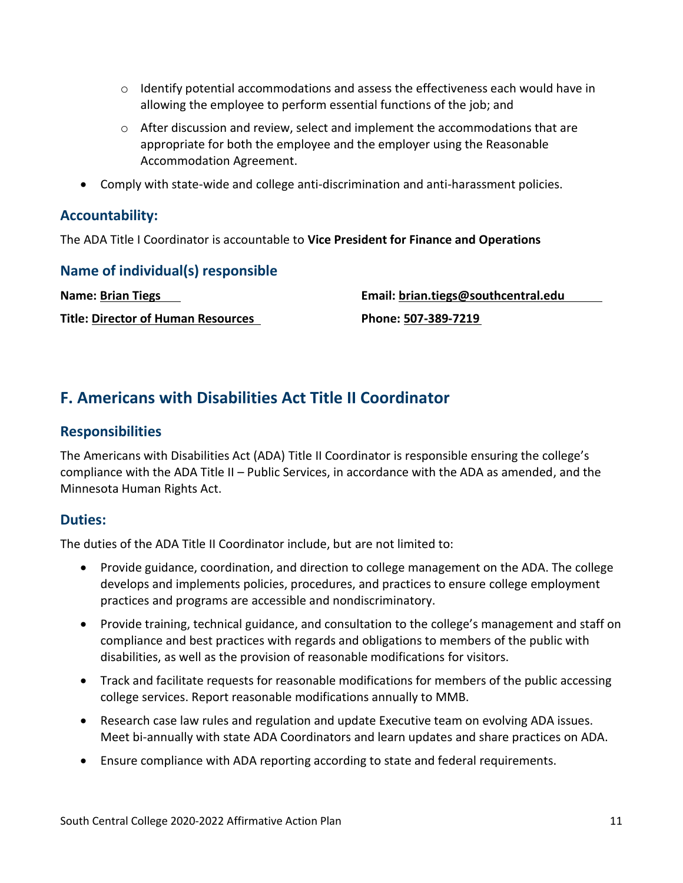- Identify potential accommodations and assess the effectiveness each would have in allowing the employee to perform essential functions of the job; and
  - After discussion and review, select and implement the accommodations that are appropriate for both the employee and the employer using the Reasonable Accommodation Agreement.
- Comply with state-wide and college anti-discrimination and anti-harassment policies.

### Accountability:

The ADA Title I Coordinator is accountable to **Vice President for Finance and Operations**

### Name of individual(s) responsible

**Name: Brian Tiegs**

**Email: brian.tiegs@southcentral.edu**

**Title: Director of Human Resources**

**Phone: 507-389-7219**

## F. Americans with Disabilities Act Title II Coordinator

### Responsibilities

The Americans with Disabilities Act (ADA) Title II Coordinator is responsible ensuring the college's compliance with the ADA Title II – Public Services, in accordance with the ADA as amended, and the Minnesota Human Rights Act.

### Duties:

The duties of the ADA Title II Coordinator include, but are not limited to:

- Provide guidance, coordination, and direction to college management on the ADA. The college develops and implements policies, procedures, and practices to ensure college employment practices and programs are accessible and nondiscriminatory.
- Provide training, technical guidance, and consultation to the college's management and staff on compliance and best practices with regards and obligations to members of the public with disabilities, as well as the provision of reasonable modifications for visitors.
- Track and facilitate requests for reasonable modifications for members of the public accessing college services. Report reasonable modifications annually to MMB.
- Research case law rules and regulation and update Executive team on evolving ADA issues. Meet bi-annually with state ADA Coordinators and learn updates and share practices on ADA.
- Ensure compliance with ADA reporting according to state and federal requirements.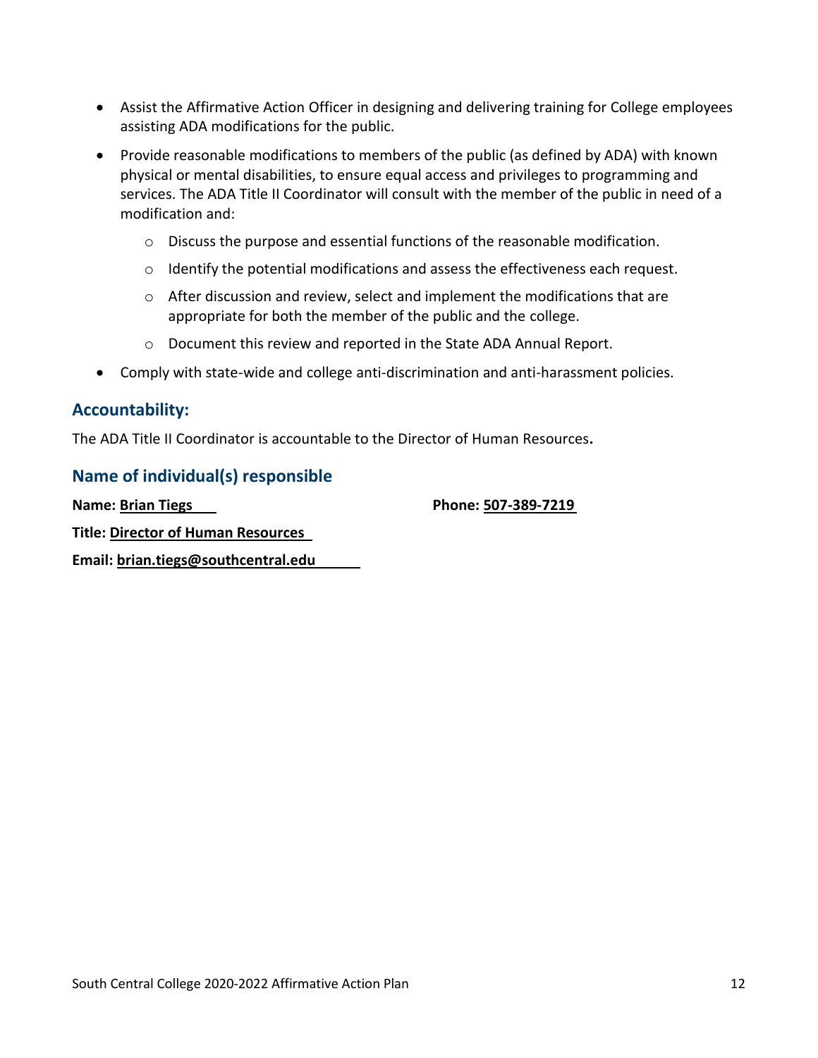- Assist the Affirmative Action Officer in designing and delivering training for College employees assisting ADA modifications for the public.
- Provide reasonable modifications to members of the public (as defined by ADA) with known physical or mental disabilities, to ensure equal access and privileges to programming and services. The ADA Title II Coordinator will consult with the member of the public in need of a modification and:
  - Discuss the purpose and essential functions of the reasonable modification.
  - Identify the potential modifications and assess the effectiveness each request.
  - After discussion and review, select and implement the modifications that are appropriate for both the member of the public and the college.
  - Document this review and reported in the State ADA Annual Report.
- Comply with state-wide and college anti-discrimination and anti-harassment policies.

## Accountability:

The ADA Title II Coordinator is accountable to the Director of Human Resources**.**

## Name of individual(s) responsible

**Name: Brian Tiegs** **Phone: 507-389-7219**

**Title: Director of Human Resources**

**Email: brian.tiegs@southcentral.edu**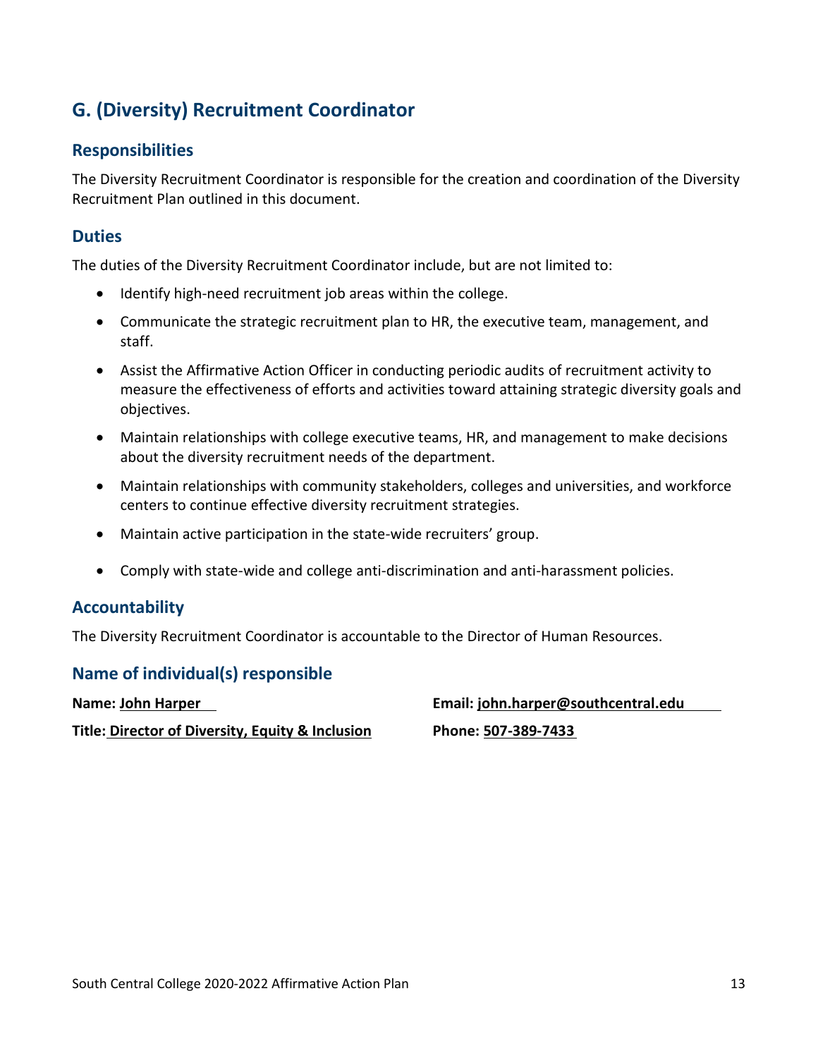## G. (Diversity) Recruitment Coordinator

### Responsibilities

The Diversity Recruitment Coordinator is responsible for the creation and coordination of the Diversity Recruitment Plan outlined in this document.

### Duties

The duties of the Diversity Recruitment Coordinator include, but are not limited to:

- Identify high-need recruitment job areas within the college.
- Communicate the strategic recruitment plan to HR, the executive team, management, and staff.
- Assist the Affirmative Action Officer in conducting periodic audits of recruitment activity to measure the effectiveness of efforts and activities toward attaining strategic diversity goals and objectives.
- Maintain relationships with college executive teams, HR, and management to make decisions about the diversity recruitment needs of the department.
- Maintain relationships with community stakeholders, colleges and universities, and workforce centers to continue effective diversity recruitment strategies.
- Maintain active participation in the state-wide recruiters' group.
- Comply with state-wide and college anti-discrimination and anti-harassment policies.

### Accountability

The Diversity Recruitment Coordinator is accountable to the Director of Human Resources.

### Name of individual(s) responsible

**Name:** **John Harper**

**Title:** **Director of Diversity, Equity & Inclusion**

**Email:** **john.harper@southcentral.edu**

**Phone:** **507-389-7433**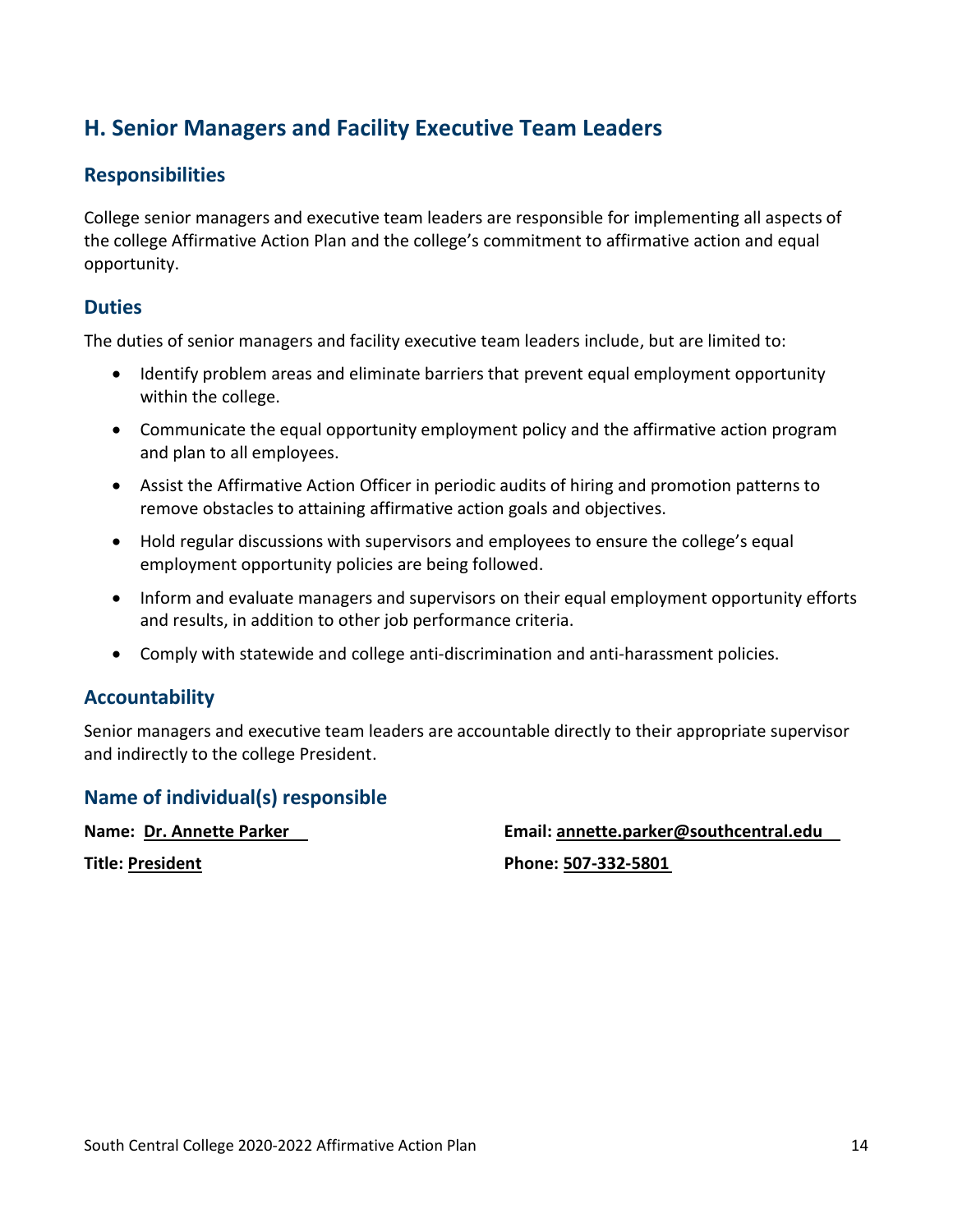## H. Senior Managers and Facility Executive Team Leaders

### Responsibilities

College senior managers and executive team leaders are responsible for implementing all aspects of the college Affirmative Action Plan and the college's commitment to affirmative action and equal opportunity.

### Duties

The duties of senior managers and facility executive team leaders include, but are limited to:

- Identify problem areas and eliminate barriers that prevent equal employment opportunity within the college.
- Communicate the equal opportunity employment policy and the affirmative action program and plan to all employees.
- Assist the Affirmative Action Officer in periodic audits of hiring and promotion patterns to remove obstacles to attaining affirmative action goals and objectives.
- Hold regular discussions with supervisors and employees to ensure the college's equal employment opportunity policies are being followed.
- Inform and evaluate managers and supervisors on their equal employment opportunity efforts and results, in addition to other job performance criteria.
- Comply with statewide and college anti-discrimination and anti-harassment policies.

### Accountability

Senior managers and executive team leaders are accountable directly to their appropriate supervisor and indirectly to the college President.

### Name of individual(s) responsible

**Name:** **Dr. Annette Parker**

**Title:** **President**

**Email:** **annette.parker@southcentral.edu**

**Phone:** **507-332-5801**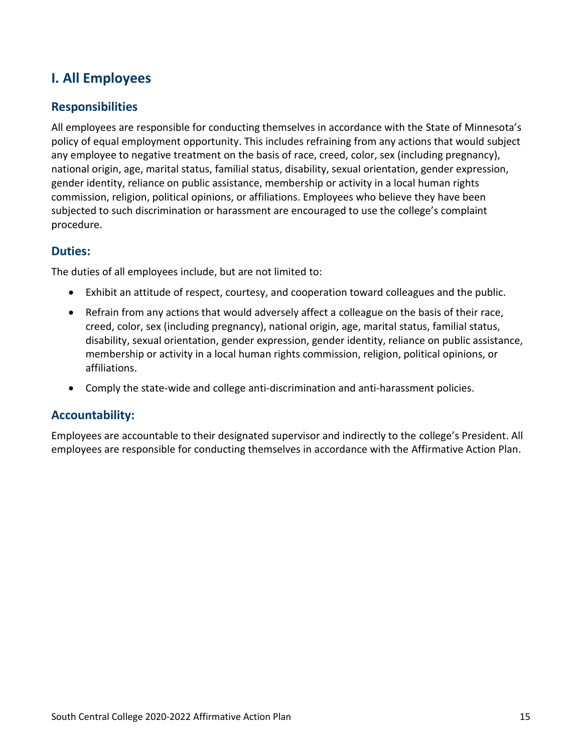## I. All Employees

### Responsibilities

All employees are responsible for conducting themselves in accordance with the State of Minnesota's policy of equal employment opportunity. This includes refraining from any actions that would subject any employee to negative treatment on the basis of race, creed, color, sex (including pregnancy), national origin, age, marital status, familial status, disability, sexual orientation, gender expression, gender identity, reliance on public assistance, membership or activity in a local human rights commission, religion, political opinions, or affiliations. Employees who believe they have been subjected to such discrimination or harassment are encouraged to use the college's complaint procedure.

### Duties:

The duties of all employees include, but are not limited to:

- Exhibit an attitude of respect, courtesy, and cooperation toward colleagues and the public.
- Refrain from any actions that would adversely affect a colleague on the basis of their race, creed, color, sex (including pregnancy), national origin, age, marital status, familial status, disability, sexual orientation, gender expression, gender identity, reliance on public assistance, membership or activity in a local human rights commission, religion, political opinions, or affiliations.
- Comply the state-wide and college anti-discrimination and anti-harassment policies.

### Accountability:

Employees are accountable to their designated supervisor and indirectly to the college's President. All employees are responsible for conducting themselves in accordance with the Affirmative Action Plan.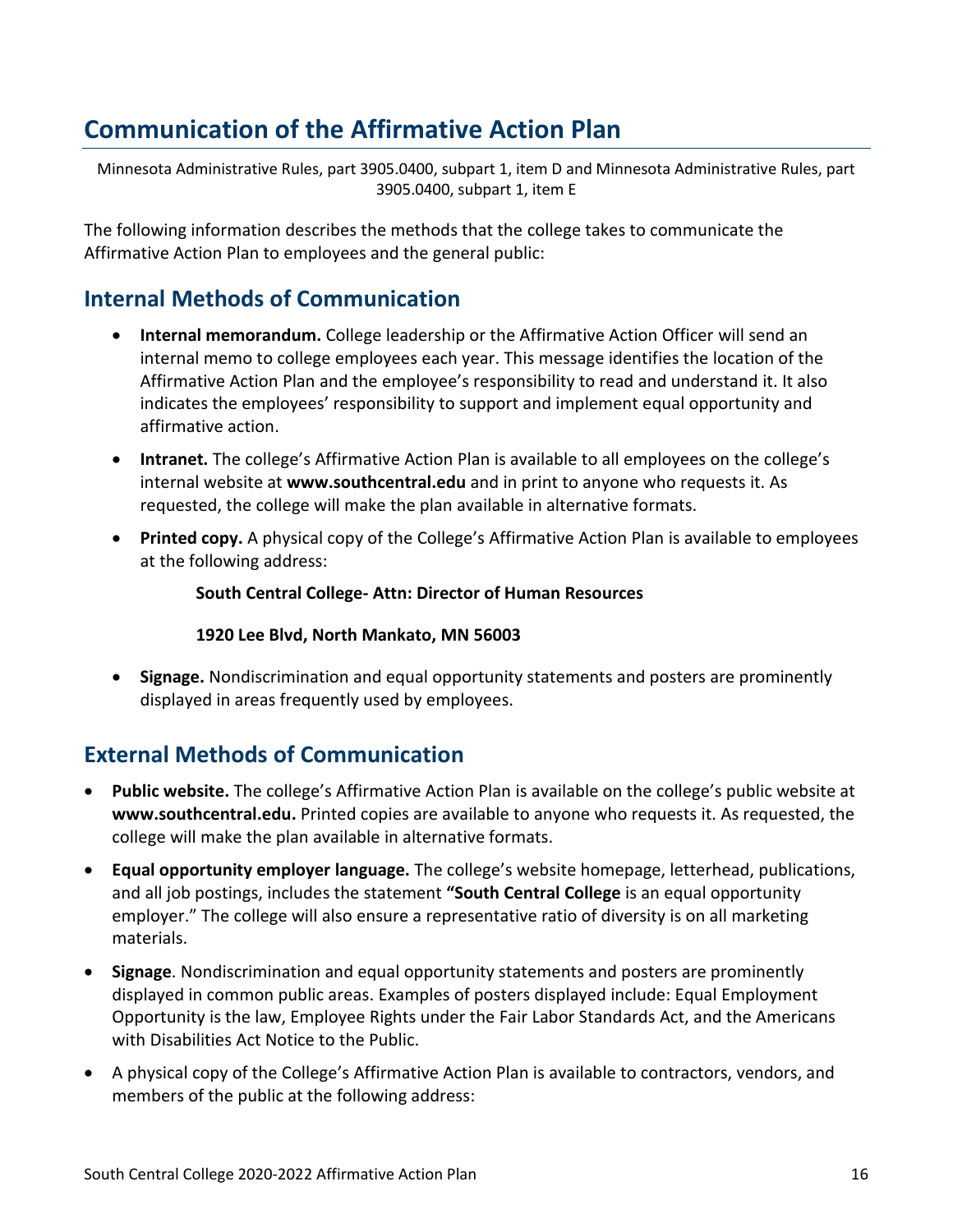# Communication of the Affirmative Action Plan

Minnesota Administrative Rules, part 3905.0400, subpart 1, item D and Minnesota Administrative Rules, part 3905.0400, subpart 1, item E

The following information describes the methods that the college takes to communicate the Affirmative Action Plan to employees and the general public:

## Internal Methods of Communication

- **Internal memorandum.** College leadership or the Affirmative Action Officer will send an internal memo to college employees each year. This message identifies the location of the Affirmative Action Plan and the employee's responsibility to read and understand it. It also indicates the employees' responsibility to support and implement equal opportunity and affirmative action.
- **Intranet.** The college's Affirmative Action Plan is available to all employees on the college's internal website at **www.southcentral.edu** and in print to anyone who requests it. As requested, the college will make the plan available in alternative formats.
- **Printed copy.** A physical copy of the College's Affirmative Action Plan is available to employees at the following address:

  **South Central College- Attn: Director of Human Resources**

  **1920 Lee Blvd, North Mankato, MN 56003**

- **Signage.** Nondiscrimination and equal opportunity statements and posters are prominently displayed in areas frequently used by employees.

## External Methods of Communication

- **Public website.** The college's Affirmative Action Plan is available on the college's public website at **www.southcentral.edu.** Printed copies are available to anyone who requests it. As requested, the college will make the plan available in alternative formats.
- **Equal opportunity employer language.** The college's website homepage, letterhead, publications, and all job postings, includes the statement **"South Central College** is an equal opportunity employer." The college will also ensure a representative ratio of diversity is on all marketing materials.
- **Signage**. Nondiscrimination and equal opportunity statements and posters are prominently displayed in common public areas. Examples of posters displayed include: Equal Employment Opportunity is the law, Employee Rights under the Fair Labor Standards Act, and the Americans with Disabilities Act Notice to the Public.
- A physical copy of the College's Affirmative Action Plan is available to contractors, vendors, and members of the public at the following address: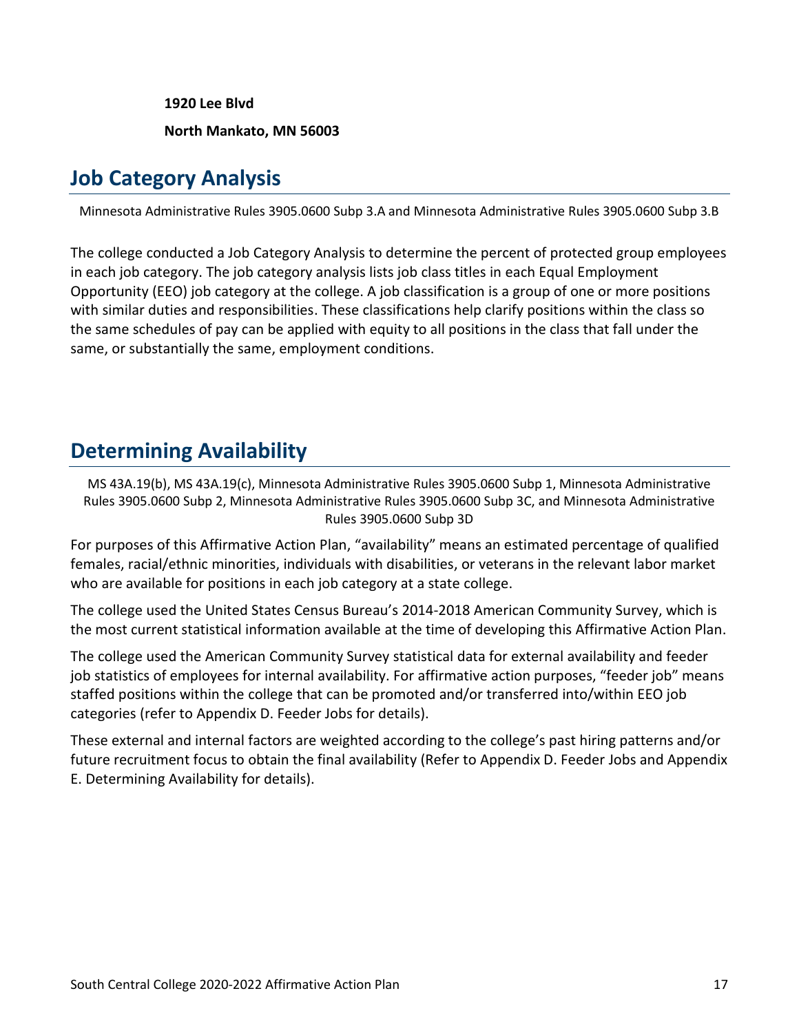**1920 Lee Blvd**

**North Mankato, MN 56003**

## Job Category Analysis

Minnesota Administrative Rules 3905.0600 Subp 3.A and Minnesota Administrative Rules 3905.0600 Subp 3.B

The college conducted a Job Category Analysis to determine the percent of protected group employees in each job category. The job category analysis lists job class titles in each Equal Employment Opportunity (EEO) job category at the college. A job classification is a group of one or more positions with similar duties and responsibilities. These classifications help clarify positions within the class so the same schedules of pay can be applied with equity to all positions in the class that fall under the same, or substantially the same, employment conditions.

## Determining Availability

MS 43A.19(b), MS 43A.19(c), Minnesota Administrative Rules 3905.0600 Subp 1, Minnesota Administrative Rules 3905.0600 Subp 2, Minnesota Administrative Rules 3905.0600 Subp 3C, and Minnesota Administrative Rules 3905.0600 Subp 3D

For purposes of this Affirmative Action Plan, "availability" means an estimated percentage of qualified females, racial/ethnic minorities, individuals with disabilities, or veterans in the relevant labor market who are available for positions in each job category at a state college.

The college used the United States Census Bureau's 2014-2018 American Community Survey, which is the most current statistical information available at the time of developing this Affirmative Action Plan.

The college used the American Community Survey statistical data for external availability and feeder job statistics of employees for internal availability. For affirmative action purposes, "feeder job" means staffed positions within the college that can be promoted and/or transferred into/within EEO job categories (refer to Appendix D. Feeder Jobs for details).

These external and internal factors are weighted according to the college's past hiring patterns and/or future recruitment focus to obtain the final availability (Refer to Appendix D. Feeder Jobs and Appendix E. Determining Availability for details).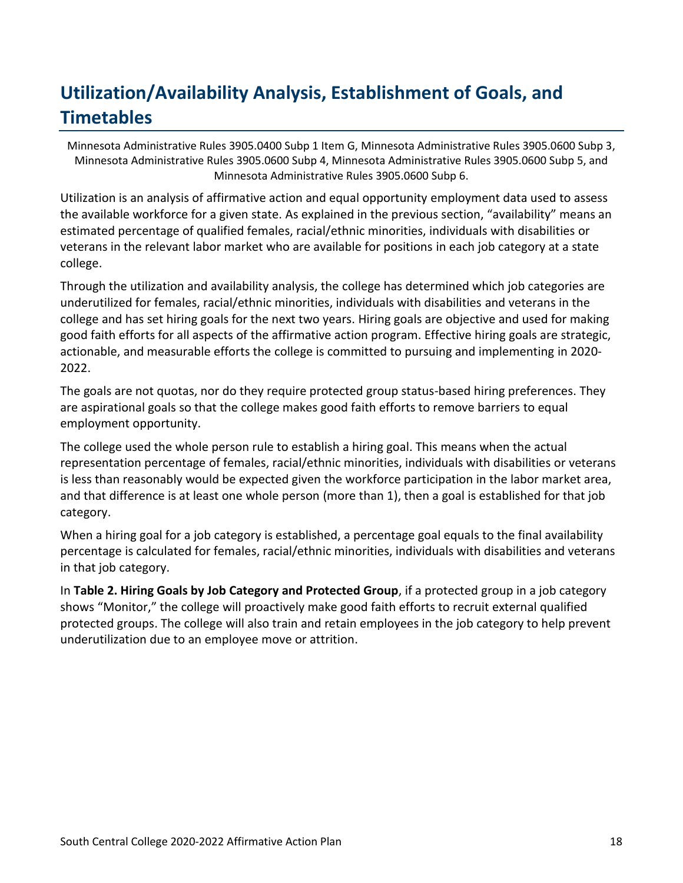# Utilization/Availability Analysis, Establishment of Goals, and Timetables

Minnesota Administrative Rules 3905.0400 Subp 1 Item G, Minnesota Administrative Rules 3905.0600 Subp 3, Minnesota Administrative Rules 3905.0600 Subp 4, Minnesota Administrative Rules 3905.0600 Subp 5, and Minnesota Administrative Rules 3905.0600 Subp 6.

Utilization is an analysis of affirmative action and equal opportunity employment data used to assess the available workforce for a given state. As explained in the previous section, "availability" means an estimated percentage of qualified females, racial/ethnic minorities, individuals with disabilities or veterans in the relevant labor market who are available for positions in each job category at a state college.

Through the utilization and availability analysis, the college has determined which job categories are underutilized for females, racial/ethnic minorities, individuals with disabilities and veterans in the college and has set hiring goals for the next two years. Hiring goals are objective and used for making good faith efforts for all aspects of the affirmative action program. Effective hiring goals are strategic, actionable, and measurable efforts the college is committed to pursuing and implementing in 2020-2022.

The goals are not quotas, nor do they require protected group status-based hiring preferences. They are aspirational goals so that the college makes good faith efforts to remove barriers to equal employment opportunity.

The college used the whole person rule to establish a hiring goal. This means when the actual representation percentage of females, racial/ethnic minorities, individuals with disabilities or veterans is less than reasonably would be expected given the workforce participation in the labor market area, and that difference is at least one whole person (more than 1), then a goal is established for that job category.

When a hiring goal for a job category is established, a percentage goal equals to the final availability percentage is calculated for females, racial/ethnic minorities, individuals with disabilities and veterans in that job category.

In **Table 2. Hiring Goals by Job Category and Protected Group**, if a protected group in a job category shows "Monitor," the college will proactively make good faith efforts to recruit external qualified protected groups. The college will also train and retain employees in the job category to help prevent underutilization due to an employee move or attrition.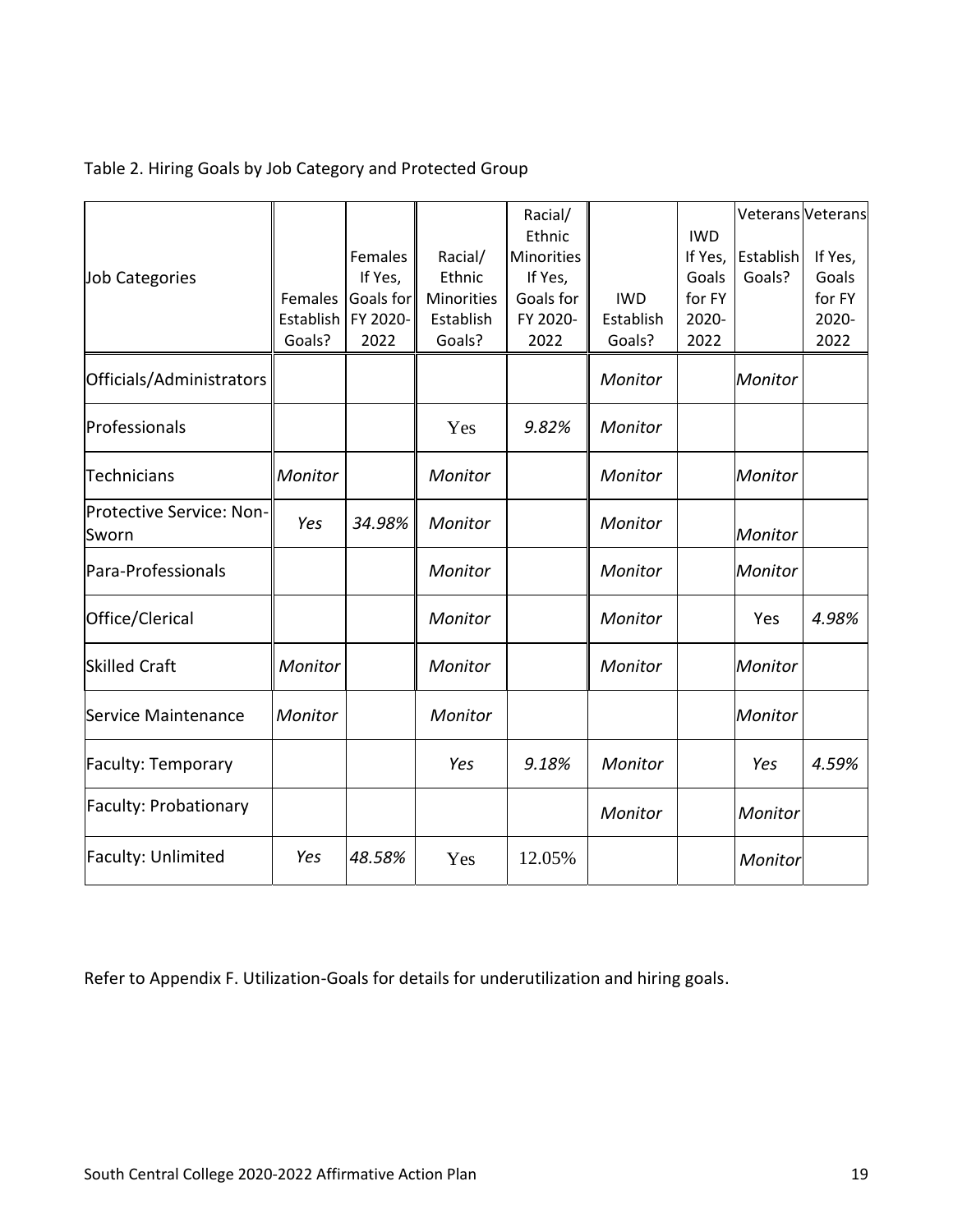Table 2. Hiring Goals by Job Category and Protected Group

| Job Categories | Females Establish Goals? | Females If Yes, Goals for FY 2020-2022 | Racial/ Ethnic Minorities Establish Goals? | Racial/ Ethnic Minorities If Yes, Goals for FY 2020-2022 | IWD Establish Goals? | IWD If Yes, Goals for FY 2020-2022 | Veterans Establish Goals? | Veterans If Yes, Goals for FY 2020-2022 |
|---|---|---|---|---|---|---|---|---|
| Officials/Administrators | | | | | *Monitor* | | *Monitor* | |
| Professionals | | | Yes | *9.82%* | *Monitor* | | | |
| Technicians | *Monitor* | | *Monitor* | | *Monitor* | | *Monitor* | |
| Protective Service: Non-Sworn | *Yes* | *34.98%* | *Monitor* | | *Monitor* | | *Monitor* | |
| Para-Professionals | | | *Monitor* | | *Monitor* | | *Monitor* | |
| Office/Clerical | | | *Monitor* | | *Monitor* | | Yes | *4.98%* |
| Skilled Craft | *Monitor* | | *Monitor* | | *Monitor* | | *Monitor* | |
| Service Maintenance | *Monitor* | | *Monitor* | | | | *Monitor* | |
| Faculty: Temporary | | | *Yes* | *9.18%* | *Monitor* | | *Yes* | *4.59%* |
| Faculty: Probationary | | | | | *Monitor* | | *Monitor* | |
| Faculty: Unlimited | *Yes* | *48.58%* | Yes | 12.05% | | | *Monitor* | |

Refer to Appendix F. Utilization-Goals for details for underutilization and hiring goals.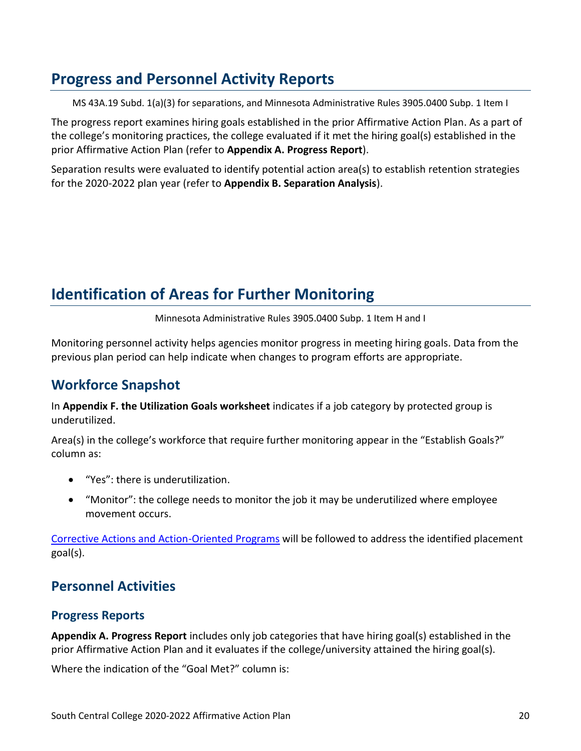# Progress and Personnel Activity Reports

MS 43A.19 Subd. 1(a)(3) for separations, and Minnesota Administrative Rules 3905.0400 Subp. 1 Item I

The progress report examines hiring goals established in the prior Affirmative Action Plan. As a part of the college's monitoring practices, the college evaluated if it met the hiring goal(s) established in the prior Affirmative Action Plan (refer to **Appendix A. Progress Report**).

Separation results were evaluated to identify potential action area(s) to establish retention strategies for the 2020-2022 plan year (refer to **Appendix B. Separation Analysis**).

# Identification of Areas for Further Monitoring

Minnesota Administrative Rules 3905.0400 Subp. 1 Item H and I

Monitoring personnel activity helps agencies monitor progress in meeting hiring goals. Data from the previous plan period can help indicate when changes to program efforts are appropriate.

## Workforce Snapshot

In **Appendix F. the Utilization Goals worksheet** indicates if a job category by protected group is underutilized.

Area(s) in the college's workforce that require further monitoring appear in the "Establish Goals?" column as:

- "Yes": there is underutilization.
- "Monitor": the college needs to monitor the job it may be underutilized where employee movement occurs.

[Corrective Actions and Action-Oriented Programs] will be followed to address the identified placement goal(s).

## Personnel Activities

### Progress Reports

**Appendix A. Progress Report** includes only job categories that have hiring goal(s) established in the prior Affirmative Action Plan and it evaluates if the college/university attained the hiring goal(s).

Where the indication of the "Goal Met?" column is: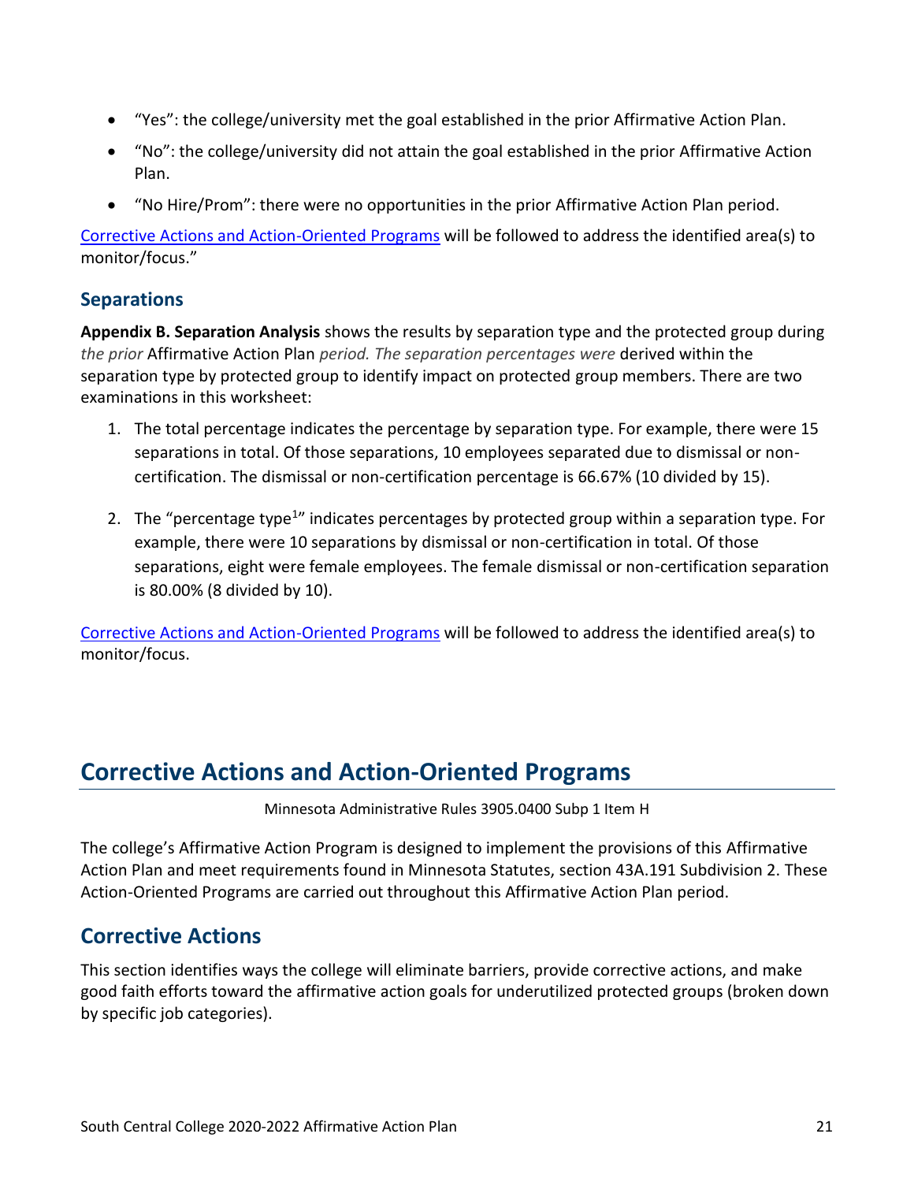- "Yes": the college/university met the goal established in the prior Affirmative Action Plan.
- "No": the college/university did not attain the goal established in the prior Affirmative Action Plan.
- "No Hire/Prom": there were no opportunities in the prior Affirmative Action Plan period.

[Corrective Actions and Action-Oriented Programs] will be followed to address the identified area(s) to monitor/focus."

## Separations

**Appendix B. Separation Analysis** shows the results by separation type and the protected group during *the prior* Affirmative Action Plan *period. The separation percentages were* derived within the separation type by protected group to identify impact on protected group members. There are two examinations in this worksheet:

1. The total percentage indicates the percentage by separation type. For example, there were 15 separations in total. Of those separations, 10 employees separated due to dismissal or non-certification. The dismissal or non-certification percentage is 66.67% (10 divided by 15).

2. The "percentage type[1]" indicates percentages by protected group within a separation type. For example, there were 10 separations by dismissal or non-certification in total. Of those separations, eight were female employees. The female dismissal or non-certification separation is 80.00% (8 divided by 10).

[Corrective Actions and Action-Oriented Programs] will be followed to address the identified area(s) to monitor/focus.

# Corrective Actions and Action-Oriented Programs

Minnesota Administrative Rules 3905.0400 Subp 1 Item H

The college's Affirmative Action Program is designed to implement the provisions of this Affirmative Action Plan and meet requirements found in Minnesota Statutes, section 43A.191 Subdivision 2. These Action-Oriented Programs are carried out throughout this Affirmative Action Plan period.

## Corrective Actions

This section identifies ways the college will eliminate barriers, provide corrective actions, and make good faith efforts toward the affirmative action goals for underutilized protected groups (broken down by specific job categories).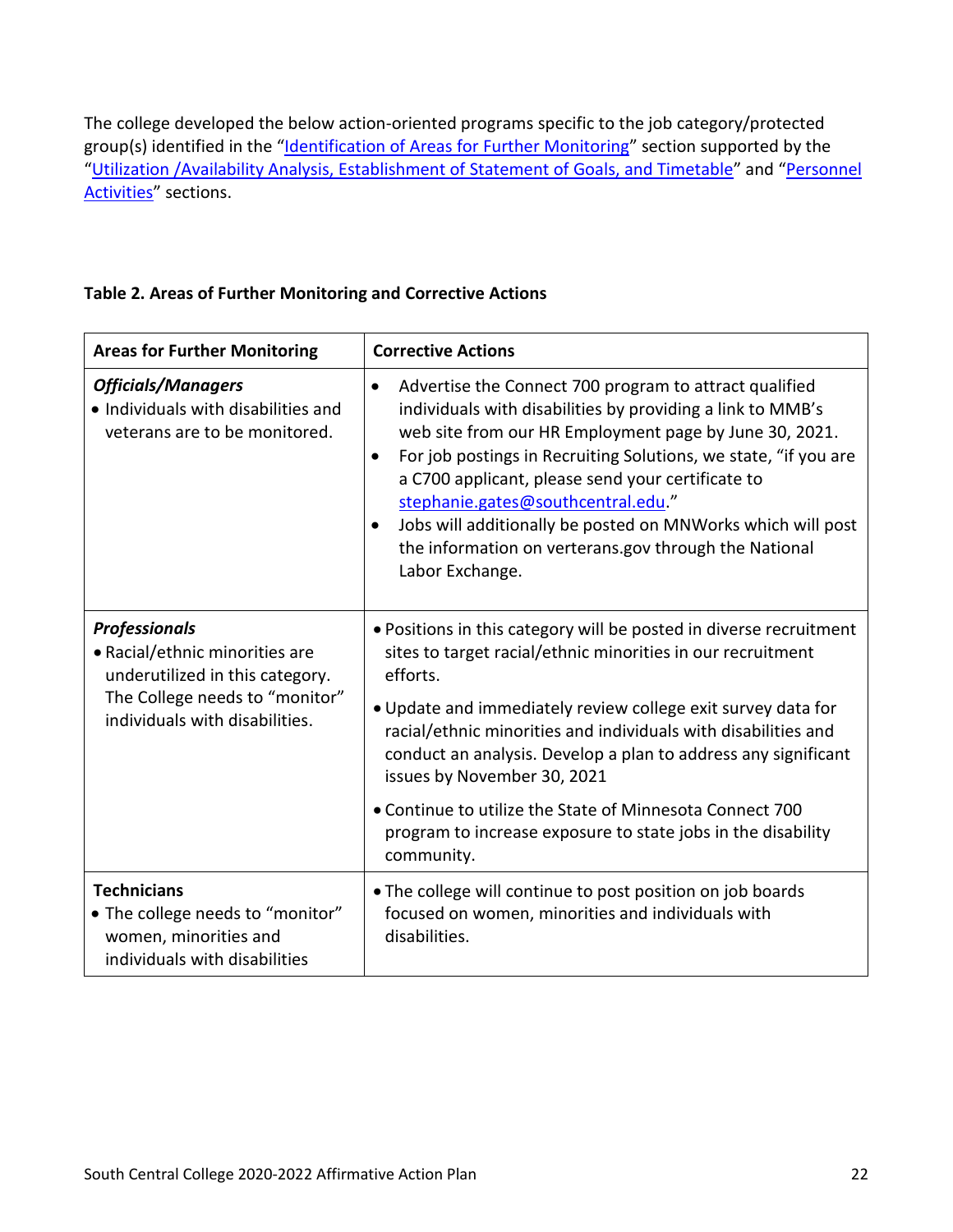The college developed the below action-oriented programs specific to the job category/protected group(s) identified in the "[Identification of Areas for Further Monitoring]" section supported by the "[Utilization /Availability Analysis, Establishment of Statement of Goals, and Timetable]" and "[Personnel Activities]" sections.

**Table 2. Areas of Further Monitoring and Corrective Actions**

| Areas for Further Monitoring | Corrective Actions |
|---|---|
| ***Officials/Managers***<br>• Individuals with disabilities and veterans are to be monitored. | • Advertise the Connect 700 program to attract qualified individuals with disabilities by providing a link to MMB's web site from our HR Employment page by June 30, 2021.<br>• For job postings in Recruiting Solutions, we state, "if you are a C700 applicant, please send your certificate to stephanie.gates@southcentral.edu."<br>• Jobs will additionally be posted on MNWorks which will post the information on verterans.gov through the National Labor Exchange. |
| ***Professionals***<br>• Racial/ethnic minorities are underutilized in this category. The College needs to "monitor" individuals with disabilities. | • Positions in this category will be posted in diverse recruitment sites to target racial/ethnic minorities in our recruitment efforts.<br>• Update and immediately review college exit survey data for racial/ethnic minorities and individuals with disabilities and conduct an analysis. Develop a plan to address any significant issues by November 30, 2021<br>• Continue to utilize the State of Minnesota Connect 700 program to increase exposure to state jobs in the disability community. |
| **Technicians**<br>• The college needs to "monitor" women, minorities and individuals with disabilities | • The college will continue to post position on job boards focused on women, minorities and individuals with disabilities. |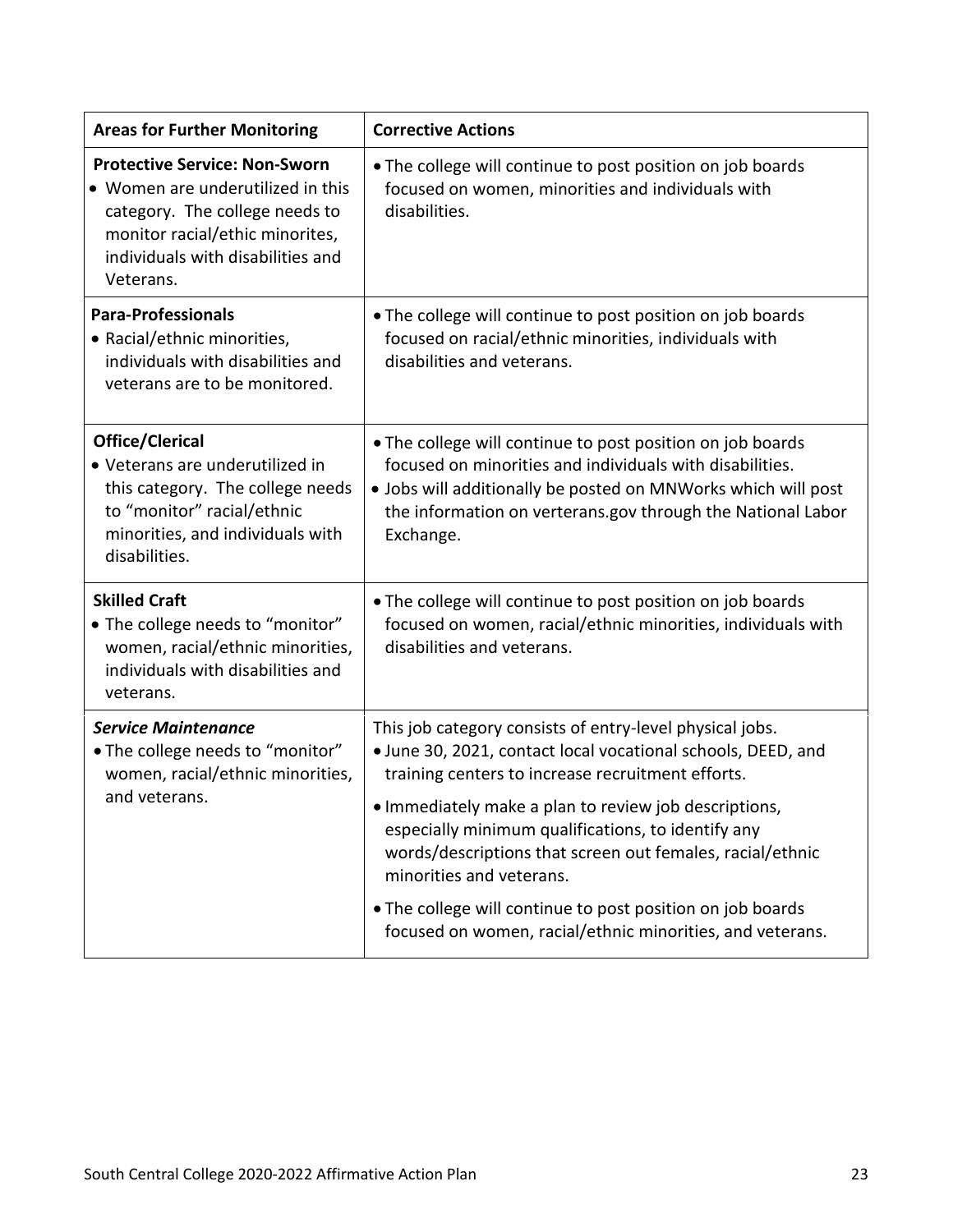| Areas for Further Monitoring | Corrective Actions |
|---|---|
| **Protective Service: Non-Sworn**<br>• Women are underutilized in this category. The college needs to monitor racial/ethic minorites, individuals with disabilities and Veterans. | • The college will continue to post position on job boards focused on women, minorities and individuals with disabilities. |
| **Para-Professionals**<br>• Racial/ethnic minorities, individuals with disabilities and veterans are to be monitored. | • The college will continue to post position on job boards focused on racial/ethnic minorities, individuals with disabilities and veterans. |
| **Office/Clerical**<br>• Veterans are underutilized in this category. The college needs to "monitor" racial/ethnic minorities, and individuals with disabilities. | • The college will continue to post position on job boards focused on minorities and individuals with disabilities.<br>• Jobs will additionally be posted on MNWorks which will post the information on verterans.gov through the National Labor Exchange. |
| **Skilled Craft**<br>• The college needs to "monitor" women, racial/ethnic minorities, individuals with disabilities and veterans. | • The college will continue to post position on job boards focused on women, racial/ethnic minorities, individuals with disabilities and veterans. |
| ***Service Maintenance***<br>• The college needs to "monitor" women, racial/ethnic minorities, and veterans. | This job category consists of entry-level physical jobs.<br>• June 30, 2021, contact local vocational schools, DEED, and training centers to increase recruitment efforts.<br>• Immediately make a plan to review job descriptions, especially minimum qualifications, to identify any words/descriptions that screen out females, racial/ethnic minorities and veterans.<br>• The college will continue to post position on job boards focused on women, racial/ethnic minorities, and veterans. |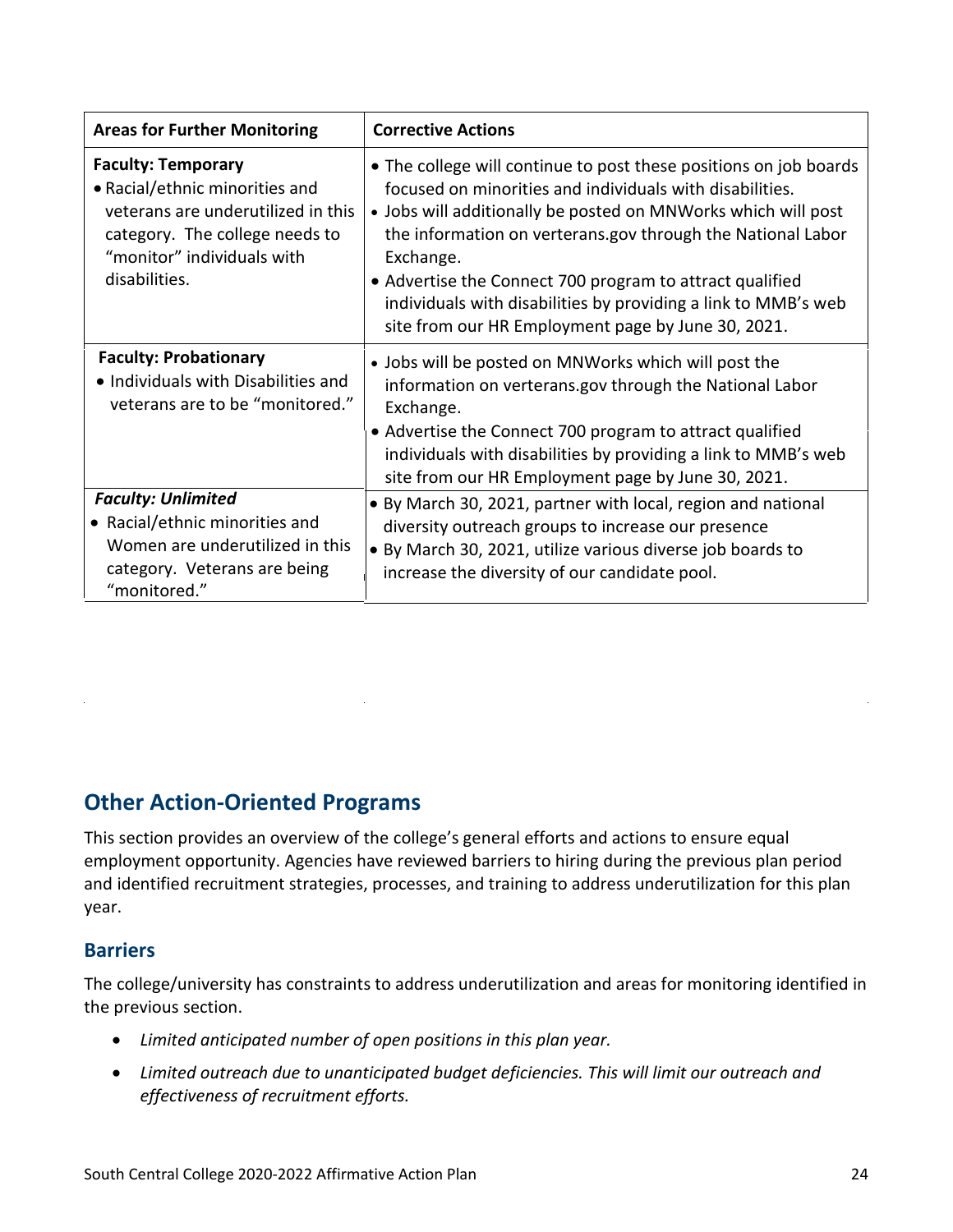| Areas for Further Monitoring | Corrective Actions |
|---|---|
| **Faculty: Temporary**<br>• Racial/ethnic minorities and veterans are underutilized in this category. The college needs to "monitor" individuals with disabilities. | • The college will continue to post these positions on job boards focused on minorities and individuals with disabilities.<br>• Jobs will additionally be posted on MNWorks which will post the information on verterans.gov through the National Labor Exchange.<br>• Advertise the Connect 700 program to attract qualified individuals with disabilities by providing a link to MMB's web site from our HR Employment page by June 30, 2021. |
| **Faculty: Probationary**<br>• Individuals with Disabilities and veterans are to be "monitored." | • Jobs will be posted on MNWorks which will post the information on verterans.gov through the National Labor Exchange.<br>• Advertise the Connect 700 program to attract qualified individuals with disabilities by providing a link to MMB's web site from our HR Employment page by June 30, 2021. |
| ***Faculty: Unlimited***<br>• Racial/ethnic minorities and Women are underutilized in this category. Veterans are being "monitored." | • By March 30, 2021, partner with local, region and national diversity outreach groups to increase our presence<br>• By March 30, 2021, utilize various diverse job boards to increase the diversity of our candidate pool. |

## Other Action-Oriented Programs

This section provides an overview of the college's general efforts and actions to ensure equal employment opportunity. Agencies have reviewed barriers to hiring during the previous plan period and identified recruitment strategies, processes, and training to address underutilization for this plan year.

### Barriers

The college/university has constraints to address underutilization and areas for monitoring identified in the previous section.

- *Limited anticipated number of open positions in this plan year.*
- *Limited outreach due to unanticipated budget deficiencies. This will limit our outreach and effectiveness of recruitment efforts.*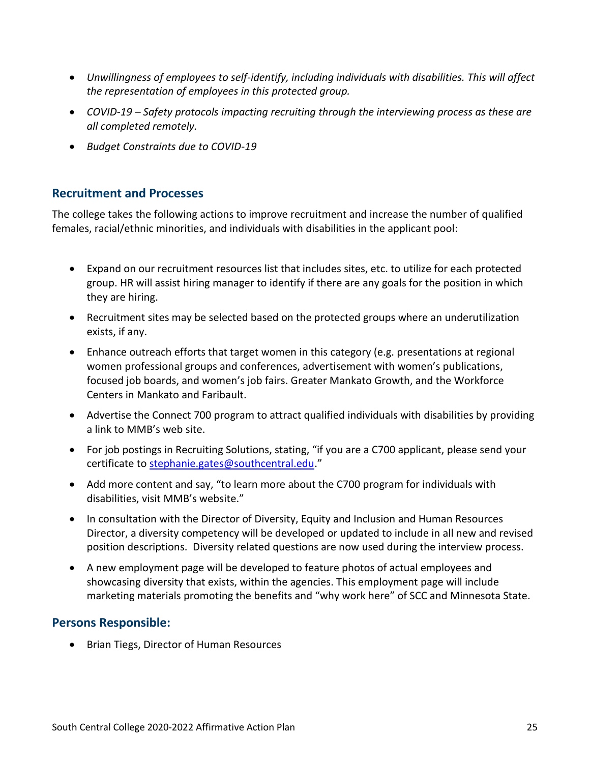- *Unwillingness of employees to self-identify, including individuals with disabilities. This will affect the representation of employees in this protected group.*
- *COVID-19 – Safety protocols impacting recruiting through the interviewing process as these are all completed remotely.*
- *Budget Constraints due to COVID-19*

## Recruitment and Processes

The college takes the following actions to improve recruitment and increase the number of qualified females, racial/ethnic minorities, and individuals with disabilities in the applicant pool:

- Expand on our recruitment resources list that includes sites, etc. to utilize for each protected group. HR will assist hiring manager to identify if there are any goals for the position in which they are hiring.
- Recruitment sites may be selected based on the protected groups where an underutilization exists, if any.
- Enhance outreach efforts that target women in this category (e.g. presentations at regional women professional groups and conferences, advertisement with women's publications, focused job boards, and women's job fairs. Greater Mankato Growth, and the Workforce Centers in Mankato and Faribault.
- Advertise the Connect 700 program to attract qualified individuals with disabilities by providing a link to MMB's web site.
- For job postings in Recruiting Solutions, stating, "if you are a C700 applicant, please send your certificate to stephanie.gates@southcentral.edu."
- Add more content and say, "to learn more about the C700 program for individuals with disabilities, visit MMB's website."
- In consultation with the Director of Diversity, Equity and Inclusion and Human Resources Director, a diversity competency will be developed or updated to include in all new and revised position descriptions. Diversity related questions are now used during the interview process.
- A new employment page will be developed to feature photos of actual employees and showcasing diversity that exists, within the agencies. This employment page will include marketing materials promoting the benefits and "why work here" of SCC and Minnesota State.

## Persons Responsible:

- Brian Tiegs, Director of Human Resources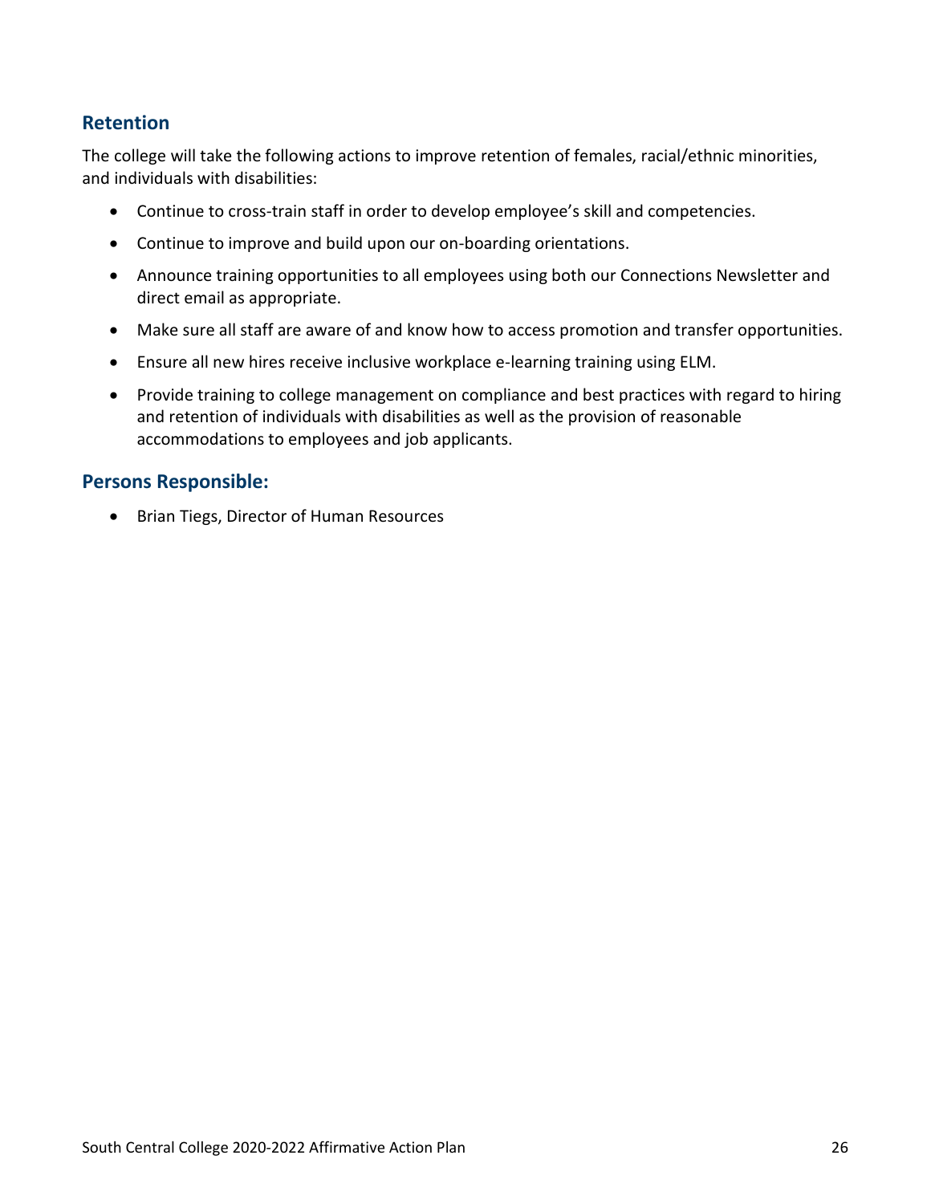## Retention

The college will take the following actions to improve retention of females, racial/ethnic minorities, and individuals with disabilities:

- Continue to cross-train staff in order to develop employee's skill and competencies.
- Continue to improve and build upon our on-boarding orientations.
- Announce training opportunities to all employees using both our Connections Newsletter and direct email as appropriate.
- Make sure all staff are aware of and know how to access promotion and transfer opportunities.
- Ensure all new hires receive inclusive workplace e-learning training using ELM.
- Provide training to college management on compliance and best practices with regard to hiring and retention of individuals with disabilities as well as the provision of reasonable accommodations to employees and job applicants.

## Persons Responsible:

- Brian Tiegs, Director of Human Resources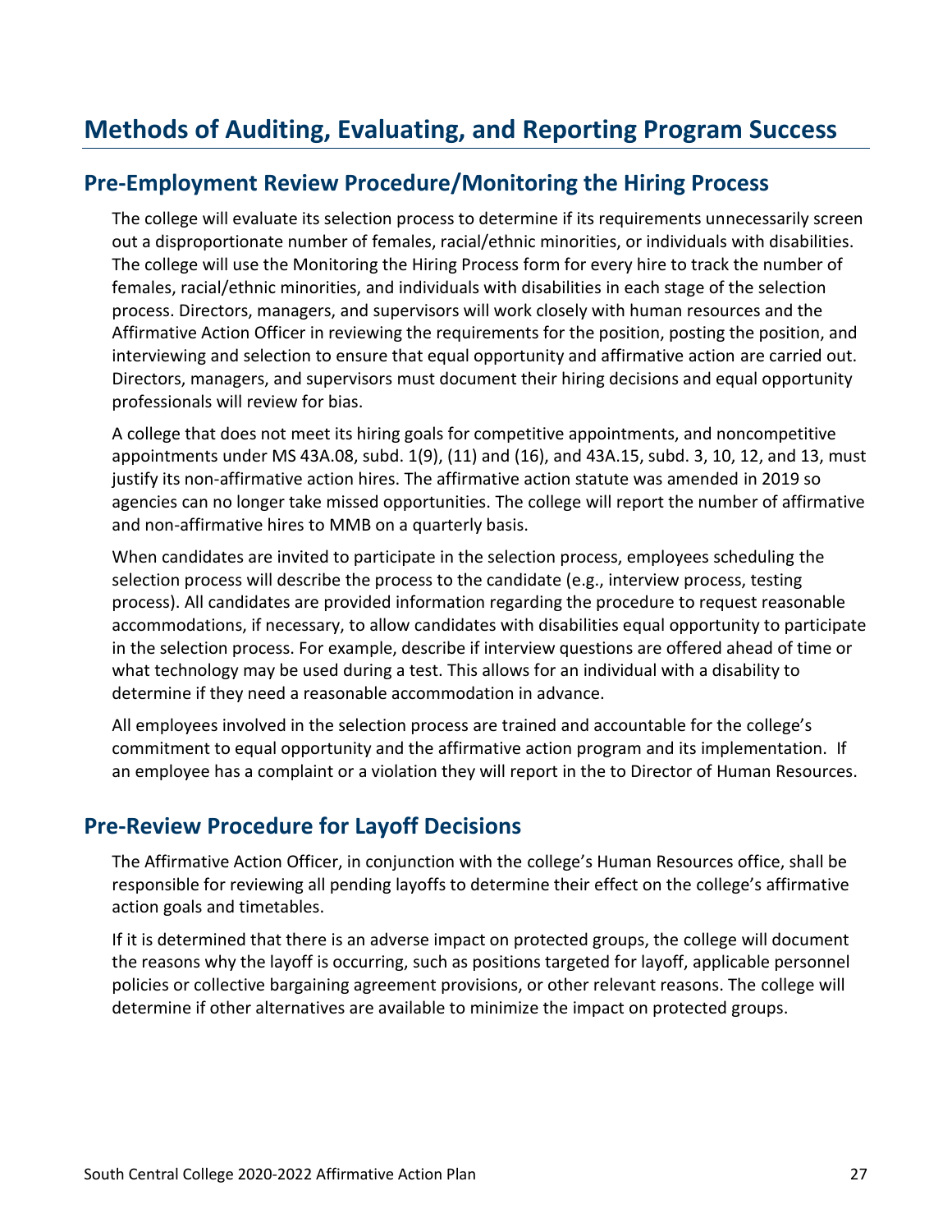# Methods of Auditing, Evaluating, and Reporting Program Success

## Pre-Employment Review Procedure/Monitoring the Hiring Process

The college will evaluate its selection process to determine if its requirements unnecessarily screen out a disproportionate number of females, racial/ethnic minorities, or individuals with disabilities. The college will use the Monitoring the Hiring Process form for every hire to track the number of females, racial/ethnic minorities, and individuals with disabilities in each stage of the selection process. Directors, managers, and supervisors will work closely with human resources and the Affirmative Action Officer in reviewing the requirements for the position, posting the position, and interviewing and selection to ensure that equal opportunity and affirmative action are carried out. Directors, managers, and supervisors must document their hiring decisions and equal opportunity professionals will review for bias.

A college that does not meet its hiring goals for competitive appointments, and noncompetitive appointments under MS 43A.08, subd. 1(9), (11) and (16), and 43A.15, subd. 3, 10, 12, and 13, must justify its non-affirmative action hires. The affirmative action statute was amended in 2019 so agencies can no longer take missed opportunities. The college will report the number of affirmative and non-affirmative hires to MMB on a quarterly basis.

When candidates are invited to participate in the selection process, employees scheduling the selection process will describe the process to the candidate (e.g., interview process, testing process). All candidates are provided information regarding the procedure to request reasonable accommodations, if necessary, to allow candidates with disabilities equal opportunity to participate in the selection process. For example, describe if interview questions are offered ahead of time or what technology may be used during a test. This allows for an individual with a disability to determine if they need a reasonable accommodation in advance.

All employees involved in the selection process are trained and accountable for the college's commitment to equal opportunity and the affirmative action program and its implementation. If an employee has a complaint or a violation they will report in the to Director of Human Resources.

## Pre-Review Procedure for Layoff Decisions

The Affirmative Action Officer, in conjunction with the college's Human Resources office, shall be responsible for reviewing all pending layoffs to determine their effect on the college's affirmative action goals and timetables.

If it is determined that there is an adverse impact on protected groups, the college will document the reasons why the layoff is occurring, such as positions targeted for layoff, applicable personnel policies or collective bargaining agreement provisions, or other relevant reasons. The college will determine if other alternatives are available to minimize the impact on protected groups.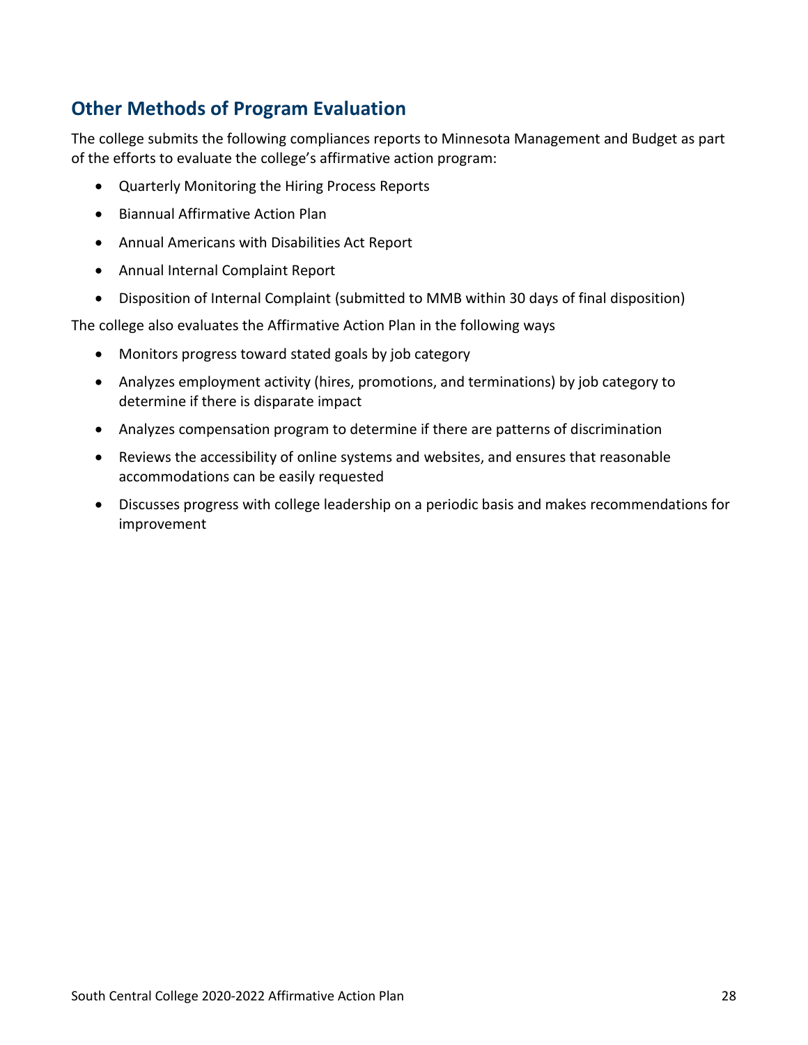## Other Methods of Program Evaluation

The college submits the following compliances reports to Minnesota Management and Budget as part of the efforts to evaluate the college's affirmative action program:

- Quarterly Monitoring the Hiring Process Reports
- Biannual Affirmative Action Plan
- Annual Americans with Disabilities Act Report
- Annual Internal Complaint Report
- Disposition of Internal Complaint (submitted to MMB within 30 days of final disposition)

The college also evaluates the Affirmative Action Plan in the following ways

- Monitors progress toward stated goals by job category
- Analyzes employment activity (hires, promotions, and terminations) by job category to determine if there is disparate impact
- Analyzes compensation program to determine if there are patterns of discrimination
- Reviews the accessibility of online systems and websites, and ensures that reasonable accommodations can be easily requested
- Discusses progress with college leadership on a periodic basis and makes recommendations for improvement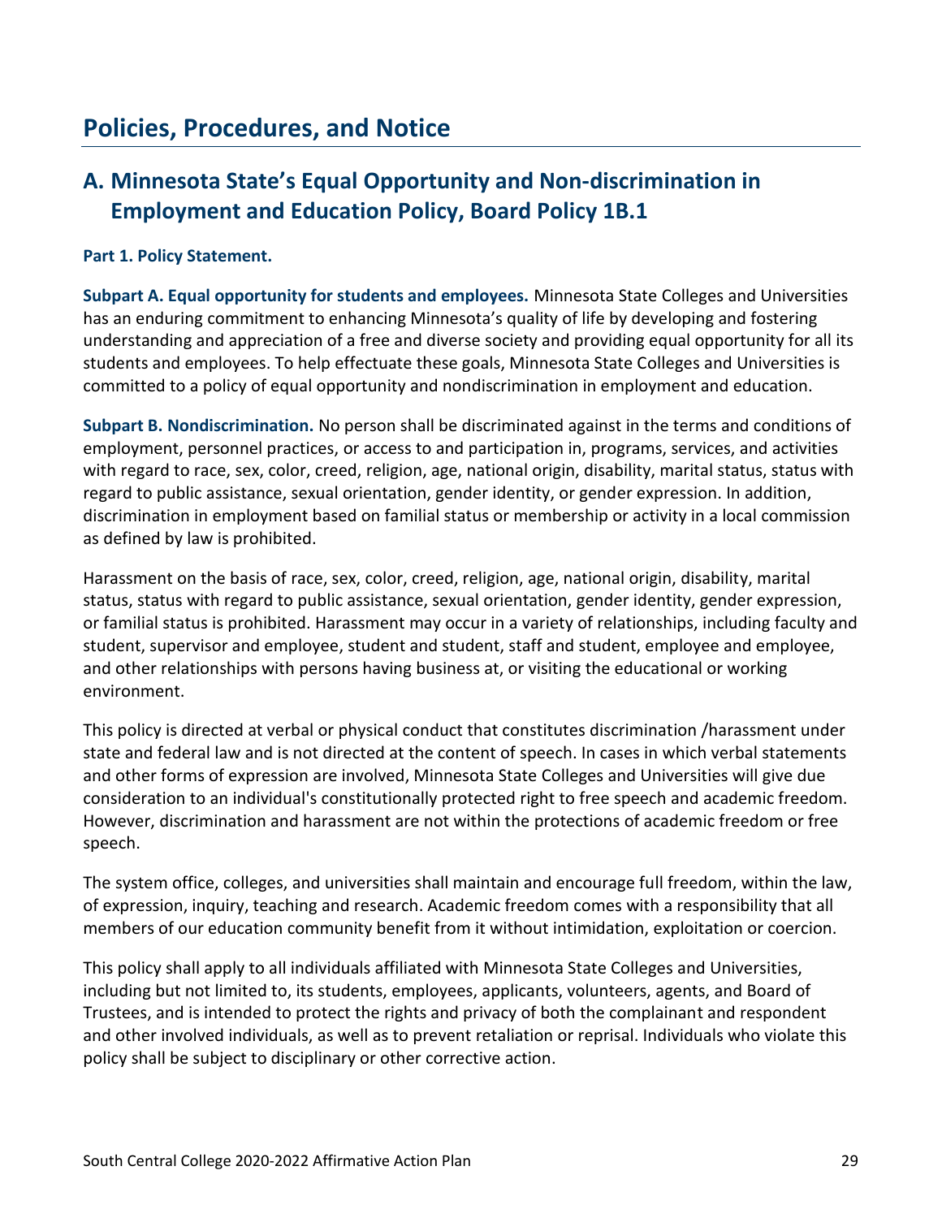# Policies, Procedures, and Notice

## A. Minnesota State's Equal Opportunity and Non-discrimination in Employment and Education Policy, Board Policy 1B.1

**Part 1. Policy Statement.**

**Subpart A. Equal opportunity for students and employees.** Minnesota State Colleges and Universities has an enduring commitment to enhancing Minnesota's quality of life by developing and fostering understanding and appreciation of a free and diverse society and providing equal opportunity for all its students and employees. To help effectuate these goals, Minnesota State Colleges and Universities is committed to a policy of equal opportunity and nondiscrimination in employment and education.

**Subpart B. Nondiscrimination.** No person shall be discriminated against in the terms and conditions of employment, personnel practices, or access to and participation in, programs, services, and activities with regard to race, sex, color, creed, religion, age, national origin, disability, marital status, status with regard to public assistance, sexual orientation, gender identity, or gender expression. In addition, discrimination in employment based on familial status or membership or activity in a local commission as defined by law is prohibited.

Harassment on the basis of race, sex, color, creed, religion, age, national origin, disability, marital status, status with regard to public assistance, sexual orientation, gender identity, gender expression, or familial status is prohibited. Harassment may occur in a variety of relationships, including faculty and student, supervisor and employee, student and student, staff and student, employee and employee, and other relationships with persons having business at, or visiting the educational or working environment.

This policy is directed at verbal or physical conduct that constitutes discrimination /harassment under state and federal law and is not directed at the content of speech. In cases in which verbal statements and other forms of expression are involved, Minnesota State Colleges and Universities will give due consideration to an individual's constitutionally protected right to free speech and academic freedom. However, discrimination and harassment are not within the protections of academic freedom or free speech.

The system office, colleges, and universities shall maintain and encourage full freedom, within the law, of expression, inquiry, teaching and research. Academic freedom comes with a responsibility that all members of our education community benefit from it without intimidation, exploitation or coercion.

This policy shall apply to all individuals affiliated with Minnesota State Colleges and Universities, including but not limited to, its students, employees, applicants, volunteers, agents, and Board of Trustees, and is intended to protect the rights and privacy of both the complainant and respondent and other involved individuals, as well as to prevent retaliation or reprisal. Individuals who violate this policy shall be subject to disciplinary or other corrective action.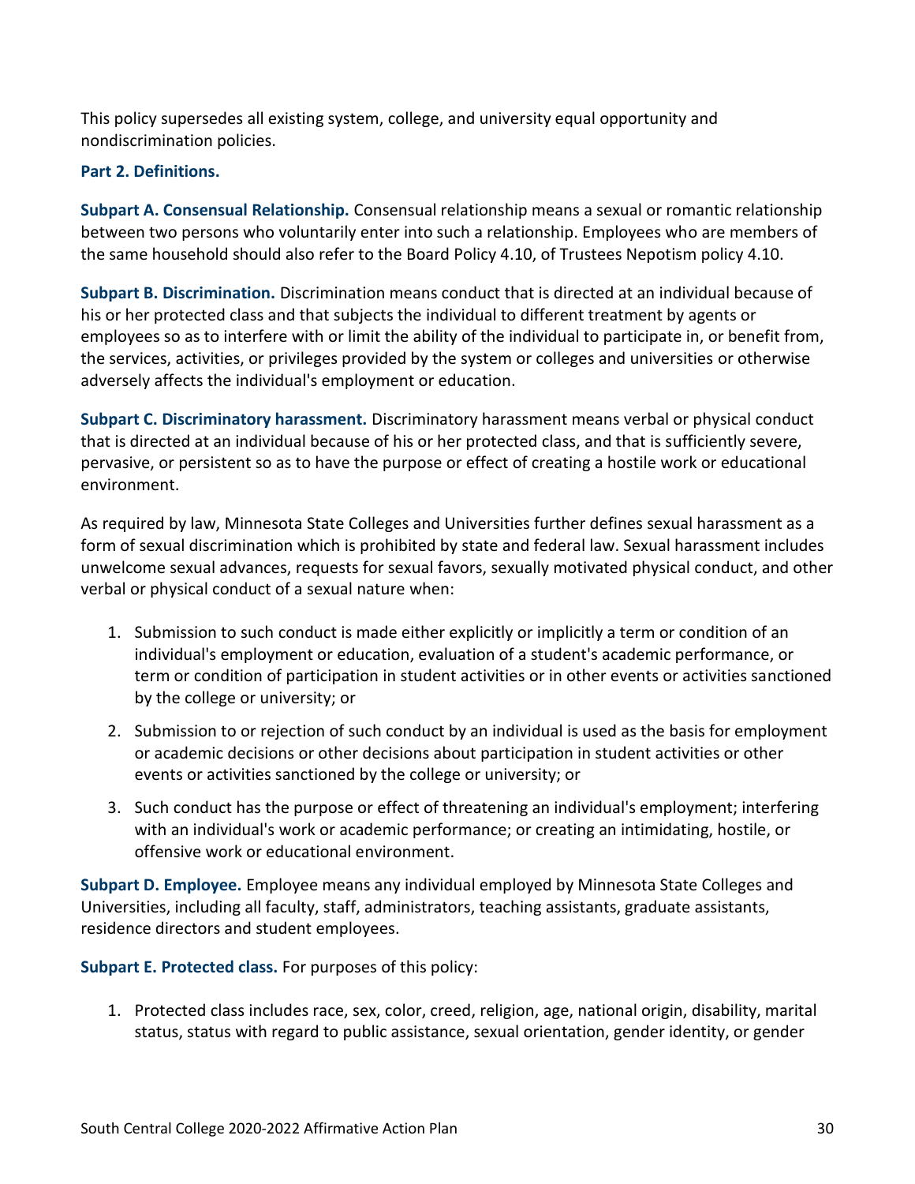This policy supersedes all existing system, college, and university equal opportunity and nondiscrimination policies.

### Part 2. Definitions.

**Subpart A. Consensual Relationship.** Consensual relationship means a sexual or romantic relationship between two persons who voluntarily enter into such a relationship. Employees who are members of the same household should also refer to the Board Policy 4.10, of Trustees Nepotism policy 4.10.

**Subpart B. Discrimination.** Discrimination means conduct that is directed at an individual because of his or her protected class and that subjects the individual to different treatment by agents or employees so as to interfere with or limit the ability of the individual to participate in, or benefit from, the services, activities, or privileges provided by the system or colleges and universities or otherwise adversely affects the individual's employment or education.

**Subpart C. Discriminatory harassment.** Discriminatory harassment means verbal or physical conduct that is directed at an individual because of his or her protected class, and that is sufficiently severe, pervasive, or persistent so as to have the purpose or effect of creating a hostile work or educational environment.

As required by law, Minnesota State Colleges and Universities further defines sexual harassment as a form of sexual discrimination which is prohibited by state and federal law. Sexual harassment includes unwelcome sexual advances, requests for sexual favors, sexually motivated physical conduct, and other verbal or physical conduct of a sexual nature when:

1. Submission to such conduct is made either explicitly or implicitly a term or condition of an individual's employment or education, evaluation of a student's academic performance, or term or condition of participation in student activities or in other events or activities sanctioned by the college or university; or
2. Submission to or rejection of such conduct by an individual is used as the basis for employment or academic decisions or other decisions about participation in student activities or other events or activities sanctioned by the college or university; or
3. Such conduct has the purpose or effect of threatening an individual's employment; interfering with an individual's work or academic performance; or creating an intimidating, hostile, or offensive work or educational environment.

**Subpart D. Employee.** Employee means any individual employed by Minnesota State Colleges and Universities, including all faculty, staff, administrators, teaching assistants, graduate assistants, residence directors and student employees.

**Subpart E. Protected class.** For purposes of this policy:

1. Protected class includes race, sex, color, creed, religion, age, national origin, disability, marital status, status with regard to public assistance, sexual orientation, gender identity, or gender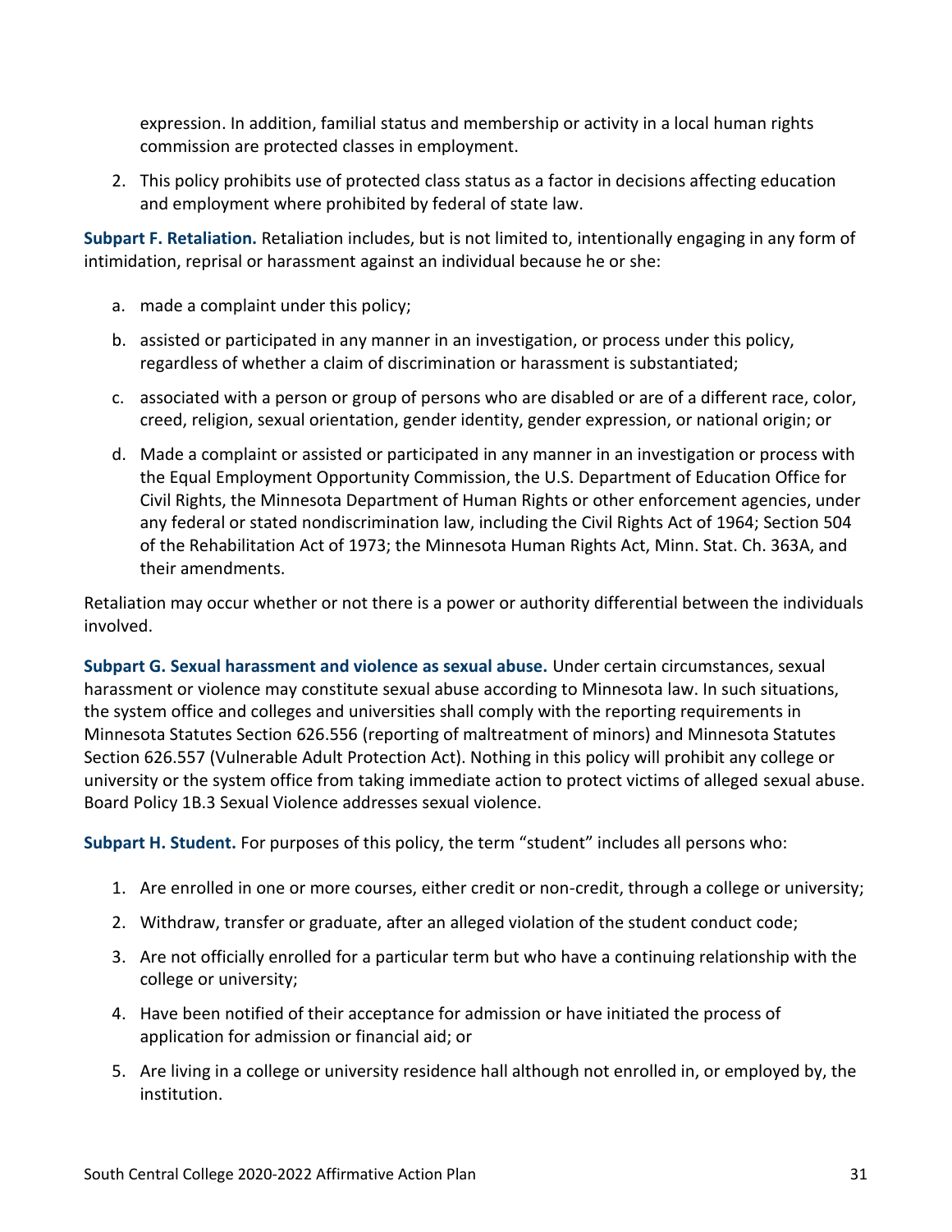expression. In addition, familial status and membership or activity in a local human rights commission are protected classes in employment.

2. This policy prohibits use of protected class status as a factor in decisions affecting education and employment where prohibited by federal of state law.

**Subpart F. Retaliation.** Retaliation includes, but is not limited to, intentionally engaging in any form of intimidation, reprisal or harassment against an individual because he or she:

a. made a complaint under this policy;

b. assisted or participated in any manner in an investigation, or process under this policy, regardless of whether a claim of discrimination or harassment is substantiated;

c. associated with a person or group of persons who are disabled or are of a different race, color, creed, religion, sexual orientation, gender identity, gender expression, or national origin; or

d. Made a complaint or assisted or participated in any manner in an investigation or process with the Equal Employment Opportunity Commission, the U.S. Department of Education Office for Civil Rights, the Minnesota Department of Human Rights or other enforcement agencies, under any federal or stated nondiscrimination law, including the Civil Rights Act of 1964; Section 504 of the Rehabilitation Act of 1973; the Minnesota Human Rights Act, Minn. Stat. Ch. 363A, and their amendments.

Retaliation may occur whether or not there is a power or authority differential between the individuals involved.

**Subpart G. Sexual harassment and violence as sexual abuse.** Under certain circumstances, sexual harassment or violence may constitute sexual abuse according to Minnesota law. In such situations, the system office and colleges and universities shall comply with the reporting requirements in Minnesota Statutes Section 626.556 (reporting of maltreatment of minors) and Minnesota Statutes Section 626.557 (Vulnerable Adult Protection Act). Nothing in this policy will prohibit any college or university or the system office from taking immediate action to protect victims of alleged sexual abuse. Board Policy 1B.3 Sexual Violence addresses sexual violence.

**Subpart H. Student.** For purposes of this policy, the term "student" includes all persons who:

1. Are enrolled in one or more courses, either credit or non-credit, through a college or university;
2. Withdraw, transfer or graduate, after an alleged violation of the student conduct code;
3. Are not officially enrolled for a particular term but who have a continuing relationship with the college or university;
4. Have been notified of their acceptance for admission or have initiated the process of application for admission or financial aid; or
5. Are living in a college or university residence hall although not enrolled in, or employed by, the institution.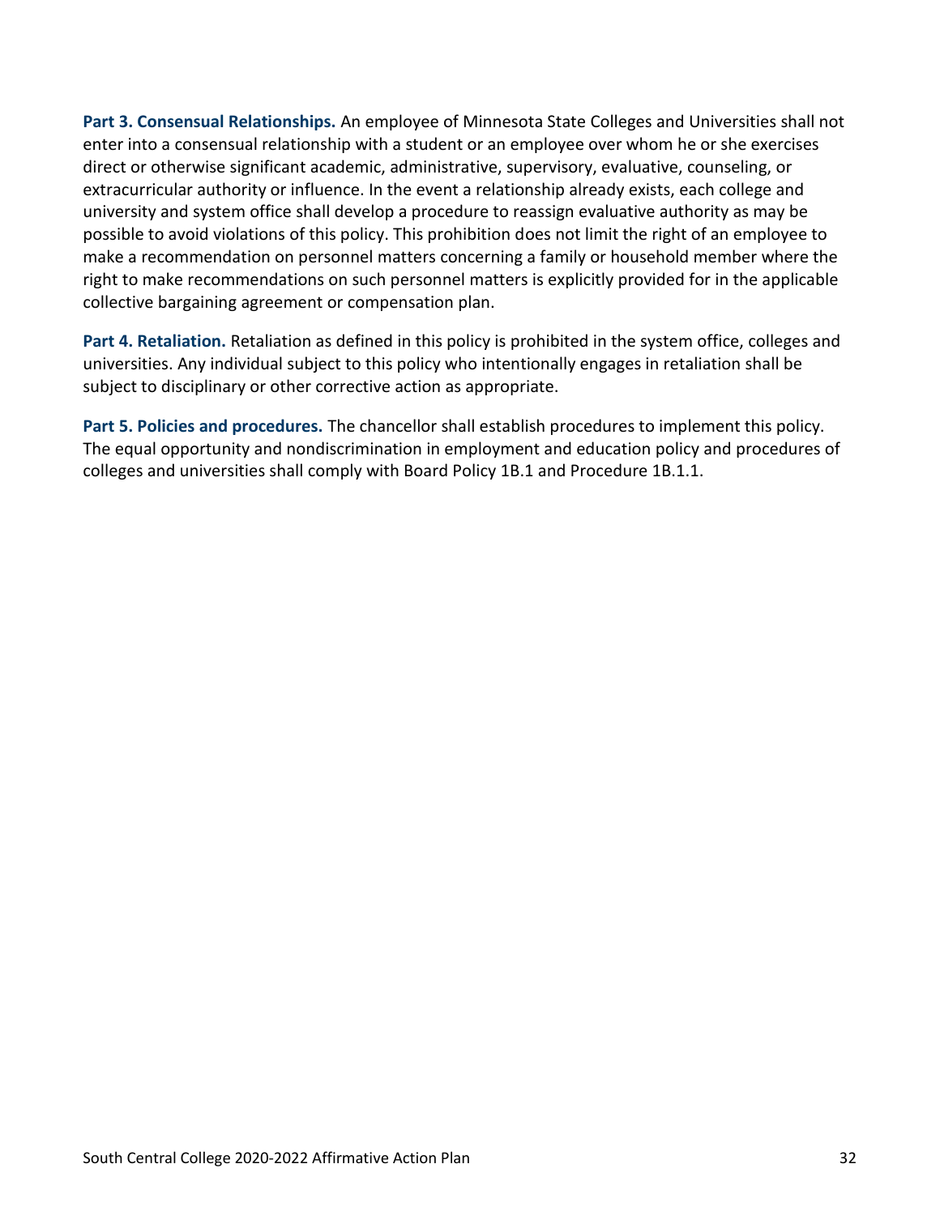**Part 3. Consensual Relationships.** An employee of Minnesota State Colleges and Universities shall not enter into a consensual relationship with a student or an employee over whom he or she exercises direct or otherwise significant academic, administrative, supervisory, evaluative, counseling, or extracurricular authority or influence. In the event a relationship already exists, each college and university and system office shall develop a procedure to reassign evaluative authority as may be possible to avoid violations of this policy. This prohibition does not limit the right of an employee to make a recommendation on personnel matters concerning a family or household member where the right to make recommendations on such personnel matters is explicitly provided for in the applicable collective bargaining agreement or compensation plan.

**Part 4. Retaliation.** Retaliation as defined in this policy is prohibited in the system office, colleges and universities. Any individual subject to this policy who intentionally engages in retaliation shall be subject to disciplinary or other corrective action as appropriate.

**Part 5. Policies and procedures.** The chancellor shall establish procedures to implement this policy. The equal opportunity and nondiscrimination in employment and education policy and procedures of colleges and universities shall comply with Board Policy 1B.1 and Procedure 1B.1.1.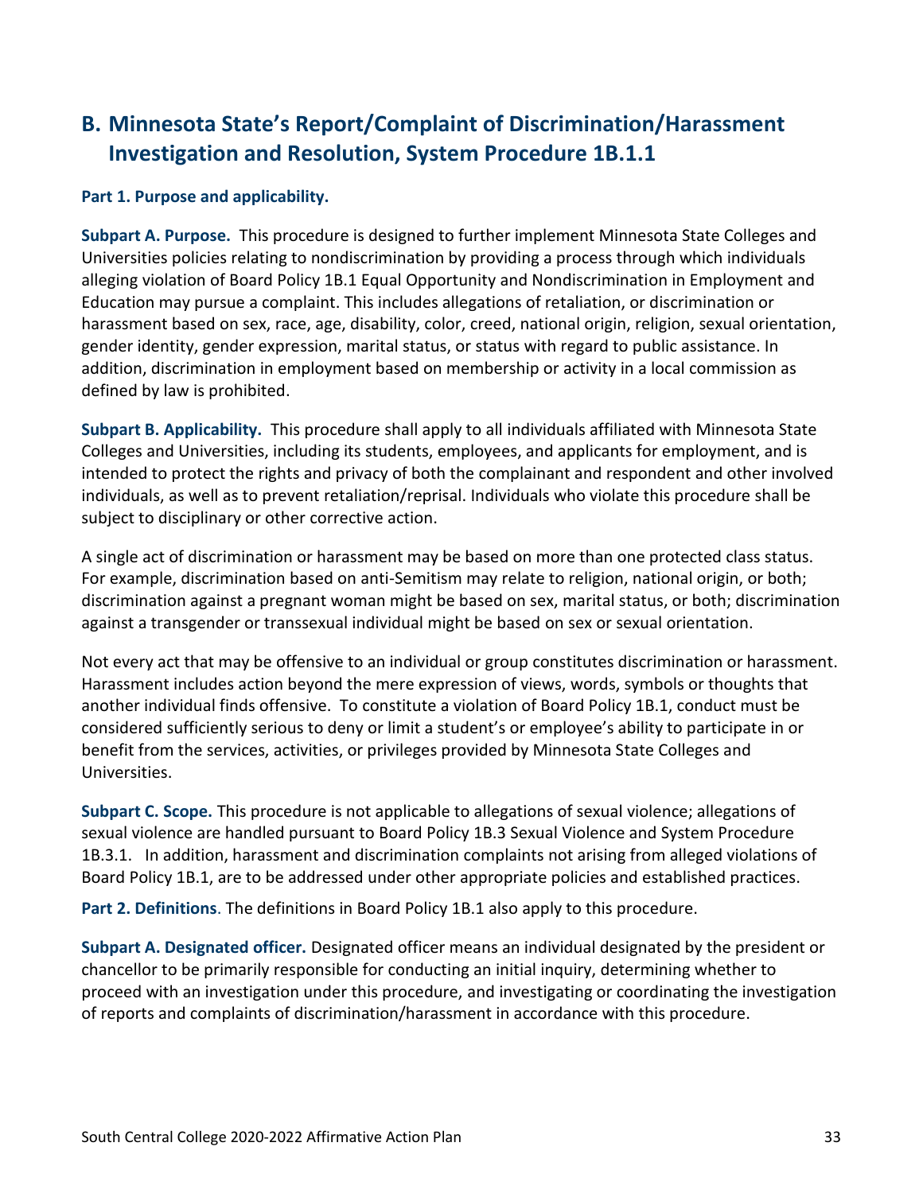## B. Minnesota State's Report/Complaint of Discrimination/Harassment Investigation and Resolution, System Procedure 1B.1.1

**Part 1. Purpose and applicability.**

**Subpart A. Purpose.** This procedure is designed to further implement Minnesota State Colleges and Universities policies relating to nondiscrimination by providing a process through which individuals alleging violation of Board Policy 1B.1 Equal Opportunity and Nondiscrimination in Employment and Education may pursue a complaint. This includes allegations of retaliation, or discrimination or harassment based on sex, race, age, disability, color, creed, national origin, religion, sexual orientation, gender identity, gender expression, marital status, or status with regard to public assistance. In addition, discrimination in employment based on membership or activity in a local commission as defined by law is prohibited.

**Subpart B. Applicability.** This procedure shall apply to all individuals affiliated with Minnesota State Colleges and Universities, including its students, employees, and applicants for employment, and is intended to protect the rights and privacy of both the complainant and respondent and other involved individuals, as well as to prevent retaliation/reprisal. Individuals who violate this procedure shall be subject to disciplinary or other corrective action.

A single act of discrimination or harassment may be based on more than one protected class status. For example, discrimination based on anti-Semitism may relate to religion, national origin, or both; discrimination against a pregnant woman might be based on sex, marital status, or both; discrimination against a transgender or transsexual individual might be based on sex or sexual orientation.

Not every act that may be offensive to an individual or group constitutes discrimination or harassment. Harassment includes action beyond the mere expression of views, words, symbols or thoughts that another individual finds offensive. To constitute a violation of Board Policy 1B.1, conduct must be considered sufficiently serious to deny or limit a student's or employee's ability to participate in or benefit from the services, activities, or privileges provided by Minnesota State Colleges and Universities.

**Subpart C. Scope.** This procedure is not applicable to allegations of sexual violence; allegations of sexual violence are handled pursuant to Board Policy 1B.3 Sexual Violence and System Procedure 1B.3.1. In addition, harassment and discrimination complaints not arising from alleged violations of Board Policy 1B.1, are to be addressed under other appropriate policies and established practices.

**Part 2. Definitions**. The definitions in Board Policy 1B.1 also apply to this procedure.

**Subpart A. Designated officer.** Designated officer means an individual designated by the president or chancellor to be primarily responsible for conducting an initial inquiry, determining whether to proceed with an investigation under this procedure, and investigating or coordinating the investigation of reports and complaints of discrimination/harassment in accordance with this procedure.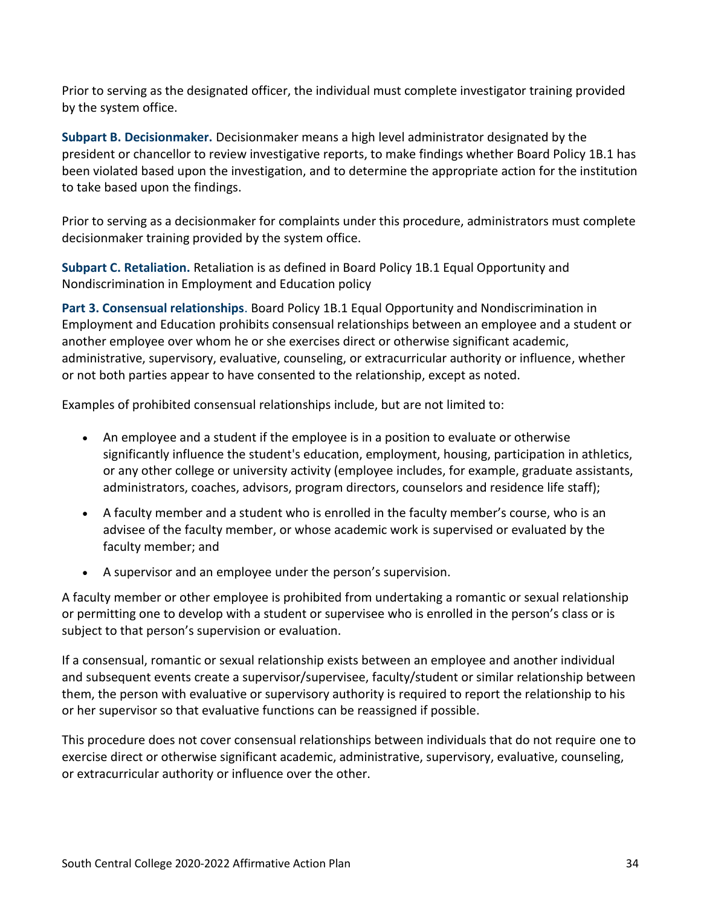Prior to serving as the designated officer, the individual must complete investigator training provided by the system office.

**Subpart B. Decisionmaker.** Decisionmaker means a high level administrator designated by the president or chancellor to review investigative reports, to make findings whether Board Policy 1B.1 has been violated based upon the investigation, and to determine the appropriate action for the institution to take based upon the findings.

Prior to serving as a decisionmaker for complaints under this procedure, administrators must complete decisionmaker training provided by the system office.

**Subpart C. Retaliation.** Retaliation is as defined in Board Policy 1B.1 Equal Opportunity and Nondiscrimination in Employment and Education policy

**Part 3. Consensual relationships**. Board Policy 1B.1 Equal Opportunity and Nondiscrimination in Employment and Education prohibits consensual relationships between an employee and a student or another employee over whom he or she exercises direct or otherwise significant academic, administrative, supervisory, evaluative, counseling, or extracurricular authority or influence, whether or not both parties appear to have consented to the relationship, except as noted.

Examples of prohibited consensual relationships include, but are not limited to:

- An employee and a student if the employee is in a position to evaluate or otherwise significantly influence the student's education, employment, housing, participation in athletics, or any other college or university activity (employee includes, for example, graduate assistants, administrators, coaches, advisors, program directors, counselors and residence life staff);
- A faculty member and a student who is enrolled in the faculty member's course, who is an advisee of the faculty member, or whose academic work is supervised or evaluated by the faculty member; and
- A supervisor and an employee under the person's supervision.

A faculty member or other employee is prohibited from undertaking a romantic or sexual relationship or permitting one to develop with a student or supervisee who is enrolled in the person's class or is subject to that person's supervision or evaluation.

If a consensual, romantic or sexual relationship exists between an employee and another individual and subsequent events create a supervisor/supervisee, faculty/student or similar relationship between them, the person with evaluative or supervisory authority is required to report the relationship to his or her supervisor so that evaluative functions can be reassigned if possible.

This procedure does not cover consensual relationships between individuals that do not require one to exercise direct or otherwise significant academic, administrative, supervisory, evaluative, counseling, or extracurricular authority or influence over the other.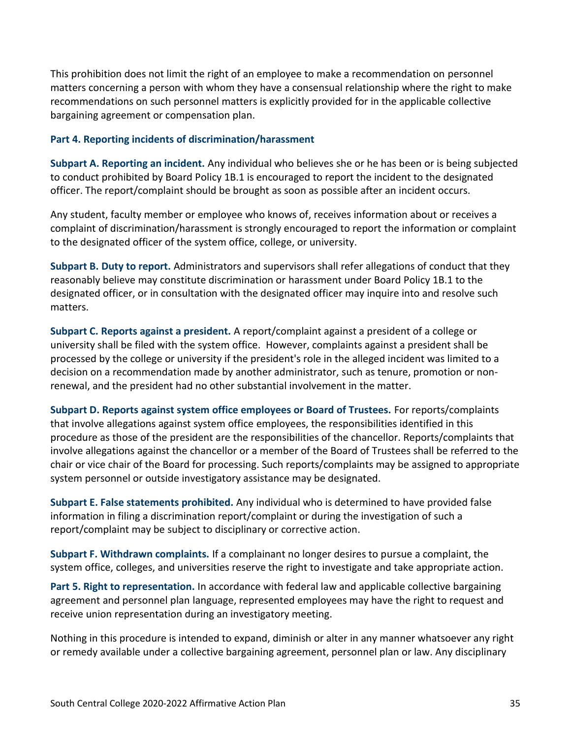This prohibition does not limit the right of an employee to make a recommendation on personnel matters concerning a person with whom they have a consensual relationship where the right to make recommendations on such personnel matters is explicitly provided for in the applicable collective bargaining agreement or compensation plan.

### Part 4. Reporting incidents of discrimination/harassment

**Subpart A. Reporting an incident.** Any individual who believes she or he has been or is being subjected to conduct prohibited by Board Policy 1B.1 is encouraged to report the incident to the designated officer. The report/complaint should be brought as soon as possible after an incident occurs.

Any student, faculty member or employee who knows of, receives information about or receives a complaint of discrimination/harassment is strongly encouraged to report the information or complaint to the designated officer of the system office, college, or university.

**Subpart B. Duty to report.** Administrators and supervisors shall refer allegations of conduct that they reasonably believe may constitute discrimination or harassment under Board Policy 1B.1 to the designated officer, or in consultation with the designated officer may inquire into and resolve such matters.

**Subpart C. Reports against a president.** A report/complaint against a president of a college or university shall be filed with the system office. However, complaints against a president shall be processed by the college or university if the president's role in the alleged incident was limited to a decision on a recommendation made by another administrator, such as tenure, promotion or non-renewal, and the president had no other substantial involvement in the matter.

**Subpart D. Reports against system office employees or Board of Trustees.** For reports/complaints that involve allegations against system office employees, the responsibilities identified in this procedure as those of the president are the responsibilities of the chancellor. Reports/complaints that involve allegations against the chancellor or a member of the Board of Trustees shall be referred to the chair or vice chair of the Board for processing. Such reports/complaints may be assigned to appropriate system personnel or outside investigatory assistance may be designated.

**Subpart E. False statements prohibited.** Any individual who is determined to have provided false information in filing a discrimination report/complaint or during the investigation of such a report/complaint may be subject to disciplinary or corrective action.

**Subpart F. Withdrawn complaints.** If a complainant no longer desires to pursue a complaint, the system office, colleges, and universities reserve the right to investigate and take appropriate action.

**Part 5. Right to representation.** In accordance with federal law and applicable collective bargaining agreement and personnel plan language, represented employees may have the right to request and receive union representation during an investigatory meeting.

Nothing in this procedure is intended to expand, diminish or alter in any manner whatsoever any right or remedy available under a collective bargaining agreement, personnel plan or law. Any disciplinary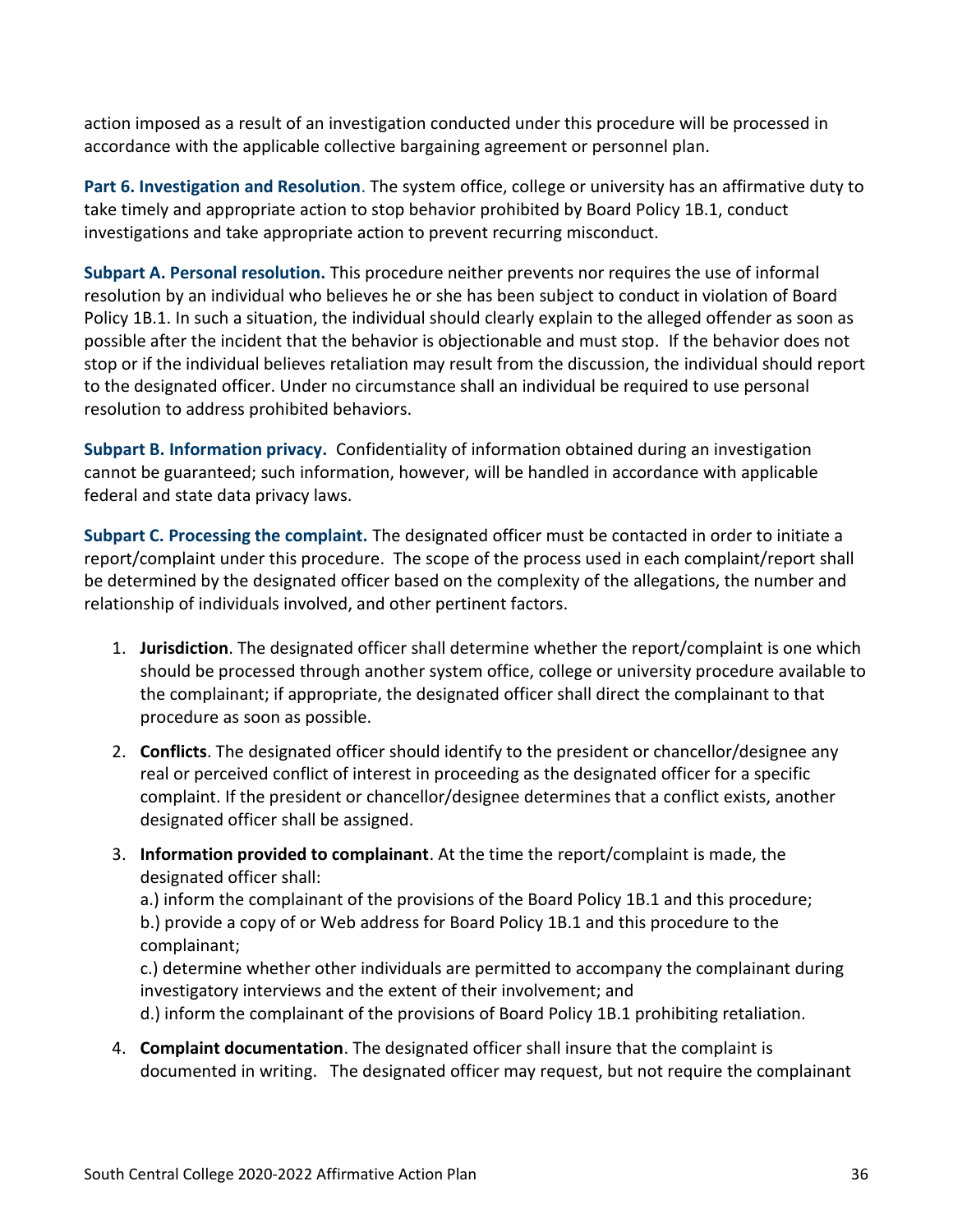action imposed as a result of an investigation conducted under this procedure will be processed in accordance with the applicable collective bargaining agreement or personnel plan.

**Part 6. Investigation and Resolution**. The system office, college or university has an affirmative duty to take timely and appropriate action to stop behavior prohibited by Board Policy 1B.1, conduct investigations and take appropriate action to prevent recurring misconduct.

**Subpart A. Personal resolution.** This procedure neither prevents nor requires the use of informal resolution by an individual who believes he or she has been subject to conduct in violation of Board Policy 1B.1. In such a situation, the individual should clearly explain to the alleged offender as soon as possible after the incident that the behavior is objectionable and must stop. If the behavior does not stop or if the individual believes retaliation may result from the discussion, the individual should report to the designated officer. Under no circumstance shall an individual be required to use personal resolution to address prohibited behaviors.

**Subpart B. Information privacy.** Confidentiality of information obtained during an investigation cannot be guaranteed; such information, however, will be handled in accordance with applicable federal and state data privacy laws.

**Subpart C. Processing the complaint.** The designated officer must be contacted in order to initiate a report/complaint under this procedure. The scope of the process used in each complaint/report shall be determined by the designated officer based on the complexity of the allegations, the number and relationship of individuals involved, and other pertinent factors.

1. **Jurisdiction**. The designated officer shall determine whether the report/complaint is one which should be processed through another system office, college or university procedure available to the complainant; if appropriate, the designated officer shall direct the complainant to that procedure as soon as possible.
2. **Conflicts**. The designated officer should identify to the president or chancellor/designee any real or perceived conflict of interest in proceeding as the designated officer for a specific complaint. If the president or chancellor/designee determines that a conflict exists, another designated officer shall be assigned.
3. **Information provided to complainant**. At the time the report/complaint is made, the designated officer shall:
   a.) inform the complainant of the provisions of the Board Policy 1B.1 and this procedure;
   b.) provide a copy of or Web address for Board Policy 1B.1 and this procedure to the complainant;
   c.) determine whether other individuals are permitted to accompany the complainant during investigatory interviews and the extent of their involvement; and
   d.) inform the complainant of the provisions of Board Policy 1B.1 prohibiting retaliation.
4. **Complaint documentation**. The designated officer shall insure that the complaint is documented in writing. The designated officer may request, but not require the complainant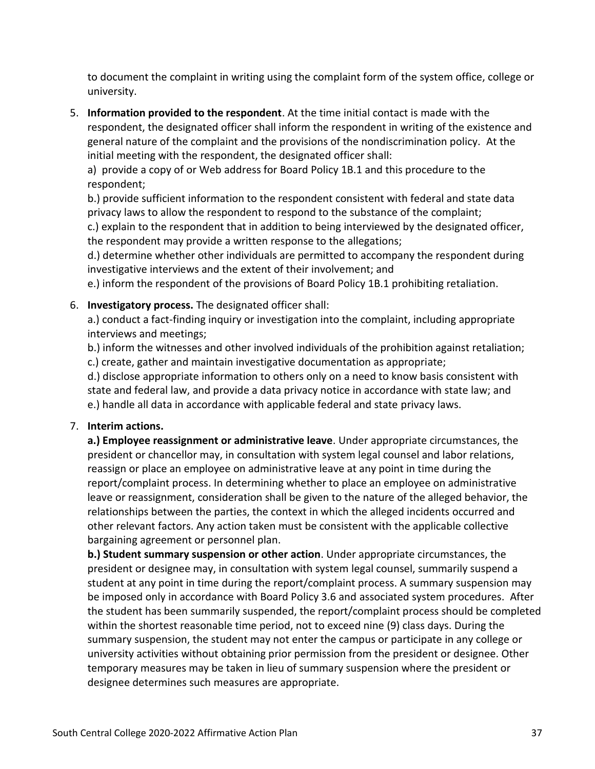to document the complaint in writing using the complaint form of the system office, college or university.

5. **Information provided to the respondent**. At the time initial contact is made with the respondent, the designated officer shall inform the respondent in writing of the existence and general nature of the complaint and the provisions of the nondiscrimination policy. At the initial meeting with the respondent, the designated officer shall:
   a) provide a copy of or Web address for Board Policy 1B.1 and this procedure to the respondent;
   b.) provide sufficient information to the respondent consistent with federal and state data privacy laws to allow the respondent to respond to the substance of the complaint;
   c.) explain to the respondent that in addition to being interviewed by the designated officer, the respondent may provide a written response to the allegations;
   d.) determine whether other individuals are permitted to accompany the respondent during investigative interviews and the extent of their involvement; and
   e.) inform the respondent of the provisions of Board Policy 1B.1 prohibiting retaliation.

6. **Investigatory process.** The designated officer shall:
   a.) conduct a fact-finding inquiry or investigation into the complaint, including appropriate interviews and meetings;
   b.) inform the witnesses and other involved individuals of the prohibition against retaliation;
   c.) create, gather and maintain investigative documentation as appropriate;
   d.) disclose appropriate information to others only on a need to know basis consistent with state and federal law, and provide a data privacy notice in accordance with state law; and
   e.) handle all data in accordance with applicable federal and state privacy laws.

7. **Interim actions.**
   **a.) Employee reassignment or administrative leave**. Under appropriate circumstances, the president or chancellor may, in consultation with system legal counsel and labor relations, reassign or place an employee on administrative leave at any point in time during the report/complaint process. In determining whether to place an employee on administrative leave or reassignment, consideration shall be given to the nature of the alleged behavior, the relationships between the parties, the context in which the alleged incidents occurred and other relevant factors. Any action taken must be consistent with the applicable collective bargaining agreement or personnel plan.
   **b.) Student summary suspension or other action**. Under appropriate circumstances, the president or designee may, in consultation with system legal counsel, summarily suspend a student at any point in time during the report/complaint process. A summary suspension may be imposed only in accordance with Board Policy 3.6 and associated system procedures. After the student has been summarily suspended, the report/complaint process should be completed within the shortest reasonable time period, not to exceed nine (9) class days. During the summary suspension, the student may not enter the campus or participate in any college or university activities without obtaining prior permission from the president or designee. Other temporary measures may be taken in lieu of summary suspension where the president or designee determines such measures are appropriate.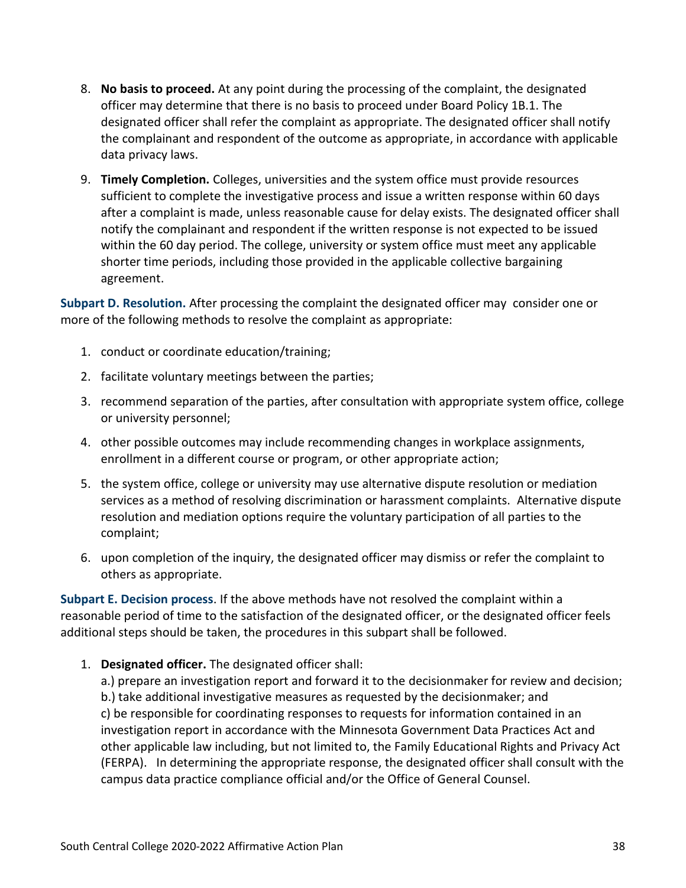8. **No basis to proceed.** At any point during the processing of the complaint, the designated officer may determine that there is no basis to proceed under Board Policy 1B.1. The designated officer shall refer the complaint as appropriate. The designated officer shall notify the complainant and respondent of the outcome as appropriate, in accordance with applicable data privacy laws.

9. **Timely Completion.** Colleges, universities and the system office must provide resources sufficient to complete the investigative process and issue a written response within 60 days after a complaint is made, unless reasonable cause for delay exists. The designated officer shall notify the complainant and respondent if the written response is not expected to be issued within the 60 day period. The college, university or system office must meet any applicable shorter time periods, including those provided in the applicable collective bargaining agreement.

**Subpart D. Resolution.** After processing the complaint the designated officer may consider one or more of the following methods to resolve the complaint as appropriate:

1. conduct or coordinate education/training;
2. facilitate voluntary meetings between the parties;
3. recommend separation of the parties, after consultation with appropriate system office, college or university personnel;
4. other possible outcomes may include recommending changes in workplace assignments, enrollment in a different course or program, or other appropriate action;
5. the system office, college or university may use alternative dispute resolution or mediation services as a method of resolving discrimination or harassment complaints. Alternative dispute resolution and mediation options require the voluntary participation of all parties to the complaint;
6. upon completion of the inquiry, the designated officer may dismiss or refer the complaint to others as appropriate.

**Subpart E. Decision process**. If the above methods have not resolved the complaint within a reasonable period of time to the satisfaction of the designated officer, or the designated officer feels additional steps should be taken, the procedures in this subpart shall be followed.

1. **Designated officer.** The designated officer shall:
   a.) prepare an investigation report and forward it to the decisionmaker for review and decision;
   b.) take additional investigative measures as requested by the decisionmaker; and
   c) be responsible for coordinating responses to requests for information contained in an investigation report in accordance with the Minnesota Government Data Practices Act and other applicable law including, but not limited to, the Family Educational Rights and Privacy Act (FERPA). In determining the appropriate response, the designated officer shall consult with the campus data practice compliance official and/or the Office of General Counsel.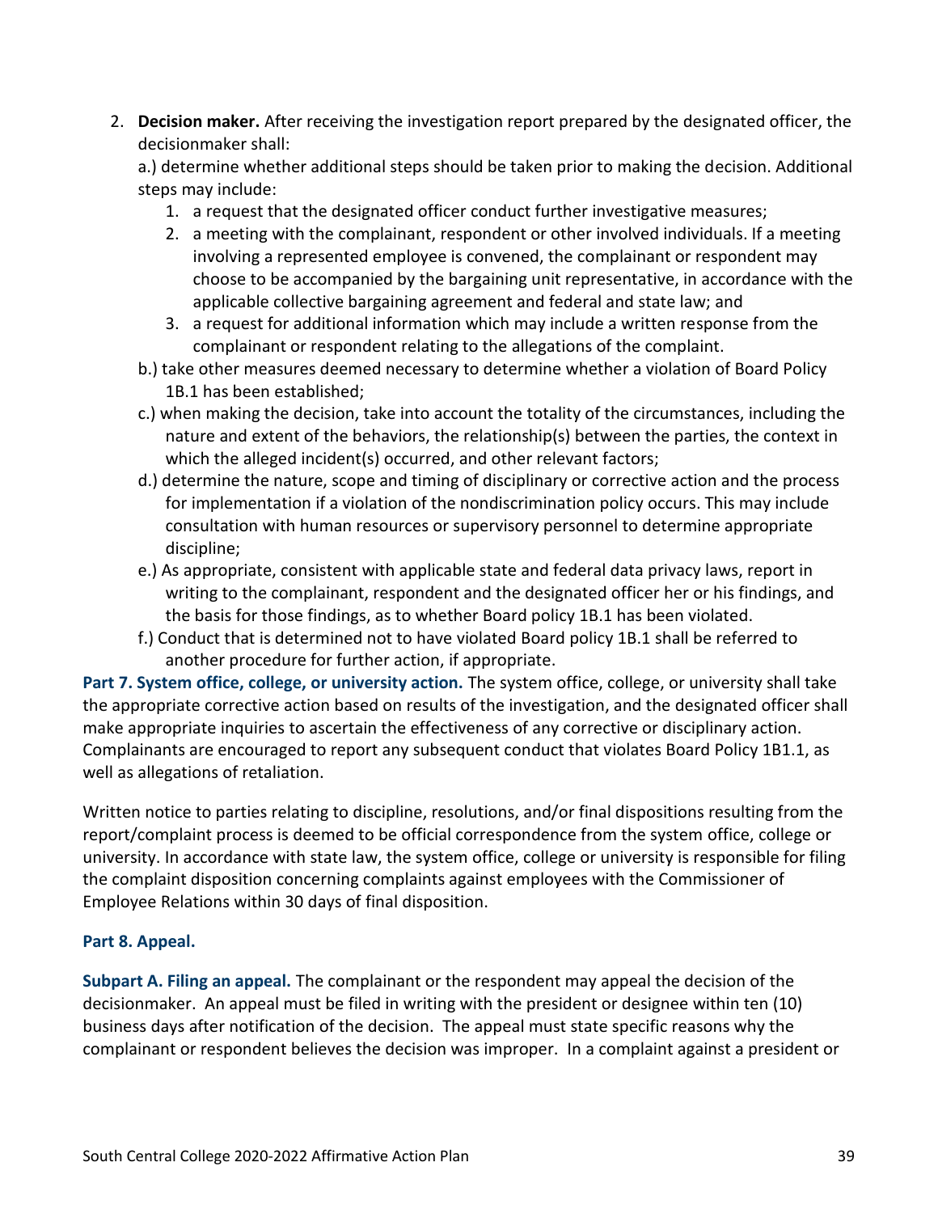2. **Decision maker.** After receiving the investigation report prepared by the designated officer, the decisionmaker shall:

   a.) determine whether additional steps should be taken prior to making the decision. Additional steps may include:

      1. a request that the designated officer conduct further investigative measures;
      2. a meeting with the complainant, respondent or other involved individuals. If a meeting involving a represented employee is convened, the complainant or respondent may choose to be accompanied by the bargaining unit representative, in accordance with the applicable collective bargaining agreement and federal and state law; and
      3. a request for additional information which may include a written response from the complainant or respondent relating to the allegations of the complaint.

   b.) take other measures deemed necessary to determine whether a violation of Board Policy 1B.1 has been established;

   c.) when making the decision, take into account the totality of the circumstances, including the nature and extent of the behaviors, the relationship(s) between the parties, the context in which the alleged incident(s) occurred, and other relevant factors;

   d.) determine the nature, scope and timing of disciplinary or corrective action and the process for implementation if a violation of the nondiscrimination policy occurs. This may include consultation with human resources or supervisory personnel to determine appropriate discipline;

   e.) As appropriate, consistent with applicable state and federal data privacy laws, report in writing to the complainant, respondent and the designated officer her or his findings, and the basis for those findings, as to whether Board policy 1B.1 has been violated.

   f.) Conduct that is determined not to have violated Board policy 1B.1 shall be referred to another procedure for further action, if appropriate.

**Part 7. System office, college, or university action.** The system office, college, or university shall take the appropriate corrective action based on results of the investigation, and the designated officer shall make appropriate inquiries to ascertain the effectiveness of any corrective or disciplinary action. Complainants are encouraged to report any subsequent conduct that violates Board Policy 1B1.1, as well as allegations of retaliation.

Written notice to parties relating to discipline, resolutions, and/or final dispositions resulting from the report/complaint process is deemed to be official correspondence from the system office, college or university. In accordance with state law, the system office, college or university is responsible for filing the complaint disposition concerning complaints against employees with the Commissioner of Employee Relations within 30 days of final disposition.

**Part 8. Appeal.**

**Subpart A. Filing an appeal.** The complainant or the respondent may appeal the decision of the decisionmaker. An appeal must be filed in writing with the president or designee within ten (10) business days after notification of the decision. The appeal must state specific reasons why the complainant or respondent believes the decision was improper. In a complaint against a president or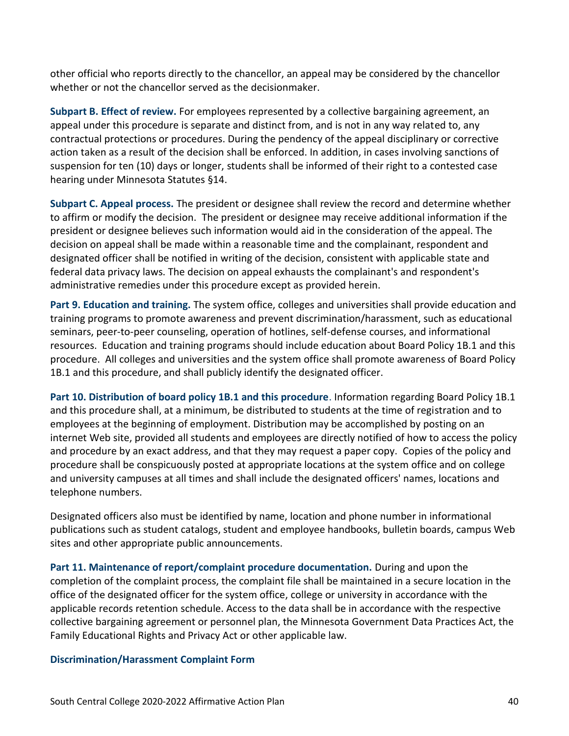other official who reports directly to the chancellor, an appeal may be considered by the chancellor whether or not the chancellor served as the decisionmaker.

**Subpart B. Effect of review.** For employees represented by a collective bargaining agreement, an appeal under this procedure is separate and distinct from, and is not in any way related to, any contractual protections or procedures. During the pendency of the appeal disciplinary or corrective action taken as a result of the decision shall be enforced. In addition, in cases involving sanctions of suspension for ten (10) days or longer, students shall be informed of their right to a contested case hearing under Minnesota Statutes §14.

**Subpart C. Appeal process.** The president or designee shall review the record and determine whether to affirm or modify the decision. The president or designee may receive additional information if the president or designee believes such information would aid in the consideration of the appeal. The decision on appeal shall be made within a reasonable time and the complainant, respondent and designated officer shall be notified in writing of the decision, consistent with applicable state and federal data privacy laws. The decision on appeal exhausts the complainant's and respondent's administrative remedies under this procedure except as provided herein.

**Part 9. Education and training.** The system office, colleges and universities shall provide education and training programs to promote awareness and prevent discrimination/harassment, such as educational seminars, peer-to-peer counseling, operation of hotlines, self-defense courses, and informational resources. Education and training programs should include education about Board Policy 1B.1 and this procedure. All colleges and universities and the system office shall promote awareness of Board Policy 1B.1 and this procedure, and shall publicly identify the designated officer.

**Part 10. Distribution of board policy 1B.1 and this procedure**. Information regarding Board Policy 1B.1 and this procedure shall, at a minimum, be distributed to students at the time of registration and to employees at the beginning of employment. Distribution may be accomplished by posting on an internet Web site, provided all students and employees are directly notified of how to access the policy and procedure by an exact address, and that they may request a paper copy. Copies of the policy and procedure shall be conspicuously posted at appropriate locations at the system office and on college and university campuses at all times and shall include the designated officers' names, locations and telephone numbers.

Designated officers also must be identified by name, location and phone number in informational publications such as student catalogs, student and employee handbooks, bulletin boards, campus Web sites and other appropriate public announcements.

**Part 11. Maintenance of report/complaint procedure documentation.** During and upon the completion of the complaint process, the complaint file shall be maintained in a secure location in the office of the designated officer for the system office, college or university in accordance with the applicable records retention schedule. Access to the data shall be in accordance with the respective collective bargaining agreement or personnel plan, the Minnesota Government Data Practices Act, the Family Educational Rights and Privacy Act or other applicable law.

**Discrimination/Harassment Complaint Form**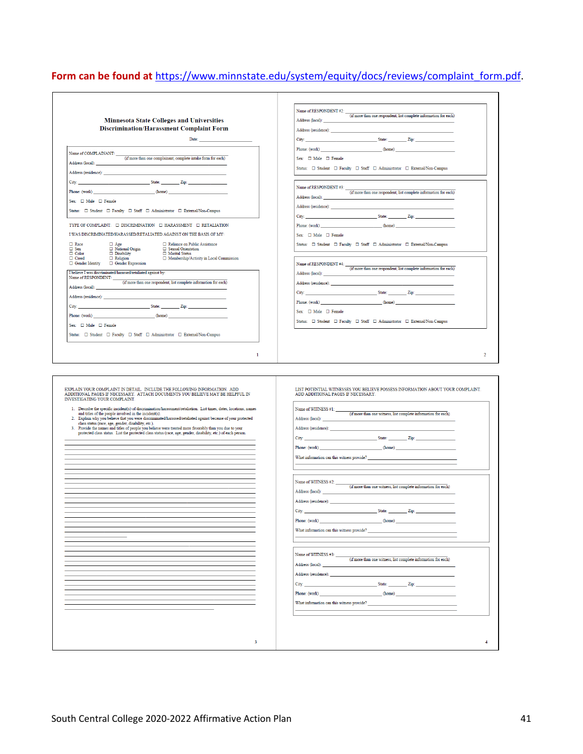**Form can be found at https://www.minnstate.edu/system/equity/docs/reviews/complaint_form.pdf.**

## Minnesota State Colleges and Universities
## Discrimination/Harassment Complaint Form

Date: ______________________

Name of COMPLAINANT: ______________________ (if more than one complainant, complete intake form for each)

Address (local): ______________________

Address (residence): ______________________

City: ______________ State: ________ Zip: __________

Phone: (work) ______________ (home) ______________

Sex: ☐ Male ☐ Female

Status: ☐ Student ☐ Faculty ☐ Staff ☐ Administrator ☐ External/Non-Campus

TYPE OF COMPLAINT: ☐ DISCRIMINATION ☐ HARASSMENT ☐ RETALIATION

I WAS DISCRIMINATED/HARASSED/RETALIATED AGAINST ON THE BASIS OF MY:

| | | |
|---|---|---|
| ☐ Race | ☐ Age | ☐ Reliance on Public Assistance |
| ☐ Sex | ☐ National Origin | ☐ Sexual Orientation |
| ☐ Color | ☐ Disability | ☐ Marital Status |
| ☐ Creed | ☐ Religion | ☐ Membership/Activity in Local Commission |
| ☐ Gender Identity | ☐ Gender Expression | |

I believe I was discriminated/harassed/retaliated against by:

Name of RESPONDENT: ______________________ (if more than one respondent, list complete information for each)

Address (local): ______________________

Address (residence): ______________________

City: ______________ State: ________ Zip: __________

Phone: (work) ______________ (home) ______________

Sex: ☐ Male ☐ Female

Status: ☐ Student ☐ Faculty ☐ Staff ☐ Administrator ☐ External/Non-Campus

Name of RESPONDENT #2: ______________________ (if more than one respondent, list complete information for each)

Address (local): ______________________

Address (residence): ______________________

City: ______________ State: ________ Zip: __________

Phone: (work) ______________ (home) ______________

Sex: ☐ Male ☐ Female

Status: ☐ Student ☐ Faculty ☐ Staff ☐ Administrator ☐ External/Non-Campus

Name of RESPONDENT #3: ______________________ (if more than one respondent, list complete information for each)

Address (local): ______________________

Address (residence): ______________________

City: ______________ State: ________ Zip: __________

Phone: (work) ______________ (home) ______________

Sex: ☐ Male ☐ Female

Status: ☐ Student ☐ Faculty ☐ Staff ☐ Administrator ☐ External/Non-Campus

Name of RESPONDENT #4: ______________________ (if more than one respondent, list complete information for each)

Address (local): ______________________

Address (residence): ______________________

City: ______________ State: ________ Zip: __________

Phone: (work) ______________ (home) ______________

Sex: ☐ Male ☐ Female

Status: ☐ Student ☐ Faculty ☐ Staff ☐ Administrator ☐ External/Non-Campus

EXPLAIN YOUR COMPLAINT IN DETAIL. INCLUDE THE FOLLOWING INFORMATION. ADD ADDITIONAL PAGES IF NECESSARY. ATTACH DOCUMENTS YOU BELIEVE MAY BE HELPFUL IN INVESTIGATING YOUR COMPLAINT.

1. Describe the specific incident(s) of discrimination/harassment/retaliation. List times, dates, locations, names and titles of the people involved in the incident(s).
2. Explain why you believe that you were discriminated/harassed/retaliated against because of your protected class status (race, age, gender, disability, etc.).
3. Provide the names and titles of people you believe were treated more favorably than you due to your protected class status. List the protected class status (race, age, gender, disability, etc.) of each person.

LIST POTENTIAL WITNESSES YOU BELIEVE POSSESS INFORMATION ABOUT YOUR COMPLAINT. ADD ADDITIONAL PAGES IF NECESSARY.

Name of WITNESS #1: ______________________ (if more than one witness, list complete information for each)

Address (local): ______________________

Address (residence): ______________________

City: ______________ State: ________ Zip: __________

Phone: (work) ______________ (home) ______________

What information can this witness provide? ______________________

Name of WITNESS #2: ______________________ (if more than one witness, list complete information for each)

Address (local): ______________________

Address (residence): ______________________

City: ______________ State: ________ Zip: __________

Phone: (work) ______________ (home) ______________

What information can this witness provide? ______________________

Name of WITNESS #3: ______________________ (if more than one witness, list complete information for each)

Address (local): ______________________

Address (residence): ______________________

City: ______________ State: ________ Zip: __________

Phone: (work) ______________ (home) ______________

What information can this witness provide? ______________________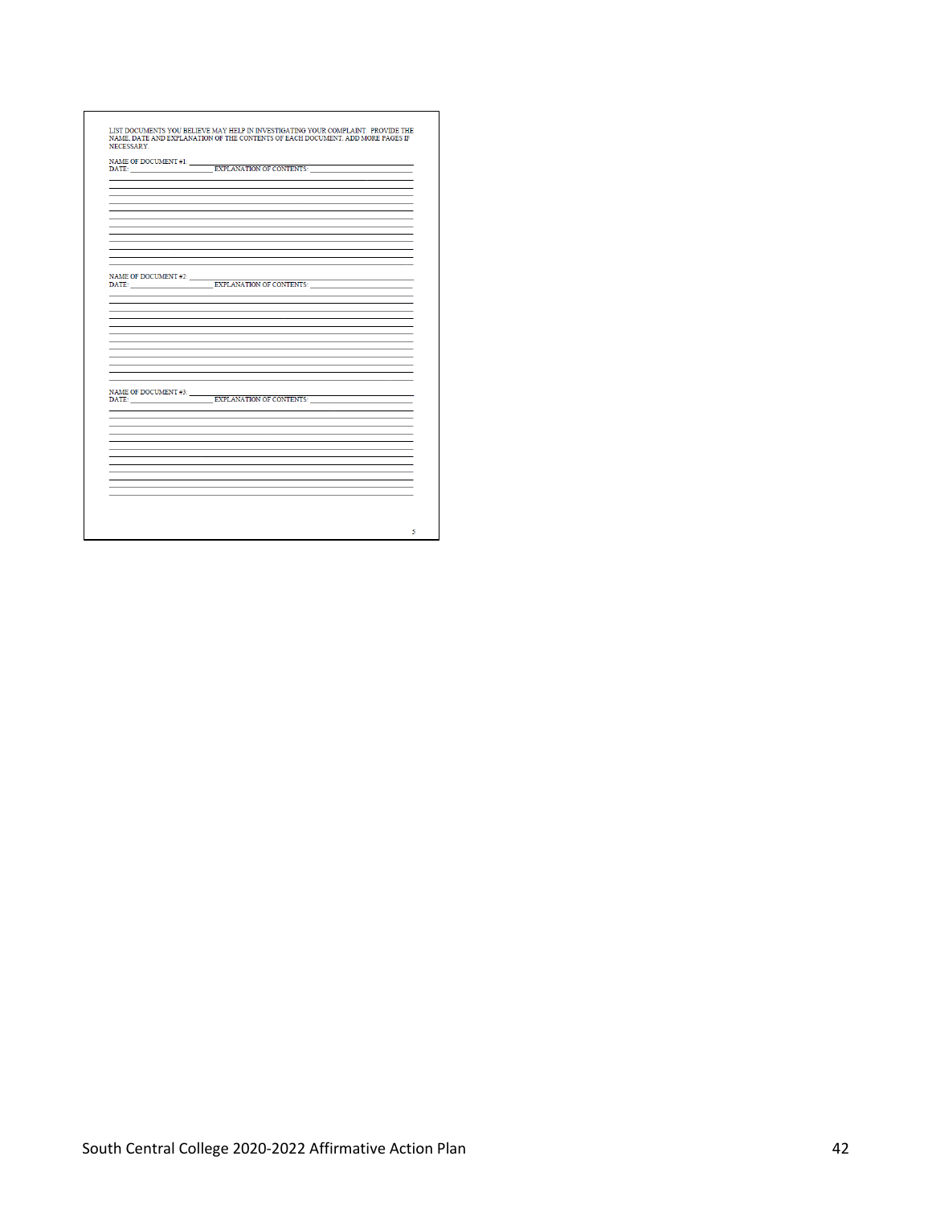LIST DOCUMENTS YOU BELIEVE MAY HELP IN INVESTIGATING YOUR COMPLAINT. PROVIDE THE NAME, DATE AND EXPLANATION OF THE CONTENTS OF EACH DOCUMENT. ADD MORE PAGES IF NECESSARY.

NAME OF DOCUMENT #1: ______________________________

DATE: ____________________ EXPLANATION OF CONTENTS: ____________________

______________________________________________________________________

______________________________________________________________________

______________________________________________________________________

______________________________________________________________________

______________________________________________________________________

______________________________________________________________________

______________________________________________________________________

______________________________________________________________________

______________________________________________________________________

______________________________________________________________________

______________________________________________________________________

NAME OF DOCUMENT #2: ______________________________

DATE: ____________________ EXPLANATION OF CONTENTS: ____________________

______________________________________________________________________

______________________________________________________________________

______________________________________________________________________

______________________________________________________________________

______________________________________________________________________

______________________________________________________________________

______________________________________________________________________

______________________________________________________________________

______________________________________________________________________

______________________________________________________________________

______________________________________________________________________

NAME OF DOCUMENT #3: ______________________________

DATE: ____________________ EXPLANATION OF CONTENTS: ____________________

______________________________________________________________________

______________________________________________________________________

______________________________________________________________________

______________________________________________________________________

______________________________________________________________________

______________________________________________________________________

______________________________________________________________________

______________________________________________________________________

______________________________________________________________________

______________________________________________________________________

______________________________________________________________________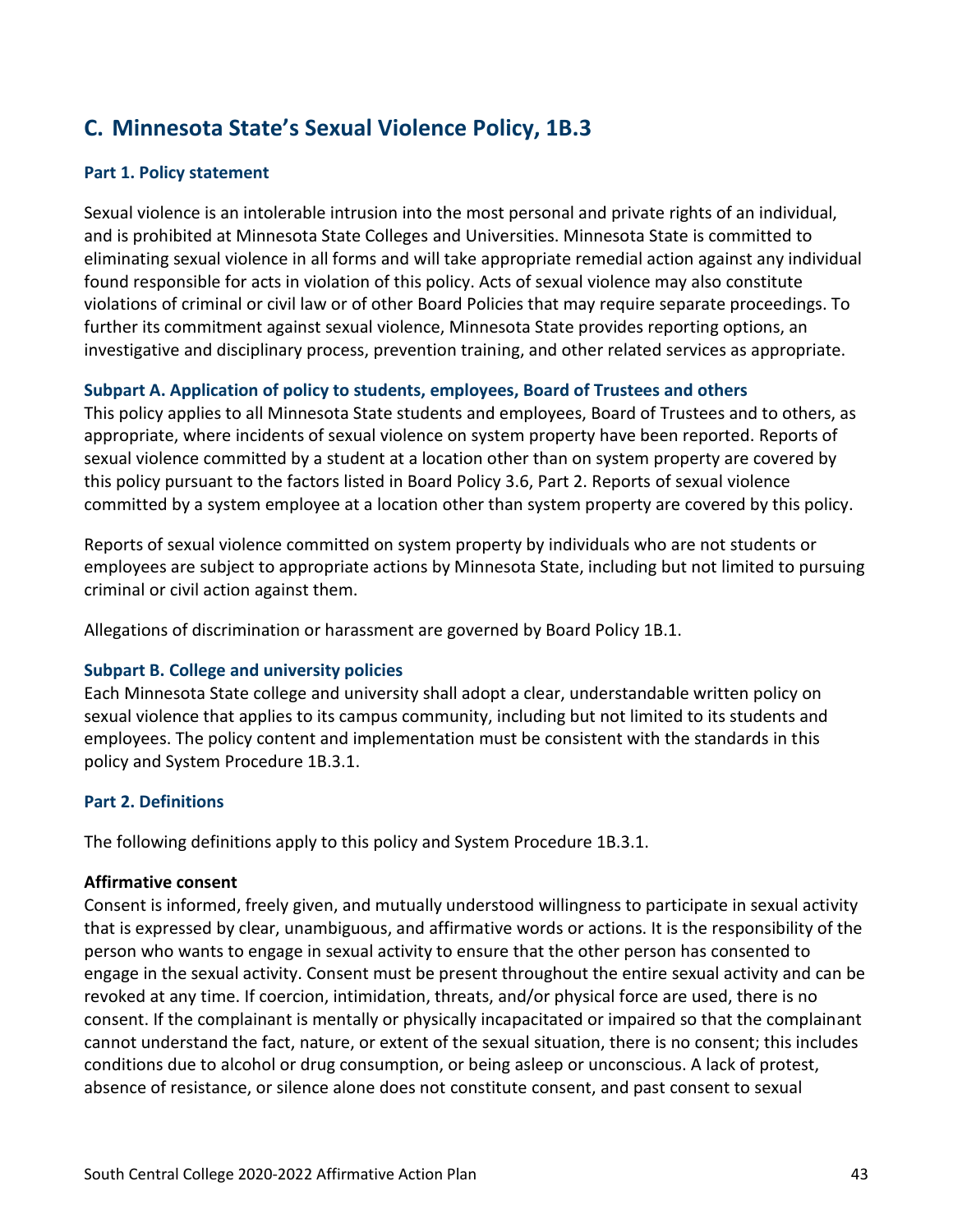## C. Minnesota State's Sexual Violence Policy, 1B.3

### Part 1. Policy statement

Sexual violence is an intolerable intrusion into the most personal and private rights of an individual, and is prohibited at Minnesota State Colleges and Universities. Minnesota State is committed to eliminating sexual violence in all forms and will take appropriate remedial action against any individual found responsible for acts in violation of this policy. Acts of sexual violence may also constitute violations of criminal or civil law or of other Board Policies that may require separate proceedings. To further its commitment against sexual violence, Minnesota State provides reporting options, an investigative and disciplinary process, prevention training, and other related services as appropriate.

#### Subpart A. Application of policy to students, employees, Board of Trustees and others

This policy applies to all Minnesota State students and employees, Board of Trustees and to others, as appropriate, where incidents of sexual violence on system property have been reported. Reports of sexual violence committed by a student at a location other than on system property are covered by this policy pursuant to the factors listed in Board Policy 3.6, Part 2. Reports of sexual violence committed by a system employee at a location other than system property are covered by this policy.

Reports of sexual violence committed on system property by individuals who are not students or employees are subject to appropriate actions by Minnesota State, including but not limited to pursuing criminal or civil action against them.

Allegations of discrimination or harassment are governed by Board Policy 1B.1.

#### Subpart B. College and university policies

Each Minnesota State college and university shall adopt a clear, understandable written policy on sexual violence that applies to its campus community, including but not limited to its students and employees. The policy content and implementation must be consistent with the standards in this policy and System Procedure 1B.3.1.

### Part 2. Definitions

The following definitions apply to this policy and System Procedure 1B.3.1.

**Affirmative consent**

Consent is informed, freely given, and mutually understood willingness to participate in sexual activity that is expressed by clear, unambiguous, and affirmative words or actions. It is the responsibility of the person who wants to engage in sexual activity to ensure that the other person has consented to engage in the sexual activity. Consent must be present throughout the entire sexual activity and can be revoked at any time. If coercion, intimidation, threats, and/or physical force are used, there is no consent. If the complainant is mentally or physically incapacitated or impaired so that the complainant cannot understand the fact, nature, or extent of the sexual situation, there is no consent; this includes conditions due to alcohol or drug consumption, or being asleep or unconscious. A lack of protest, absence of resistance, or silence alone does not constitute consent, and past consent to sexual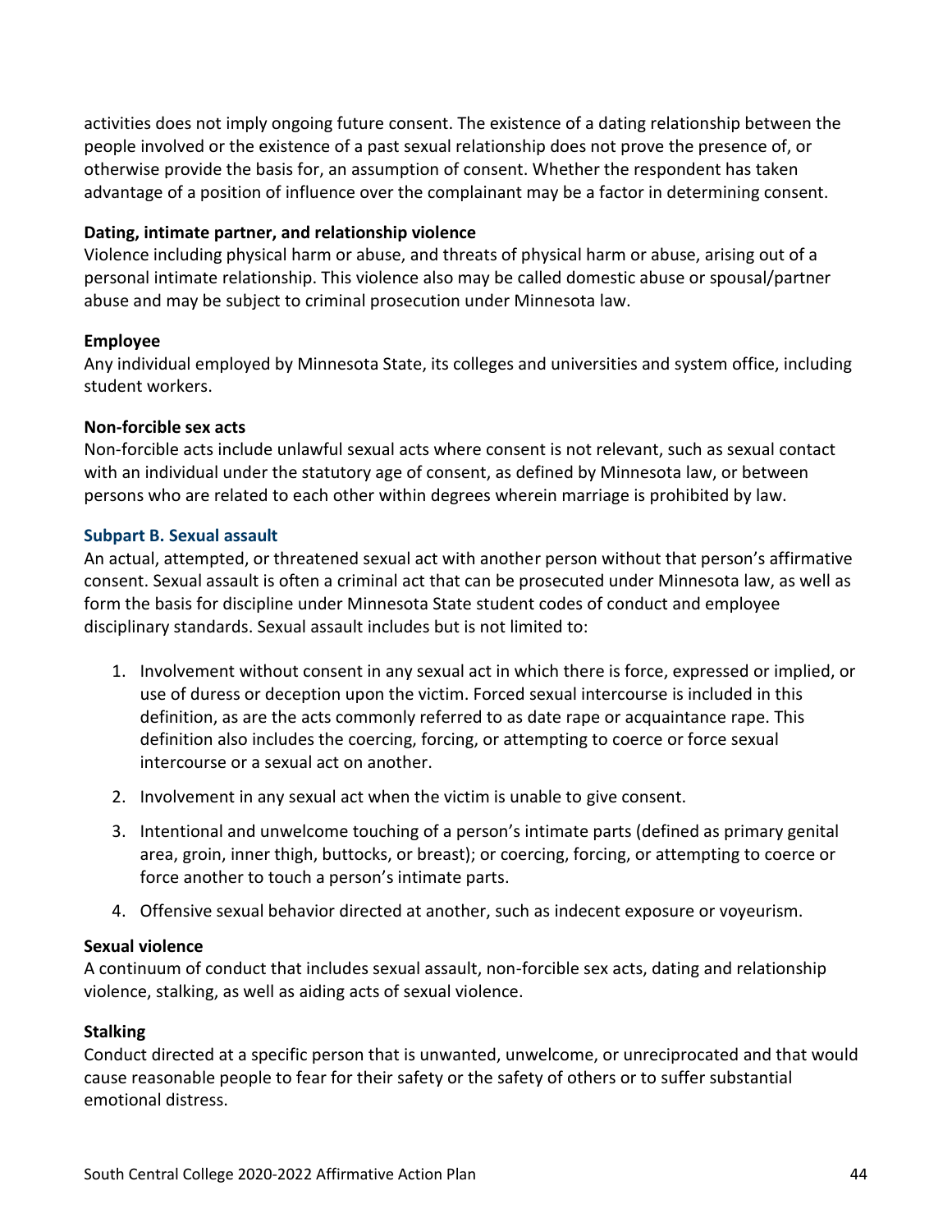activities does not imply ongoing future consent. The existence of a dating relationship between the people involved or the existence of a past sexual relationship does not prove the presence of, or otherwise provide the basis for, an assumption of consent. Whether the respondent has taken advantage of a position of influence over the complainant may be a factor in determining consent.

**Dating, intimate partner, and relationship violence**
Violence including physical harm or abuse, and threats of physical harm or abuse, arising out of a personal intimate relationship. This violence also may be called domestic abuse or spousal/partner abuse and may be subject to criminal prosecution under Minnesota law.

**Employee**
Any individual employed by Minnesota State, its colleges and universities and system office, including student workers.

**Non-forcible sex acts**
Non-forcible acts include unlawful sexual acts where consent is not relevant, such as sexual contact with an individual under the statutory age of consent, as defined by Minnesota law, or between persons who are related to each other within degrees wherein marriage is prohibited by law.

### Subpart B. Sexual assault

An actual, attempted, or threatened sexual act with another person without that person's affirmative consent. Sexual assault is often a criminal act that can be prosecuted under Minnesota law, as well as form the basis for discipline under Minnesota State student codes of conduct and employee disciplinary standards. Sexual assault includes but is not limited to:

1. Involvement without consent in any sexual act in which there is force, expressed or implied, or use of duress or deception upon the victim. Forced sexual intercourse is included in this definition, as are the acts commonly referred to as date rape or acquaintance rape. This definition also includes the coercing, forcing, or attempting to coerce or force sexual intercourse or a sexual act on another.
2. Involvement in any sexual act when the victim is unable to give consent.
3. Intentional and unwelcome touching of a person's intimate parts (defined as primary genital area, groin, inner thigh, buttocks, or breast); or coercing, forcing, or attempting to coerce or force another to touch a person's intimate parts.
4. Offensive sexual behavior directed at another, such as indecent exposure or voyeurism.

**Sexual violence**
A continuum of conduct that includes sexual assault, non-forcible sex acts, dating and relationship violence, stalking, as well as aiding acts of sexual violence.

**Stalking**
Conduct directed at a specific person that is unwanted, unwelcome, or unreciprocated and that would cause reasonable people to fear for their safety or the safety of others or to suffer substantial emotional distress.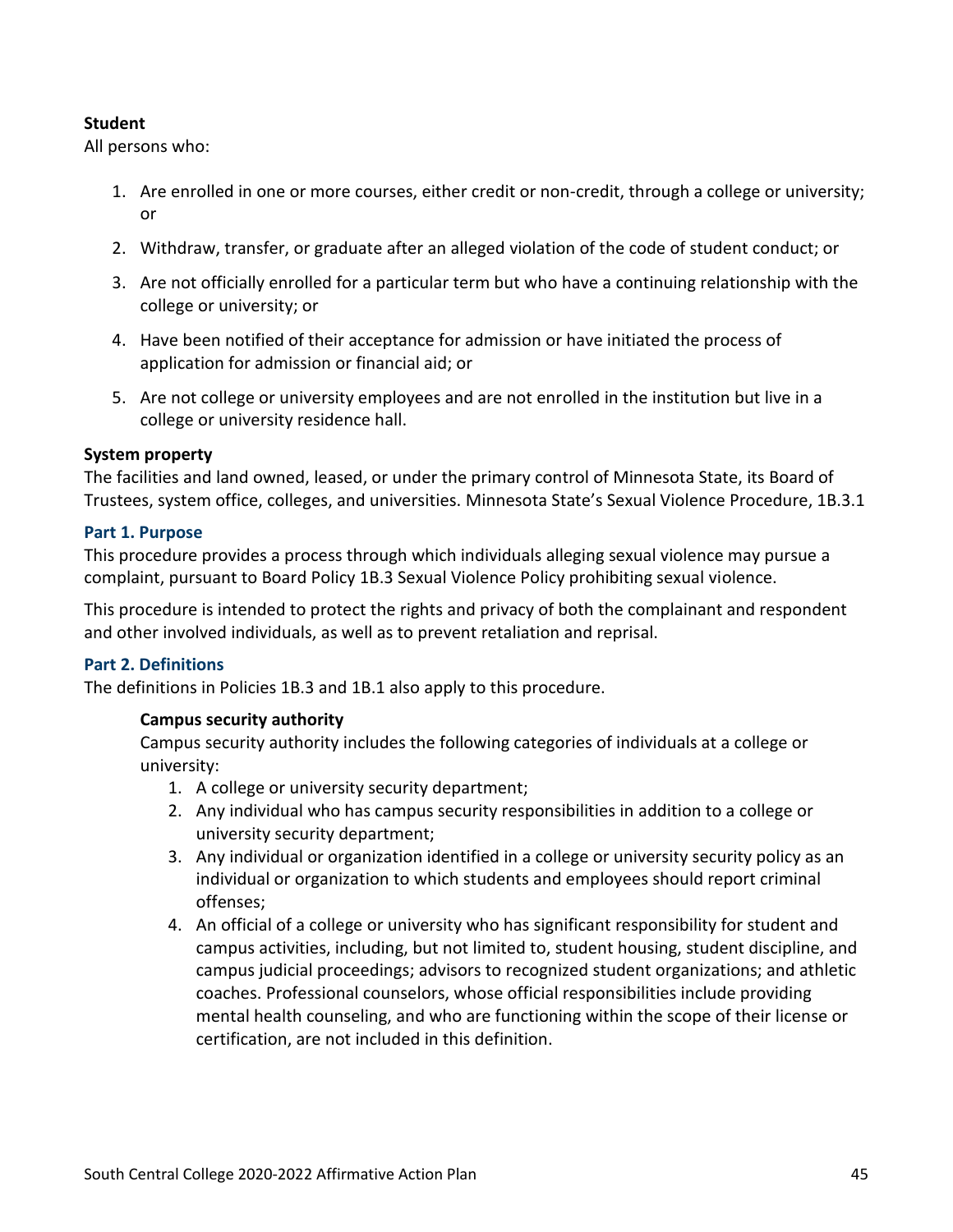**Student**

All persons who:

1. Are enrolled in one or more courses, either credit or non-credit, through a college or university; or
2. Withdraw, transfer, or graduate after an alleged violation of the code of student conduct; or
3. Are not officially enrolled for a particular term but who have a continuing relationship with the college or university; or
4. Have been notified of their acceptance for admission or have initiated the process of application for admission or financial aid; or
5. Are not college or university employees and are not enrolled in the institution but live in a college or university residence hall.

**System property**

The facilities and land owned, leased, or under the primary control of Minnesota State, its Board of Trustees, system office, colleges, and universities. Minnesota State's Sexual Violence Procedure, 1B.3.1

### Part 1. Purpose

This procedure provides a process through which individuals alleging sexual violence may pursue a complaint, pursuant to Board Policy 1B.3 Sexual Violence Policy prohibiting sexual violence.

This procedure is intended to protect the rights and privacy of both the complainant and respondent and other involved individuals, as well as to prevent retaliation and reprisal.

### Part 2. Definitions

The definitions in Policies 1B.3 and 1B.1 also apply to this procedure.

**Campus security authority**

Campus security authority includes the following categories of individuals at a college or university:

1. A college or university security department;
2. Any individual who has campus security responsibilities in addition to a college or university security department;
3. Any individual or organization identified in a college or university security policy as an individual or organization to which students and employees should report criminal offenses;
4. An official of a college or university who has significant responsibility for student and campus activities, including, but not limited to, student housing, student discipline, and campus judicial proceedings; advisors to recognized student organizations; and athletic coaches. Professional counselors, whose official responsibilities include providing mental health counseling, and who are functioning within the scope of their license or certification, are not included in this definition.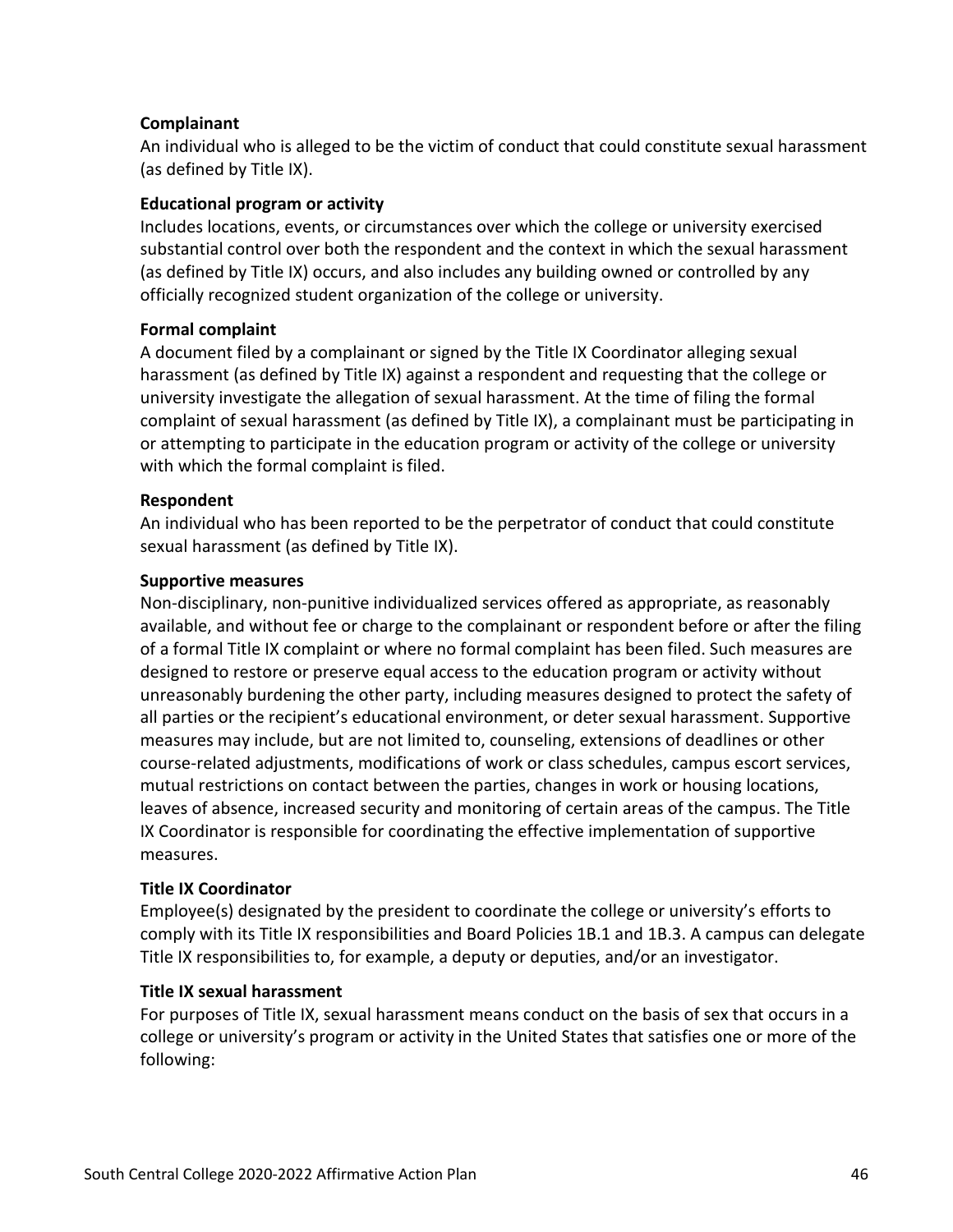**Complainant**

An individual who is alleged to be the victim of conduct that could constitute sexual harassment (as defined by Title IX).

**Educational program or activity**

Includes locations, events, or circumstances over which the college or university exercised substantial control over both the respondent and the context in which the sexual harassment (as defined by Title IX) occurs, and also includes any building owned or controlled by any officially recognized student organization of the college or university.

**Formal complaint**

A document filed by a complainant or signed by the Title IX Coordinator alleging sexual harassment (as defined by Title IX) against a respondent and requesting that the college or university investigate the allegation of sexual harassment. At the time of filing the formal complaint of sexual harassment (as defined by Title IX), a complainant must be participating in or attempting to participate in the education program or activity of the college or university with which the formal complaint is filed.

**Respondent**

An individual who has been reported to be the perpetrator of conduct that could constitute sexual harassment (as defined by Title IX).

**Supportive measures**

Non-disciplinary, non-punitive individualized services offered as appropriate, as reasonably available, and without fee or charge to the complainant or respondent before or after the filing of a formal Title IX complaint or where no formal complaint has been filed. Such measures are designed to restore or preserve equal access to the education program or activity without unreasonably burdening the other party, including measures designed to protect the safety of all parties or the recipient's educational environment, or deter sexual harassment. Supportive measures may include, but are not limited to, counseling, extensions of deadlines or other course-related adjustments, modifications of work or class schedules, campus escort services, mutual restrictions on contact between the parties, changes in work or housing locations, leaves of absence, increased security and monitoring of certain areas of the campus. The Title IX Coordinator is responsible for coordinating the effective implementation of supportive measures.

**Title IX Coordinator**

Employee(s) designated by the president to coordinate the college or university's efforts to comply with its Title IX responsibilities and Board Policies 1B.1 and 1B.3. A campus can delegate Title IX responsibilities to, for example, a deputy or deputies, and/or an investigator.

**Title IX sexual harassment**

For purposes of Title IX, sexual harassment means conduct on the basis of sex that occurs in a college or university's program or activity in the United States that satisfies one or more of the following: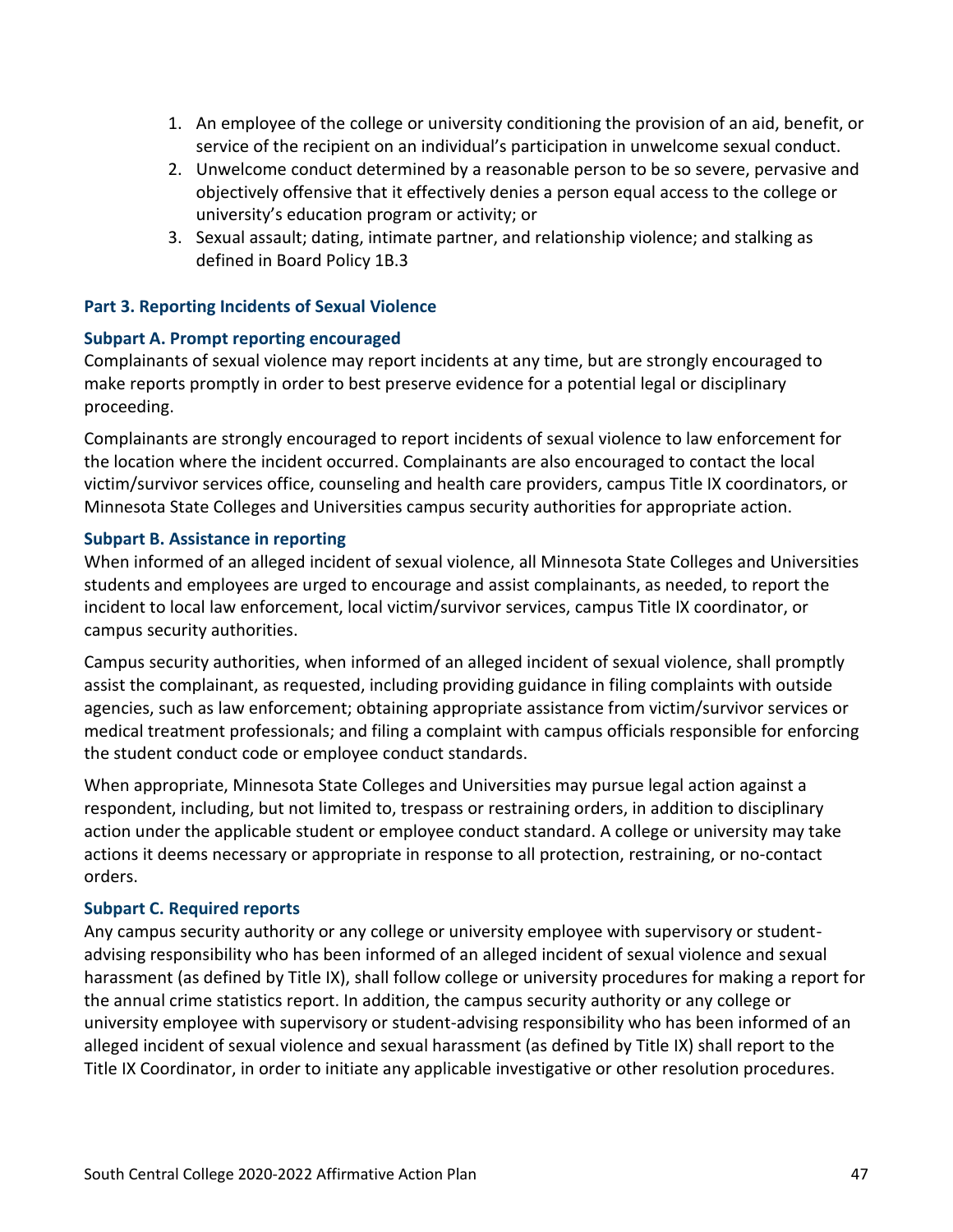1. An employee of the college or university conditioning the provision of an aid, benefit, or service of the recipient on an individual's participation in unwelcome sexual conduct.
2. Unwelcome conduct determined by a reasonable person to be so severe, pervasive and objectively offensive that it effectively denies a person equal access to the college or university's education program or activity; or
3. Sexual assault; dating, intimate partner, and relationship violence; and stalking as defined in Board Policy 1B.3

### Part 3. Reporting Incidents of Sexual Violence

#### Subpart A. Prompt reporting encouraged

Complainants of sexual violence may report incidents at any time, but are strongly encouraged to make reports promptly in order to best preserve evidence for a potential legal or disciplinary proceeding.

Complainants are strongly encouraged to report incidents of sexual violence to law enforcement for the location where the incident occurred. Complainants are also encouraged to contact the local victim/survivor services office, counseling and health care providers, campus Title IX coordinators, or Minnesota State Colleges and Universities campus security authorities for appropriate action.

#### Subpart B. Assistance in reporting

When informed of an alleged incident of sexual violence, all Minnesota State Colleges and Universities students and employees are urged to encourage and assist complainants, as needed, to report the incident to local law enforcement, local victim/survivor services, campus Title IX coordinator, or campus security authorities.

Campus security authorities, when informed of an alleged incident of sexual violence, shall promptly assist the complainant, as requested, including providing guidance in filing complaints with outside agencies, such as law enforcement; obtaining appropriate assistance from victim/survivor services or medical treatment professionals; and filing a complaint with campus officials responsible for enforcing the student conduct code or employee conduct standards.

When appropriate, Minnesota State Colleges and Universities may pursue legal action against a respondent, including, but not limited to, trespass or restraining orders, in addition to disciplinary action under the applicable student or employee conduct standard. A college or university may take actions it deems necessary or appropriate in response to all protection, restraining, or no-contact orders.

#### Subpart C. Required reports

Any campus security authority or any college or university employee with supervisory or student-advising responsibility who has been informed of an alleged incident of sexual violence and sexual harassment (as defined by Title IX), shall follow college or university procedures for making a report for the annual crime statistics report. In addition, the campus security authority or any college or university employee with supervisory or student-advising responsibility who has been informed of an alleged incident of sexual violence and sexual harassment (as defined by Title IX) shall report to the Title IX Coordinator, in order to initiate any applicable investigative or other resolution procedures.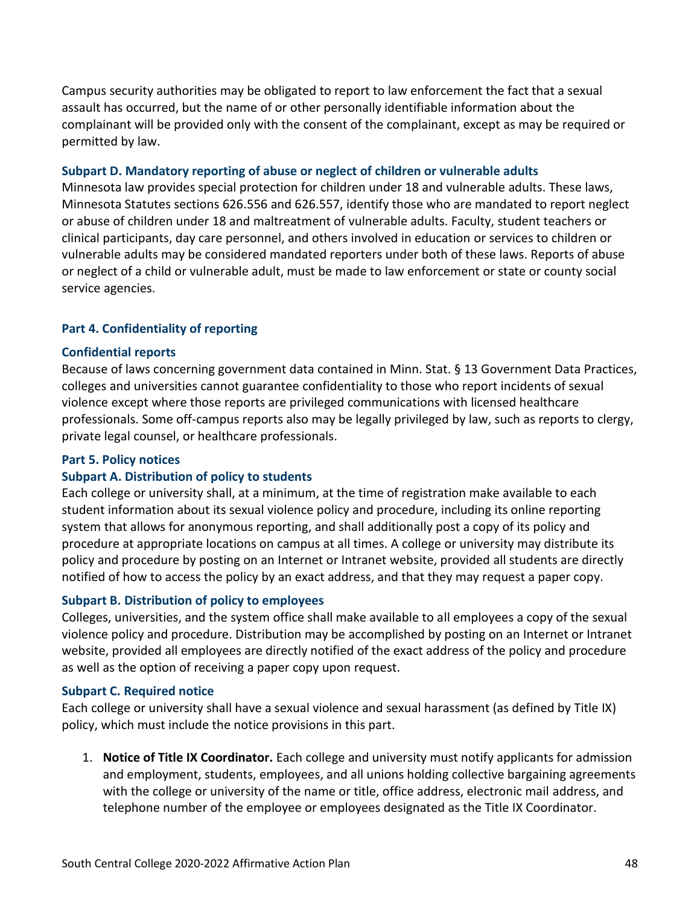Campus security authorities may be obligated to report to law enforcement the fact that a sexual assault has occurred, but the name of or other personally identifiable information about the complainant will be provided only with the consent of the complainant, except as may be required or permitted by law.

### Subpart D. Mandatory reporting of abuse or neglect of children or vulnerable adults

Minnesota law provides special protection for children under 18 and vulnerable adults. These laws, Minnesota Statutes sections 626.556 and 626.557, identify those who are mandated to report neglect or abuse of children under 18 and maltreatment of vulnerable adults. Faculty, student teachers or clinical participants, day care personnel, and others involved in education or services to children or vulnerable adults may be considered mandated reporters under both of these laws. Reports of abuse or neglect of a child or vulnerable adult, must be made to law enforcement or state or county social service agencies.

## Part 4. Confidentiality of reporting

### Confidential reports

Because of laws concerning government data contained in Minn. Stat. § 13 Government Data Practices, colleges and universities cannot guarantee confidentiality to those who report incidents of sexual violence except where those reports are privileged communications with licensed healthcare professionals. Some off-campus reports also may be legally privileged by law, such as reports to clergy, private legal counsel, or healthcare professionals.

## Part 5. Policy notices

### Subpart A. Distribution of policy to students

Each college or university shall, at a minimum, at the time of registration make available to each student information about its sexual violence policy and procedure, including its online reporting system that allows for anonymous reporting, and shall additionally post a copy of its policy and procedure at appropriate locations on campus at all times. A college or university may distribute its policy and procedure by posting on an Internet or Intranet website, provided all students are directly notified of how to access the policy by an exact address, and that they may request a paper copy.

### Subpart B. Distribution of policy to employees

Colleges, universities, and the system office shall make available to all employees a copy of the sexual violence policy and procedure. Distribution may be accomplished by posting on an Internet or Intranet website, provided all employees are directly notified of the exact address of the policy and procedure as well as the option of receiving a paper copy upon request.

### Subpart C. Required notice

Each college or university shall have a sexual violence and sexual harassment (as defined by Title IX) policy, which must include the notice provisions in this part.

1. **Notice of Title IX Coordinator.** Each college and university must notify applicants for admission and employment, students, employees, and all unions holding collective bargaining agreements with the college or university of the name or title, office address, electronic mail address, and telephone number of the employee or employees designated as the Title IX Coordinator.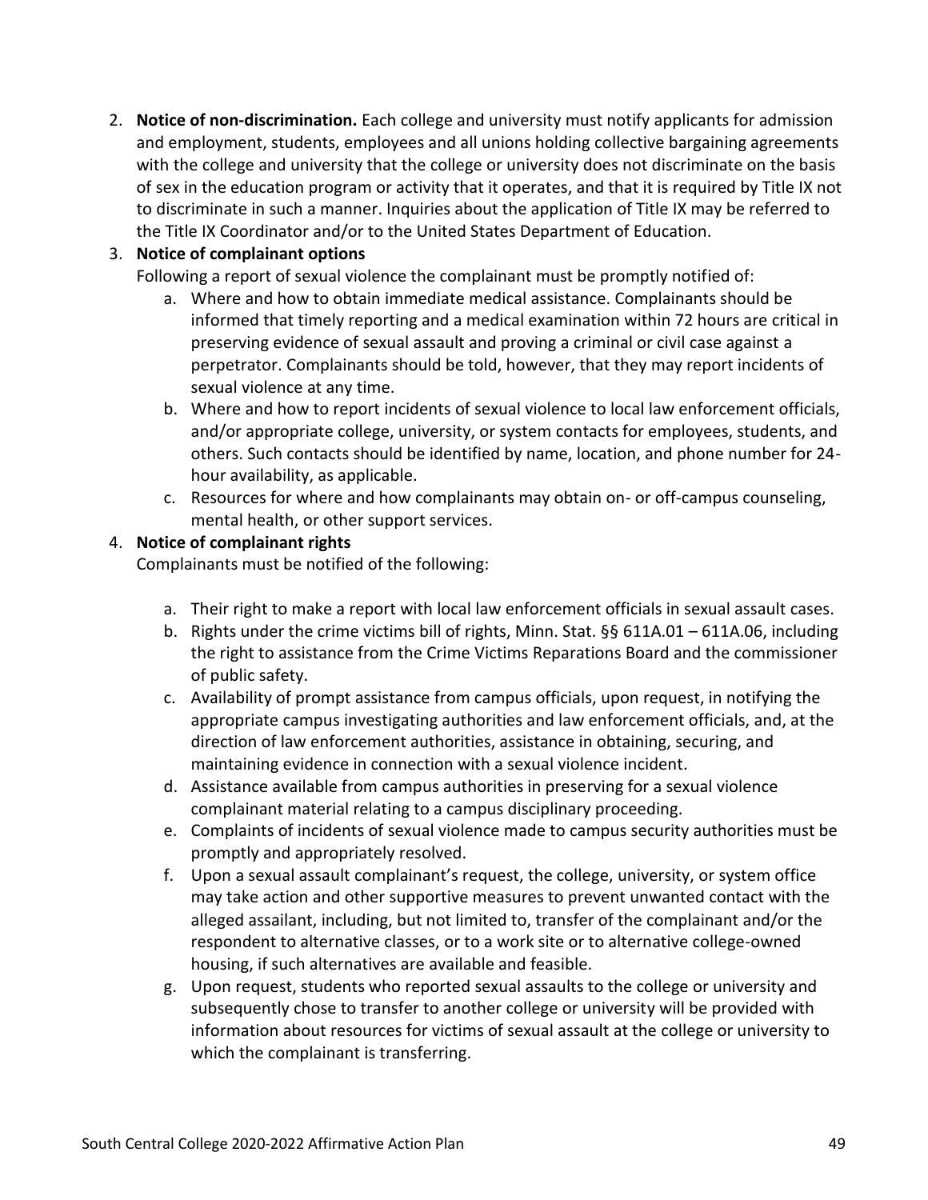2. **Notice of non-discrimination.** Each college and university must notify applicants for admission and employment, students, employees and all unions holding collective bargaining agreements with the college and university that the college or university does not discriminate on the basis of sex in the education program or activity that it operates, and that it is required by Title IX not to discriminate in such a manner. Inquiries about the application of Title IX may be referred to the Title IX Coordinator and/or to the United States Department of Education.
3. **Notice of complainant options**
   Following a report of sexual violence the complainant must be promptly notified of:
   a. Where and how to obtain immediate medical assistance. Complainants should be informed that timely reporting and a medical examination within 72 hours are critical in preserving evidence of sexual assault and proving a criminal or civil case against a perpetrator. Complainants should be told, however, that they may report incidents of sexual violence at any time.
   b. Where and how to report incidents of sexual violence to local law enforcement officials, and/or appropriate college, university, or system contacts for employees, students, and others. Such contacts should be identified by name, location, and phone number for 24-hour availability, as applicable.
   c. Resources for where and how complainants may obtain on- or off-campus counseling, mental health, or other support services.
4. **Notice of complainant rights**
   Complainants must be notified of the following:
   a. Their right to make a report with local law enforcement officials in sexual assault cases.
   b. Rights under the crime victims bill of rights, Minn. Stat. §§ 611A.01 – 611A.06, including the right to assistance from the Crime Victims Reparations Board and the commissioner of public safety.
   c. Availability of prompt assistance from campus officials, upon request, in notifying the appropriate campus investigating authorities and law enforcement officials, and, at the direction of law enforcement authorities, assistance in obtaining, securing, and maintaining evidence in connection with a sexual violence incident.
   d. Assistance available from campus authorities in preserving for a sexual violence complainant material relating to a campus disciplinary proceeding.
   e. Complaints of incidents of sexual violence made to campus security authorities must be promptly and appropriately resolved.
   f. Upon a sexual assault complainant's request, the college, university, or system office may take action and other supportive measures to prevent unwanted contact with the alleged assailant, including, but not limited to, transfer of the complainant and/or the respondent to alternative classes, or to a work site or to alternative college-owned housing, if such alternatives are available and feasible.
   g. Upon request, students who reported sexual assaults to the college or university and subsequently chose to transfer to another college or university will be provided with information about resources for victims of sexual assault at the college or university to which the complainant is transferring.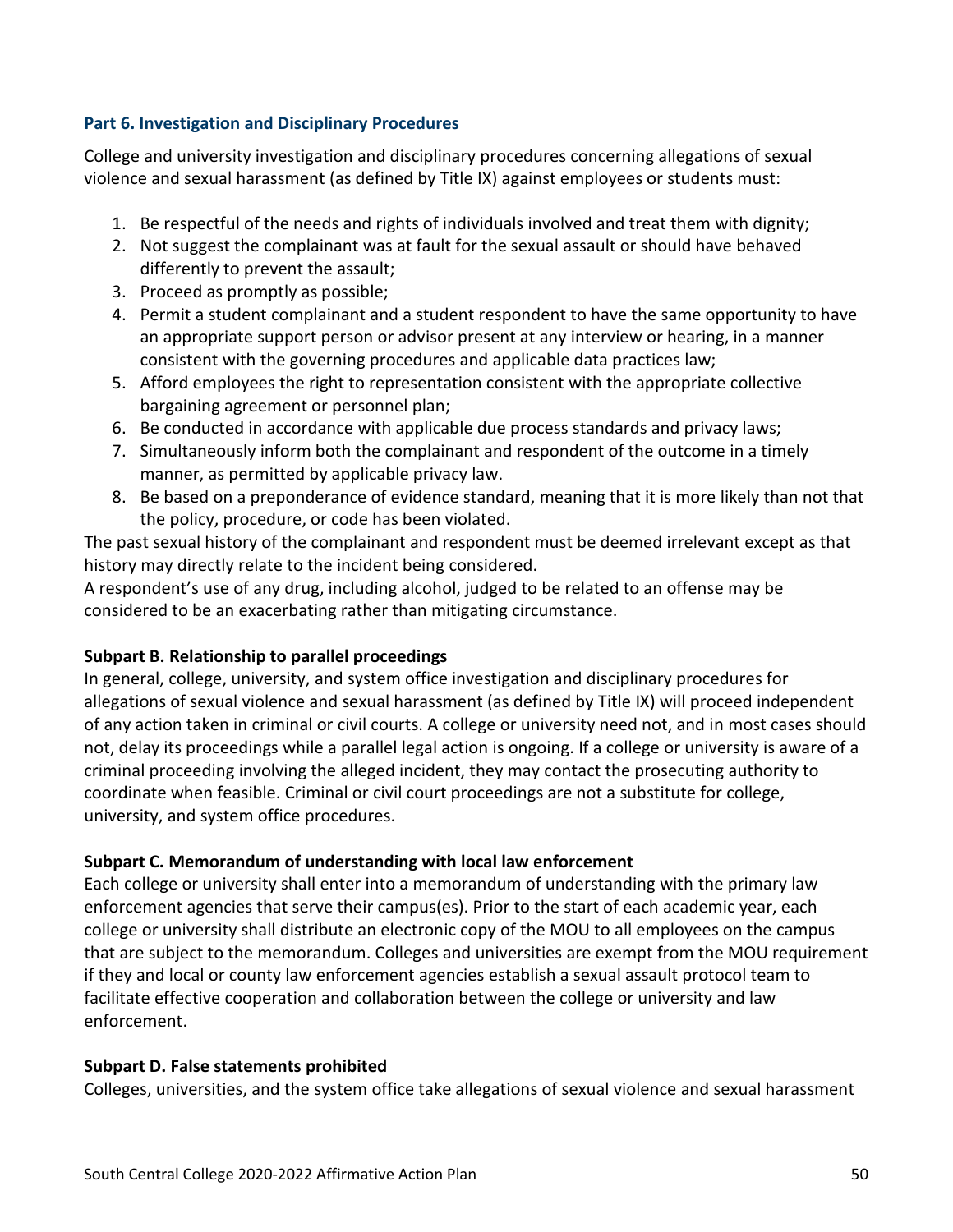### Part 6. Investigation and Disciplinary Procedures

College and university investigation and disciplinary procedures concerning allegations of sexual violence and sexual harassment (as defined by Title IX) against employees or students must:

1. Be respectful of the needs and rights of individuals involved and treat them with dignity;
2. Not suggest the complainant was at fault for the sexual assault or should have behaved differently to prevent the assault;
3. Proceed as promptly as possible;
4. Permit a student complainant and a student respondent to have the same opportunity to have an appropriate support person or advisor present at any interview or hearing, in a manner consistent with the governing procedures and applicable data practices law;
5. Afford employees the right to representation consistent with the appropriate collective bargaining agreement or personnel plan;
6. Be conducted in accordance with applicable due process standards and privacy laws;
7. Simultaneously inform both the complainant and respondent of the outcome in a timely manner, as permitted by applicable privacy law.
8. Be based on a preponderance of evidence standard, meaning that it is more likely than not that the policy, procedure, or code has been violated.

The past sexual history of the complainant and respondent must be deemed irrelevant except as that history may directly relate to the incident being considered.

A respondent's use of any drug, including alcohol, judged to be related to an offense may be considered to be an exacerbating rather than mitigating circumstance.

**Subpart B. Relationship to parallel proceedings**

In general, college, university, and system office investigation and disciplinary procedures for allegations of sexual violence and sexual harassment (as defined by Title IX) will proceed independent of any action taken in criminal or civil courts. A college or university need not, and in most cases should not, delay its proceedings while a parallel legal action is ongoing. If a college or university is aware of a criminal proceeding involving the alleged incident, they may contact the prosecuting authority to coordinate when feasible. Criminal or civil court proceedings are not a substitute for college, university, and system office procedures.

**Subpart C. Memorandum of understanding with local law enforcement**

Each college or university shall enter into a memorandum of understanding with the primary law enforcement agencies that serve their campus(es). Prior to the start of each academic year, each college or university shall distribute an electronic copy of the MOU to all employees on the campus that are subject to the memorandum. Colleges and universities are exempt from the MOU requirement if they and local or county law enforcement agencies establish a sexual assault protocol team to facilitate effective cooperation and collaboration between the college or university and law enforcement.

**Subpart D. False statements prohibited**

Colleges, universities, and the system office take allegations of sexual violence and sexual harassment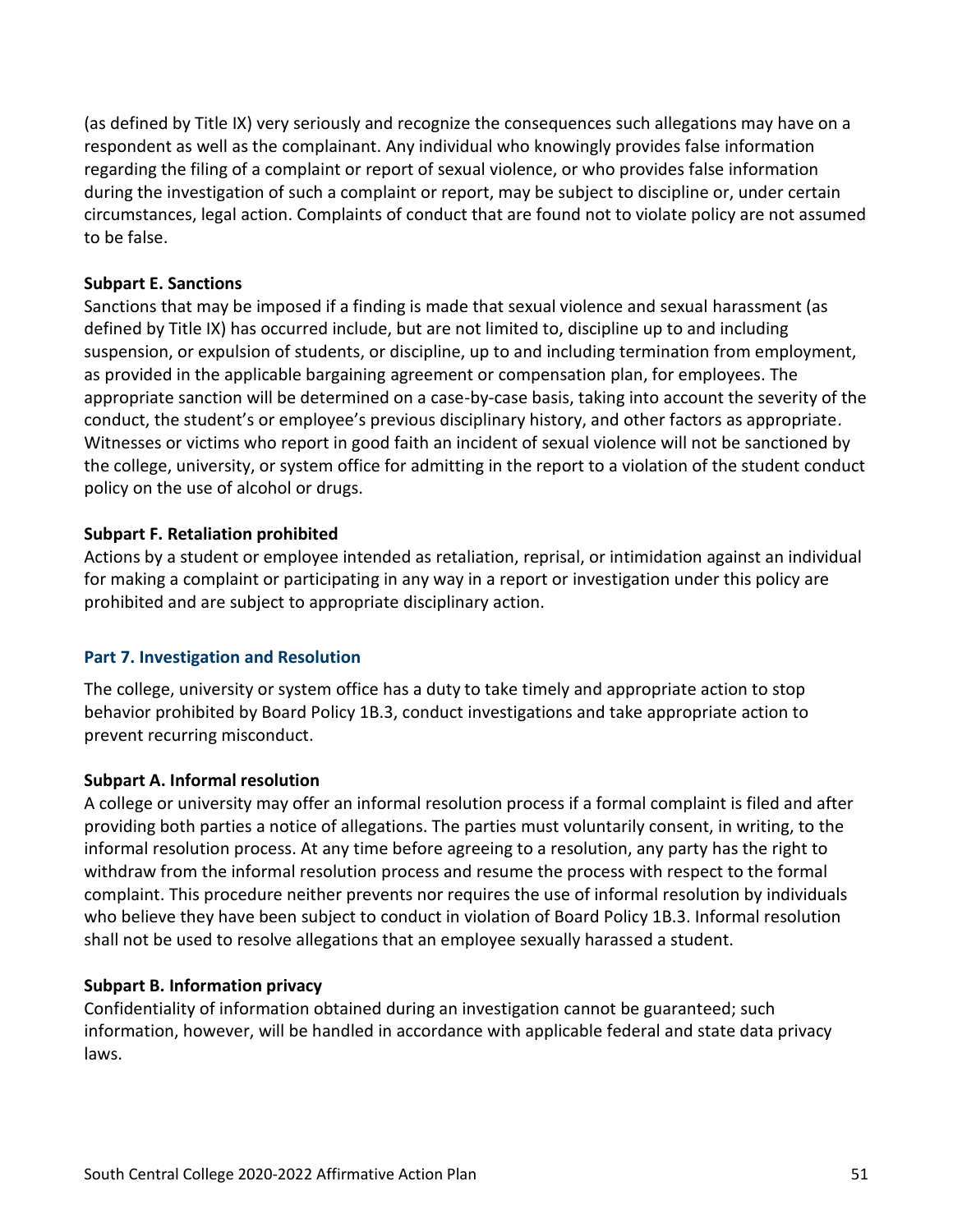(as defined by Title IX) very seriously and recognize the consequences such allegations may have on a respondent as well as the complainant. Any individual who knowingly provides false information regarding the filing of a complaint or report of sexual violence, or who provides false information during the investigation of such a complaint or report, may be subject to discipline or, under certain circumstances, legal action. Complaints of conduct that are found not to violate policy are not assumed to be false.

**Subpart E. Sanctions**
Sanctions that may be imposed if a finding is made that sexual violence and sexual harassment (as defined by Title IX) has occurred include, but are not limited to, discipline up to and including suspension, or expulsion of students, or discipline, up to and including termination from employment, as provided in the applicable bargaining agreement or compensation plan, for employees. The appropriate sanction will be determined on a case-by-case basis, taking into account the severity of the conduct, the student's or employee's previous disciplinary history, and other factors as appropriate. Witnesses or victims who report in good faith an incident of sexual violence will not be sanctioned by the college, university, or system office for admitting in the report to a violation of the student conduct policy on the use of alcohol or drugs.

**Subpart F. Retaliation prohibited**
Actions by a student or employee intended as retaliation, reprisal, or intimidation against an individual for making a complaint or participating in any way in a report or investigation under this policy are prohibited and are subject to appropriate disciplinary action.

## Part 7. Investigation and Resolution

The college, university or system office has a duty to take timely and appropriate action to stop behavior prohibited by Board Policy 1B.3, conduct investigations and take appropriate action to prevent recurring misconduct.

**Subpart A. Informal resolution**
A college or university may offer an informal resolution process if a formal complaint is filed and after providing both parties a notice of allegations. The parties must voluntarily consent, in writing, to the informal resolution process. At any time before agreeing to a resolution, any party has the right to withdraw from the informal resolution process and resume the process with respect to the formal complaint. This procedure neither prevents nor requires the use of informal resolution by individuals who believe they have been subject to conduct in violation of Board Policy 1B.3. Informal resolution shall not be used to resolve allegations that an employee sexually harassed a student.

**Subpart B. Information privacy**
Confidentiality of information obtained during an investigation cannot be guaranteed; such information, however, will be handled in accordance with applicable federal and state data privacy laws.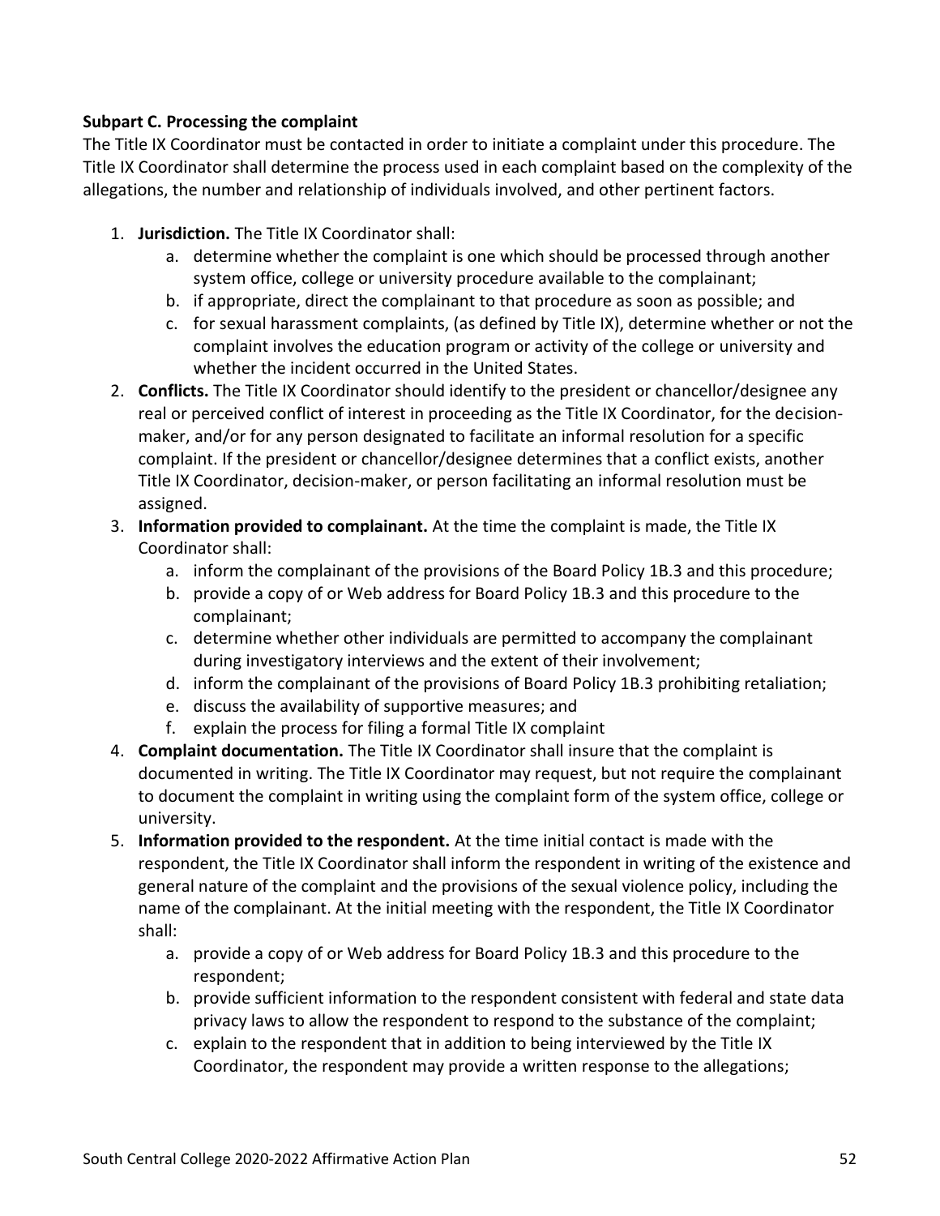**Subpart C. Processing the complaint**

The Title IX Coordinator must be contacted in order to initiate a complaint under this procedure. The Title IX Coordinator shall determine the process used in each complaint based on the complexity of the allegations, the number and relationship of individuals involved, and other pertinent factors.

1. **Jurisdiction.** The Title IX Coordinator shall:
    a. determine whether the complaint is one which should be processed through another system office, college or university procedure available to the complainant;
    b. if appropriate, direct the complainant to that procedure as soon as possible; and
    c. for sexual harassment complaints, (as defined by Title IX), determine whether or not the complaint involves the education program or activity of the college or university and whether the incident occurred in the United States.
2. **Conflicts.** The Title IX Coordinator should identify to the president or chancellor/designee any real or perceived conflict of interest in proceeding as the Title IX Coordinator, for the decision-maker, and/or for any person designated to facilitate an informal resolution for a specific complaint. If the president or chancellor/designee determines that a conflict exists, another Title IX Coordinator, decision-maker, or person facilitating an informal resolution must be assigned.
3. **Information provided to complainant.** At the time the complaint is made, the Title IX Coordinator shall:
    a. inform the complainant of the provisions of the Board Policy 1B.3 and this procedure;
    b. provide a copy of or Web address for Board Policy 1B.3 and this procedure to the complainant;
    c. determine whether other individuals are permitted to accompany the complainant during investigatory interviews and the extent of their involvement;
    d. inform the complainant of the provisions of Board Policy 1B.3 prohibiting retaliation;
    e. discuss the availability of supportive measures; and
    f. explain the process for filing a formal Title IX complaint
4. **Complaint documentation.** The Title IX Coordinator shall insure that the complaint is documented in writing. The Title IX Coordinator may request, but not require the complainant to document the complaint in writing using the complaint form of the system office, college or university.
5. **Information provided to the respondent.** At the time initial contact is made with the respondent, the Title IX Coordinator shall inform the respondent in writing of the existence and general nature of the complaint and the provisions of the sexual violence policy, including the name of the complainant. At the initial meeting with the respondent, the Title IX Coordinator shall:
    a. provide a copy of or Web address for Board Policy 1B.3 and this procedure to the respondent;
    b. provide sufficient information to the respondent consistent with federal and state data privacy laws to allow the respondent to respond to the substance of the complaint;
    c. explain to the respondent that in addition to being interviewed by the Title IX Coordinator, the respondent may provide a written response to the allegations;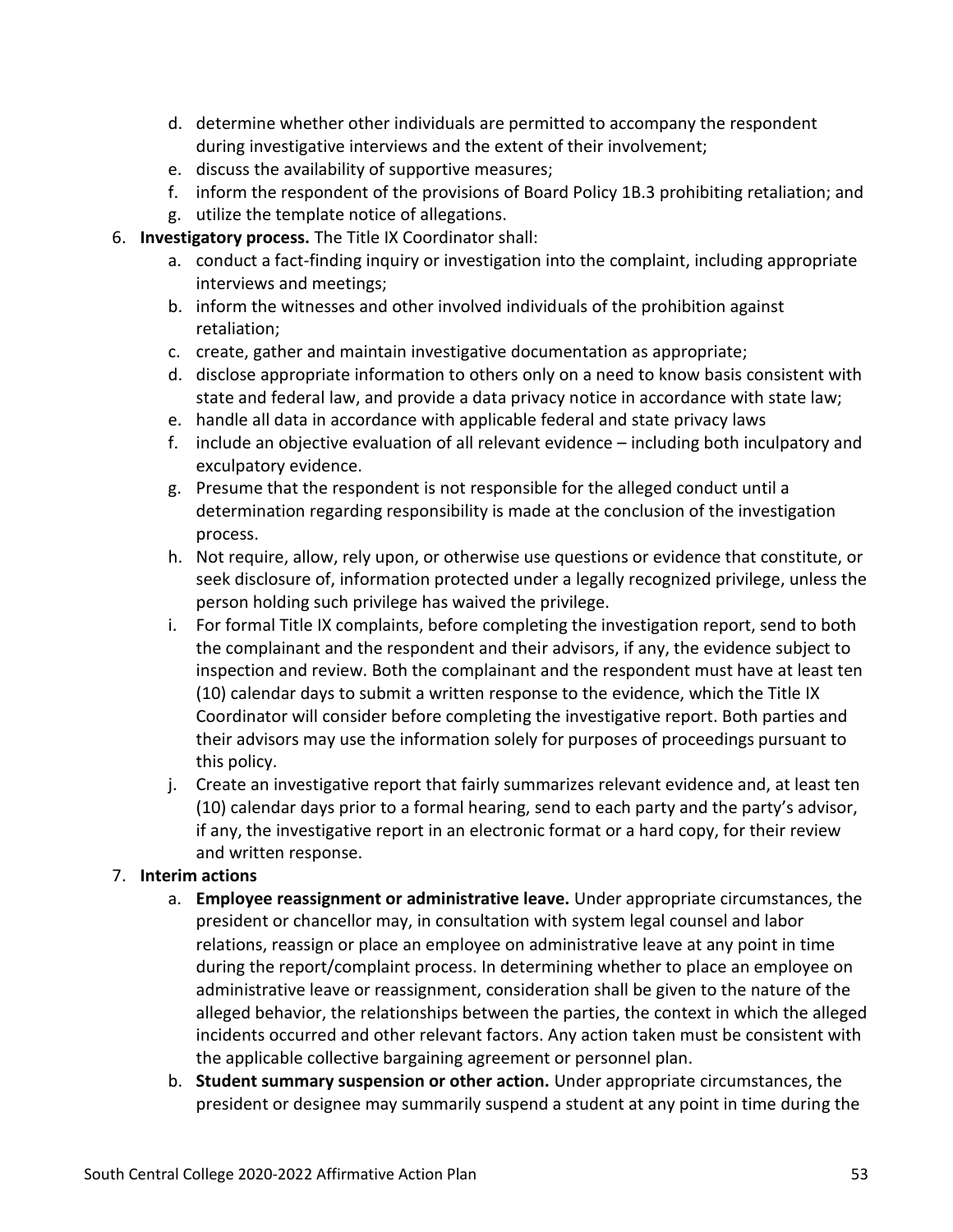d. determine whether other individuals are permitted to accompany the respondent during investigative interviews and the extent of their involvement;
   e. discuss the availability of supportive measures;
   f. inform the respondent of the provisions of Board Policy 1B.3 prohibiting retaliation; and
   g. utilize the template notice of allegations.
6. **Investigatory process.** The Title IX Coordinator shall:
   a. conduct a fact-finding inquiry or investigation into the complaint, including appropriate interviews and meetings;
   b. inform the witnesses and other involved individuals of the prohibition against retaliation;
   c. create, gather and maintain investigative documentation as appropriate;
   d. disclose appropriate information to others only on a need to know basis consistent with state and federal law, and provide a data privacy notice in accordance with state law;
   e. handle all data in accordance with applicable federal and state privacy laws
   f. include an objective evaluation of all relevant evidence – including both inculpatory and exculpatory evidence.
   g. Presume that the respondent is not responsible for the alleged conduct until a determination regarding responsibility is made at the conclusion of the investigation process.
   h. Not require, allow, rely upon, or otherwise use questions or evidence that constitute, or seek disclosure of, information protected under a legally recognized privilege, unless the person holding such privilege has waived the privilege.
   i. For formal Title IX complaints, before completing the investigation report, send to both the complainant and the respondent and their advisors, if any, the evidence subject to inspection and review. Both the complainant and the respondent must have at least ten (10) calendar days to submit a written response to the evidence, which the Title IX Coordinator will consider before completing the investigative report. Both parties and their advisors may use the information solely for purposes of proceedings pursuant to this policy.
   j. Create an investigative report that fairly summarizes relevant evidence and, at least ten (10) calendar days prior to a formal hearing, send to each party and the party's advisor, if any, the investigative report in an electronic format or a hard copy, for their review and written response.
7. **Interim actions**
   a. **Employee reassignment or administrative leave.** Under appropriate circumstances, the president or chancellor may, in consultation with system legal counsel and labor relations, reassign or place an employee on administrative leave at any point in time during the report/complaint process. In determining whether to place an employee on administrative leave or reassignment, consideration shall be given to the nature of the alleged behavior, the relationships between the parties, the context in which the alleged incidents occurred and other relevant factors. Any action taken must be consistent with the applicable collective bargaining agreement or personnel plan.
   b. **Student summary suspension or other action.** Under appropriate circumstances, the president or designee may summarily suspend a student at any point in time during the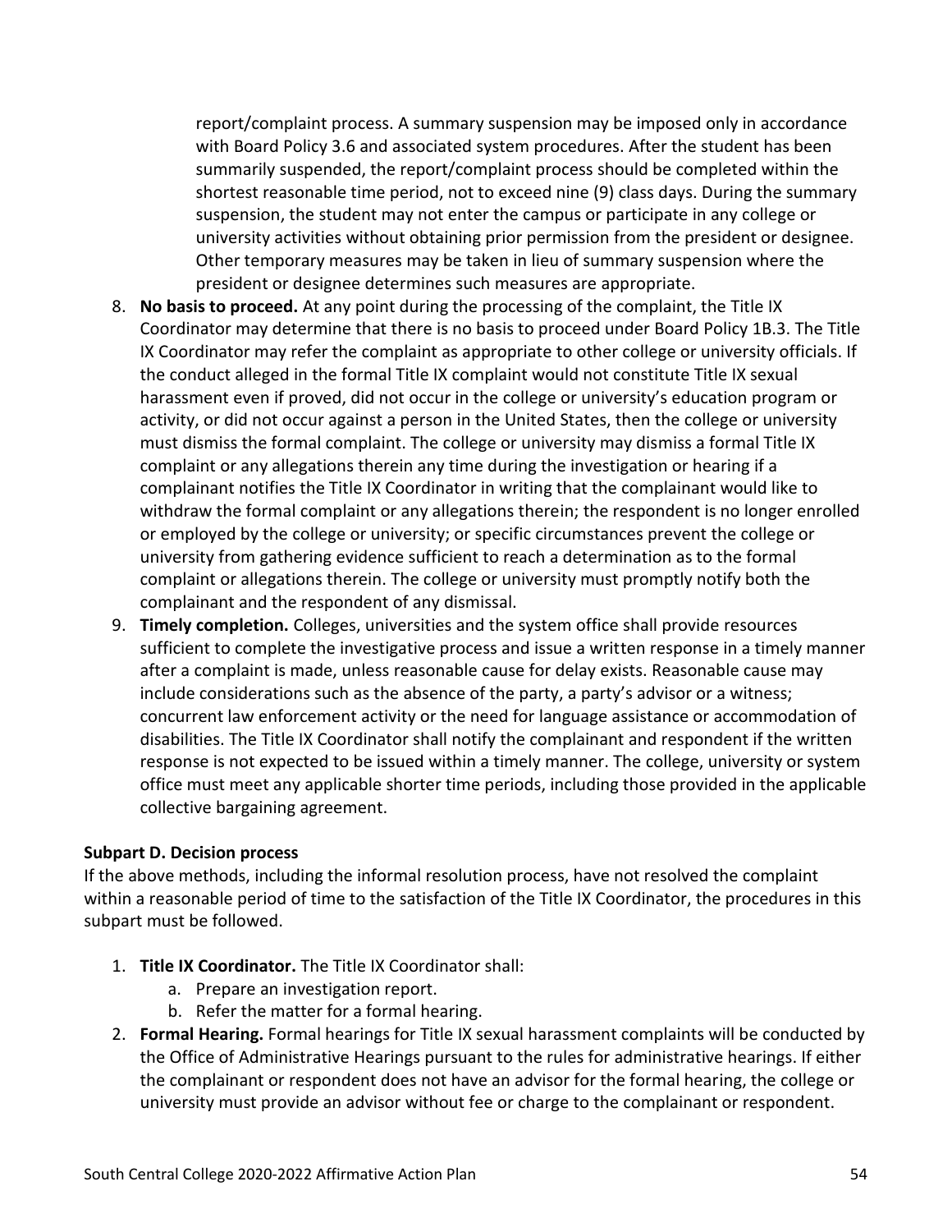report/complaint process. A summary suspension may be imposed only in accordance with Board Policy 3.6 and associated system procedures. After the student has been summarily suspended, the report/complaint process should be completed within the shortest reasonable time period, not to exceed nine (9) class days. During the summary suspension, the student may not enter the campus or participate in any college or university activities without obtaining prior permission from the president or designee. Other temporary measures may be taken in lieu of summary suspension where the president or designee determines such measures are appropriate.

8. **No basis to proceed.** At any point during the processing of the complaint, the Title IX Coordinator may determine that there is no basis to proceed under Board Policy 1B.3. The Title IX Coordinator may refer the complaint as appropriate to other college or university officials. If the conduct alleged in the formal Title IX complaint would not constitute Title IX sexual harassment even if proved, did not occur in the college or university's education program or activity, or did not occur against a person in the United States, then the college or university must dismiss the formal complaint. The college or university may dismiss a formal Title IX complaint or any allegations therein any time during the investigation or hearing if a complainant notifies the Title IX Coordinator in writing that the complainant would like to withdraw the formal complaint or any allegations therein; the respondent is no longer enrolled or employed by the college or university; or specific circumstances prevent the college or university from gathering evidence sufficient to reach a determination as to the formal complaint or allegations therein. The college or university must promptly notify both the complainant and the respondent of any dismissal.
9. **Timely completion.** Colleges, universities and the system office shall provide resources sufficient to complete the investigative process and issue a written response in a timely manner after a complaint is made, unless reasonable cause for delay exists. Reasonable cause may include considerations such as the absence of the party, a party's advisor or a witness; concurrent law enforcement activity or the need for language assistance or accommodation of disabilities. The Title IX Coordinator shall notify the complainant and respondent if the written response is not expected to be issued within a timely manner. The college, university or system office must meet any applicable shorter time periods, including those provided in the applicable collective bargaining agreement.

**Subpart D. Decision process**

If the above methods, including the informal resolution process, have not resolved the complaint within a reasonable period of time to the satisfaction of the Title IX Coordinator, the procedures in this subpart must be followed.

1. **Title IX Coordinator.** The Title IX Coordinator shall:
    a. Prepare an investigation report.
    b. Refer the matter for a formal hearing.
2. **Formal Hearing.** Formal hearings for Title IX sexual harassment complaints will be conducted by the Office of Administrative Hearings pursuant to the rules for administrative hearings. If either the complainant or respondent does not have an advisor for the formal hearing, the college or university must provide an advisor without fee or charge to the complainant or respondent.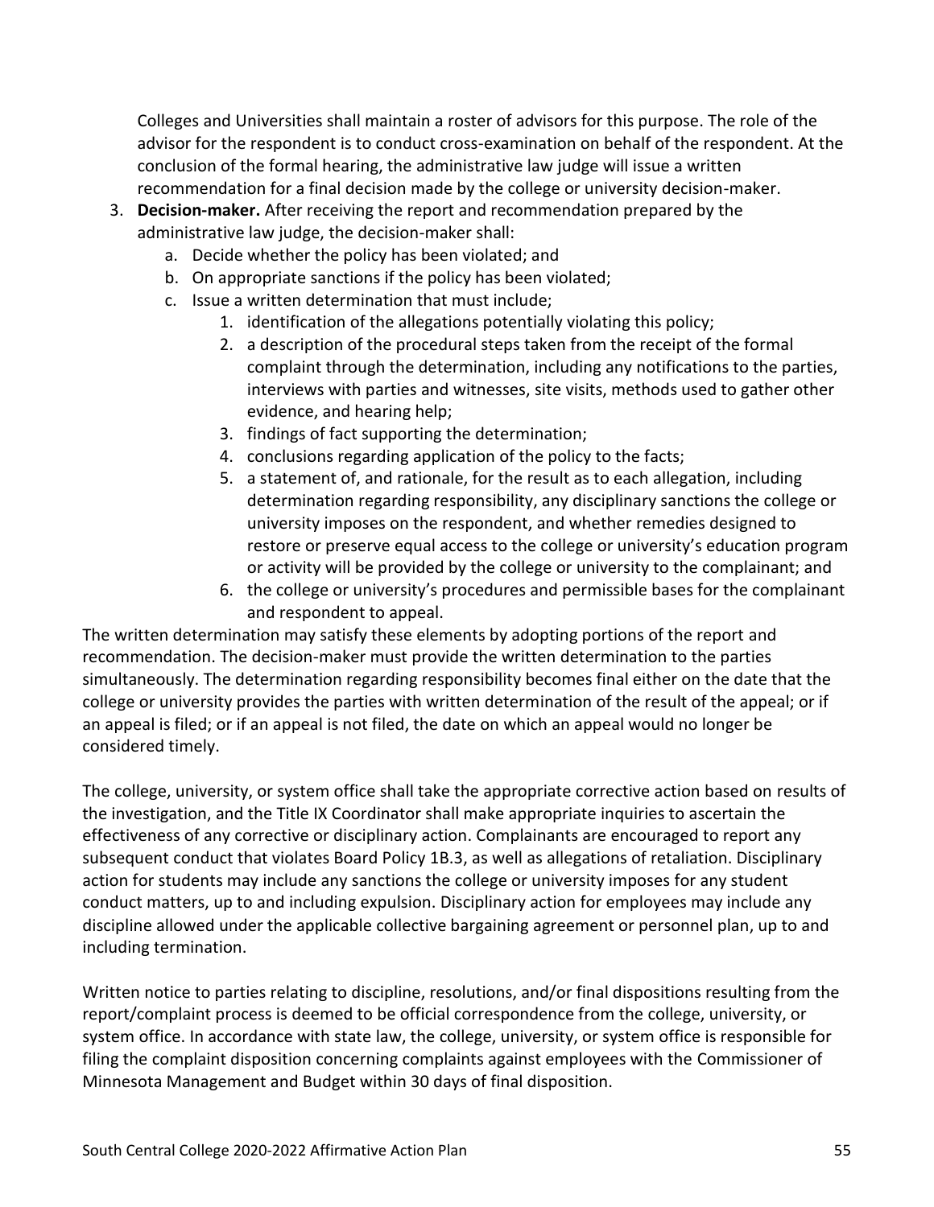Colleges and Universities shall maintain a roster of advisors for this purpose. The role of the advisor for the respondent is to conduct cross-examination on behalf of the respondent. At the conclusion of the formal hearing, the administrative law judge will issue a written recommendation for a final decision made by the college or university decision-maker.

3. **Decision-maker.** After receiving the report and recommendation prepared by the administrative law judge, the decision-maker shall:
    a. Decide whether the policy has been violated; and
    b. On appropriate sanctions if the policy has been violated;
    c. Issue a written determination that must include;
        1. identification of the allegations potentially violating this policy;
        2. a description of the procedural steps taken from the receipt of the formal complaint through the determination, including any notifications to the parties, interviews with parties and witnesses, site visits, methods used to gather other evidence, and hearing help;
        3. findings of fact supporting the determination;
        4. conclusions regarding application of the policy to the facts;
        5. a statement of, and rationale, for the result as to each allegation, including determination regarding responsibility, any disciplinary sanctions the college or university imposes on the respondent, and whether remedies designed to restore or preserve equal access to the college or university's education program or activity will be provided by the college or university to the complainant; and
        6. the college or university's procedures and permissible bases for the complainant and respondent to appeal.

The written determination may satisfy these elements by adopting portions of the report and recommendation. The decision-maker must provide the written determination to the parties simultaneously. The determination regarding responsibility becomes final either on the date that the college or university provides the parties with written determination of the result of the appeal; or if an appeal is filed; or if an appeal is not filed, the date on which an appeal would no longer be considered timely.

The college, university, or system office shall take the appropriate corrective action based on results of the investigation, and the Title IX Coordinator shall make appropriate inquiries to ascertain the effectiveness of any corrective or disciplinary action. Complainants are encouraged to report any subsequent conduct that violates Board Policy 1B.3, as well as allegations of retaliation. Disciplinary action for students may include any sanctions the college or university imposes for any student conduct matters, up to and including expulsion. Disciplinary action for employees may include any discipline allowed under the applicable collective bargaining agreement or personnel plan, up to and including termination.

Written notice to parties relating to discipline, resolutions, and/or final dispositions resulting from the report/complaint process is deemed to be official correspondence from the college, university, or system office. In accordance with state law, the college, university, or system office is responsible for filing the complaint disposition concerning complaints against employees with the Commissioner of Minnesota Management and Budget within 30 days of final disposition.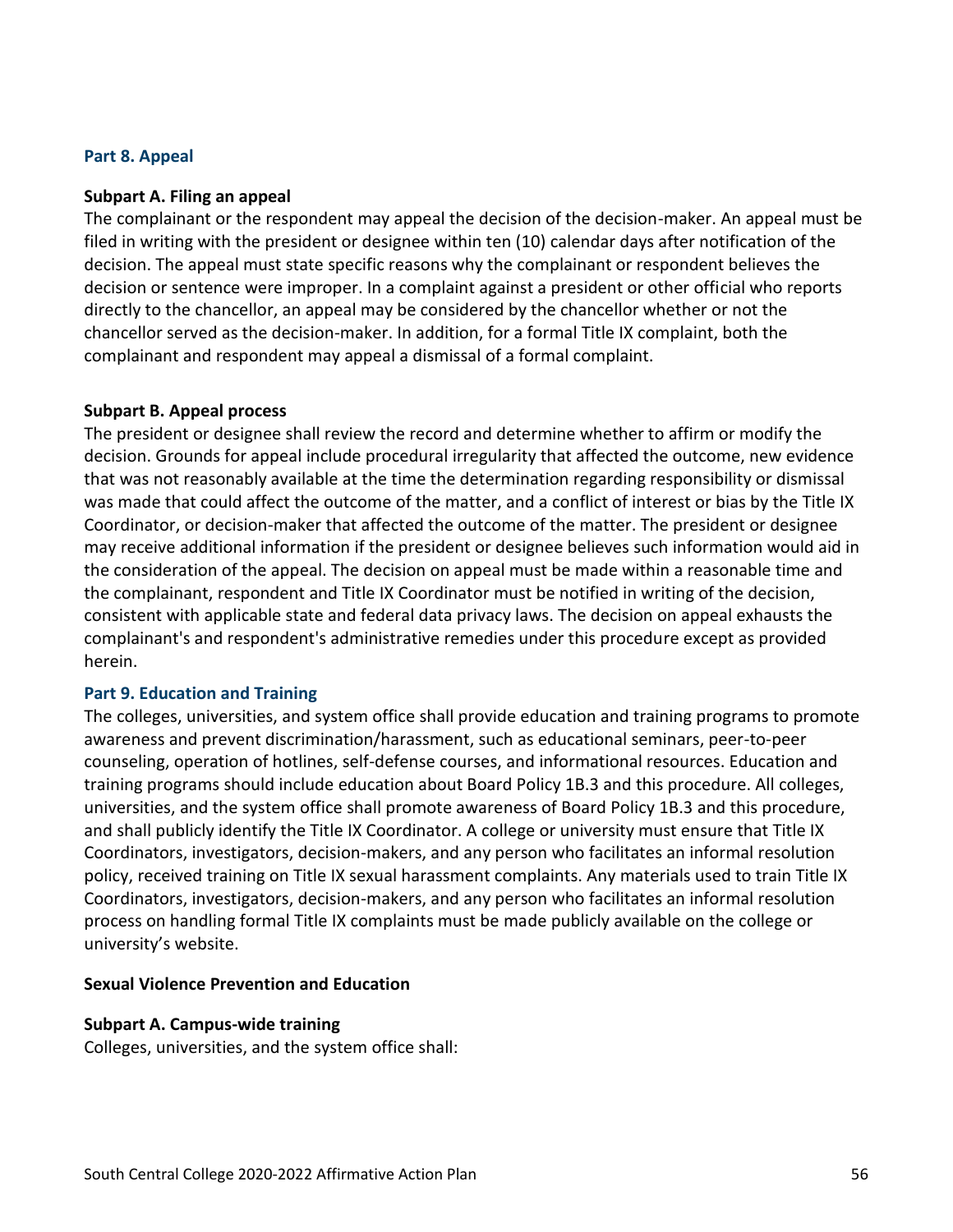### Part 8. Appeal

**Subpart A. Filing an appeal**

The complainant or the respondent may appeal the decision of the decision-maker. An appeal must be filed in writing with the president or designee within ten (10) calendar days after notification of the decision. The appeal must state specific reasons why the complainant or respondent believes the decision or sentence were improper. In a complaint against a president or other official who reports directly to the chancellor, an appeal may be considered by the chancellor whether or not the chancellor served as the decision-maker. In addition, for a formal Title IX complaint, both the complainant and respondent may appeal a dismissal of a formal complaint.

**Subpart B. Appeal process**

The president or designee shall review the record and determine whether to affirm or modify the decision. Grounds for appeal include procedural irregularity that affected the outcome, new evidence that was not reasonably available at the time the determination regarding responsibility or dismissal was made that could affect the outcome of the matter, and a conflict of interest or bias by the Title IX Coordinator, or decision-maker that affected the outcome of the matter. The president or designee may receive additional information if the president or designee believes such information would aid in the consideration of the appeal. The decision on appeal must be made within a reasonable time and the complainant, respondent and Title IX Coordinator must be notified in writing of the decision, consistent with applicable state and federal data privacy laws. The decision on appeal exhausts the complainant's and respondent's administrative remedies under this procedure except as provided herein.

### Part 9. Education and Training

The colleges, universities, and system office shall provide education and training programs to promote awareness and prevent discrimination/harassment, such as educational seminars, peer-to-peer counseling, operation of hotlines, self-defense courses, and informational resources. Education and training programs should include education about Board Policy 1B.3 and this procedure. All colleges, universities, and the system office shall promote awareness of Board Policy 1B.3 and this procedure, and shall publicly identify the Title IX Coordinator. A college or university must ensure that Title IX Coordinators, investigators, decision-makers, and any person who facilitates an informal resolution policy, received training on Title IX sexual harassment complaints. Any materials used to train Title IX Coordinators, investigators, decision-makers, and any person who facilitates an informal resolution process on handling formal Title IX complaints must be made publicly available on the college or university's website.

**Sexual Violence Prevention and Education**

**Subpart A. Campus-wide training**

Colleges, universities, and the system office shall: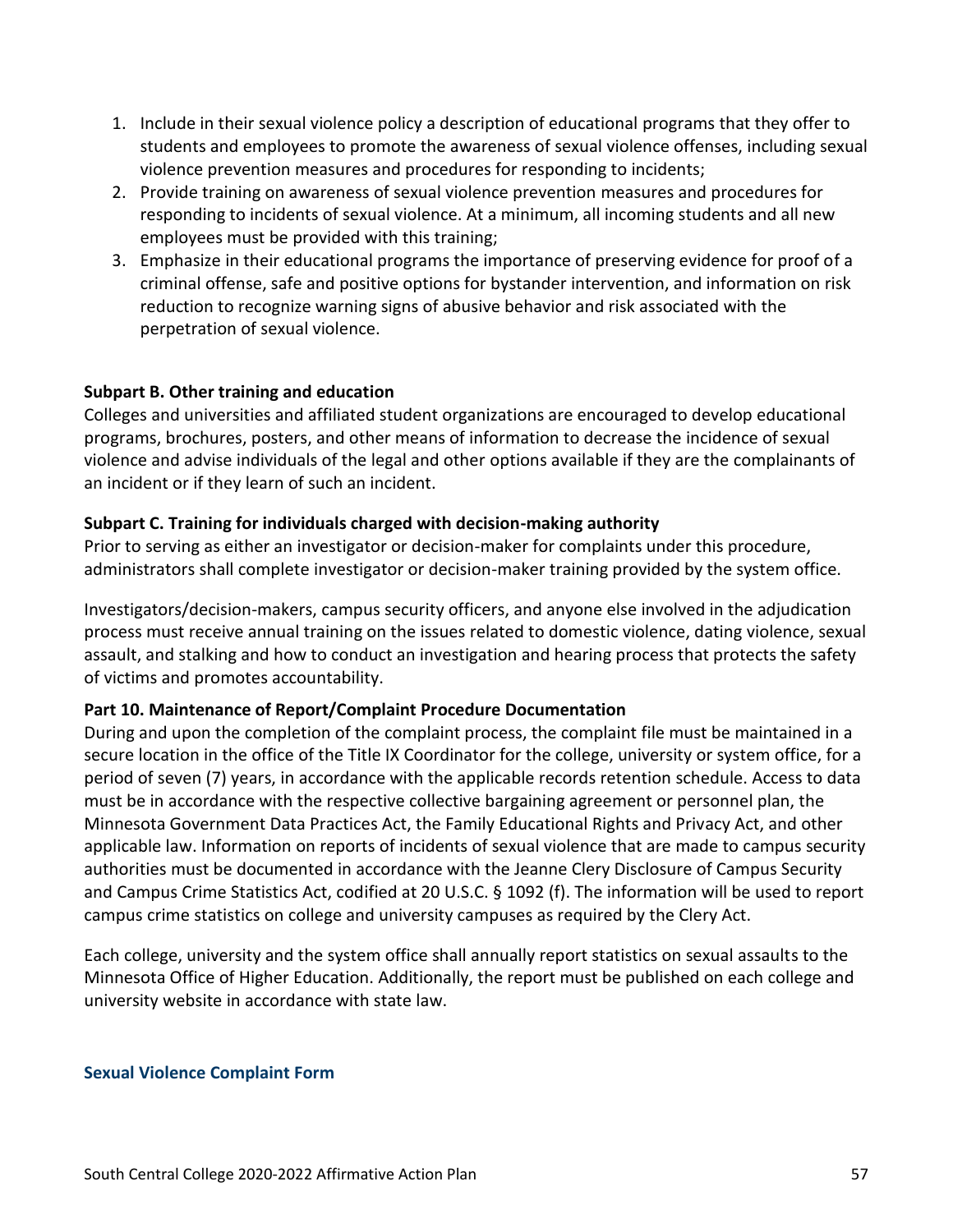1. Include in their sexual violence policy a description of educational programs that they offer to students and employees to promote the awareness of sexual violence offenses, including sexual violence prevention measures and procedures for responding to incidents;
2. Provide training on awareness of sexual violence prevention measures and procedures for responding to incidents of sexual violence. At a minimum, all incoming students and all new employees must be provided with this training;
3. Emphasize in their educational programs the importance of preserving evidence for proof of a criminal offense, safe and positive options for bystander intervention, and information on risk reduction to recognize warning signs of abusive behavior and risk associated with the perpetration of sexual violence.

**Subpart B. Other training and education**

Colleges and universities and affiliated student organizations are encouraged to develop educational programs, brochures, posters, and other means of information to decrease the incidence of sexual violence and advise individuals of the legal and other options available if they are the complainants of an incident or if they learn of such an incident.

**Subpart C. Training for individuals charged with decision-making authority**

Prior to serving as either an investigator or decision-maker for complaints under this procedure, administrators shall complete investigator or decision-maker training provided by the system office.

Investigators/decision-makers, campus security officers, and anyone else involved in the adjudication process must receive annual training on the issues related to domestic violence, dating violence, sexual assault, and stalking and how to conduct an investigation and hearing process that protects the safety of victims and promotes accountability.

**Part 10. Maintenance of Report/Complaint Procedure Documentation**

During and upon the completion of the complaint process, the complaint file must be maintained in a secure location in the office of the Title IX Coordinator for the college, university or system office, for a period of seven (7) years, in accordance with the applicable records retention schedule. Access to data must be in accordance with the respective collective bargaining agreement or personnel plan, the Minnesota Government Data Practices Act, the Family Educational Rights and Privacy Act, and other applicable law. Information on reports of incidents of sexual violence that are made to campus security authorities must be documented in accordance with the Jeanne Clery Disclosure of Campus Security and Campus Crime Statistics Act, codified at 20 U.S.C. § 1092 (f). The information will be used to report campus crime statistics on college and university campuses as required by the Clery Act.

Each college, university and the system office shall annually report statistics on sexual assaults to the Minnesota Office of Higher Education. Additionally, the report must be published on each college and university website in accordance with state law.

**Sexual Violence Complaint Form**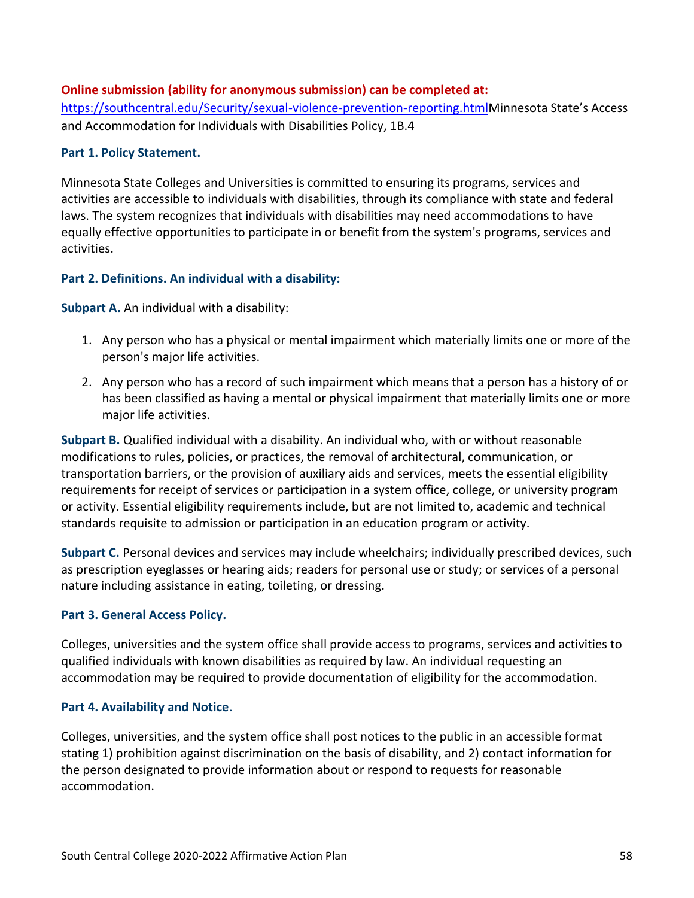**Online submission (ability for anonymous submission) can be completed at:**
https://southcentral.edu/Security/sexual-violence-prevention-reporting.htmlMinnesota State's Access and Accommodation for Individuals with Disabilities Policy, 1B.4

**Part 1. Policy Statement.**

Minnesota State Colleges and Universities is committed to ensuring its programs, services and activities are accessible to individuals with disabilities, through its compliance with state and federal laws. The system recognizes that individuals with disabilities may need accommodations to have equally effective opportunities to participate in or benefit from the system's programs, services and activities.

**Part 2. Definitions. An individual with a disability:**

**Subpart A.** An individual with a disability:

1. Any person who has a physical or mental impairment which materially limits one or more of the person's major life activities.
2. Any person who has a record of such impairment which means that a person has a history of or has been classified as having a mental or physical impairment that materially limits one or more major life activities.

**Subpart B.** Qualified individual with a disability. An individual who, with or without reasonable modifications to rules, policies, or practices, the removal of architectural, communication, or transportation barriers, or the provision of auxiliary aids and services, meets the essential eligibility requirements for receipt of services or participation in a system office, college, or university program or activity. Essential eligibility requirements include, but are not limited to, academic and technical standards requisite to admission or participation in an education program or activity.

**Subpart C.** Personal devices and services may include wheelchairs; individually prescribed devices, such as prescription eyeglasses or hearing aids; readers for personal use or study; or services of a personal nature including assistance in eating, toileting, or dressing.

**Part 3. General Access Policy.**

Colleges, universities and the system office shall provide access to programs, services and activities to qualified individuals with known disabilities as required by law. An individual requesting an accommodation may be required to provide documentation of eligibility for the accommodation.

**Part 4. Availability and Notice**.

Colleges, universities, and the system office shall post notices to the public in an accessible format stating 1) prohibition against discrimination on the basis of disability, and 2) contact information for the person designated to provide information about or respond to requests for reasonable accommodation.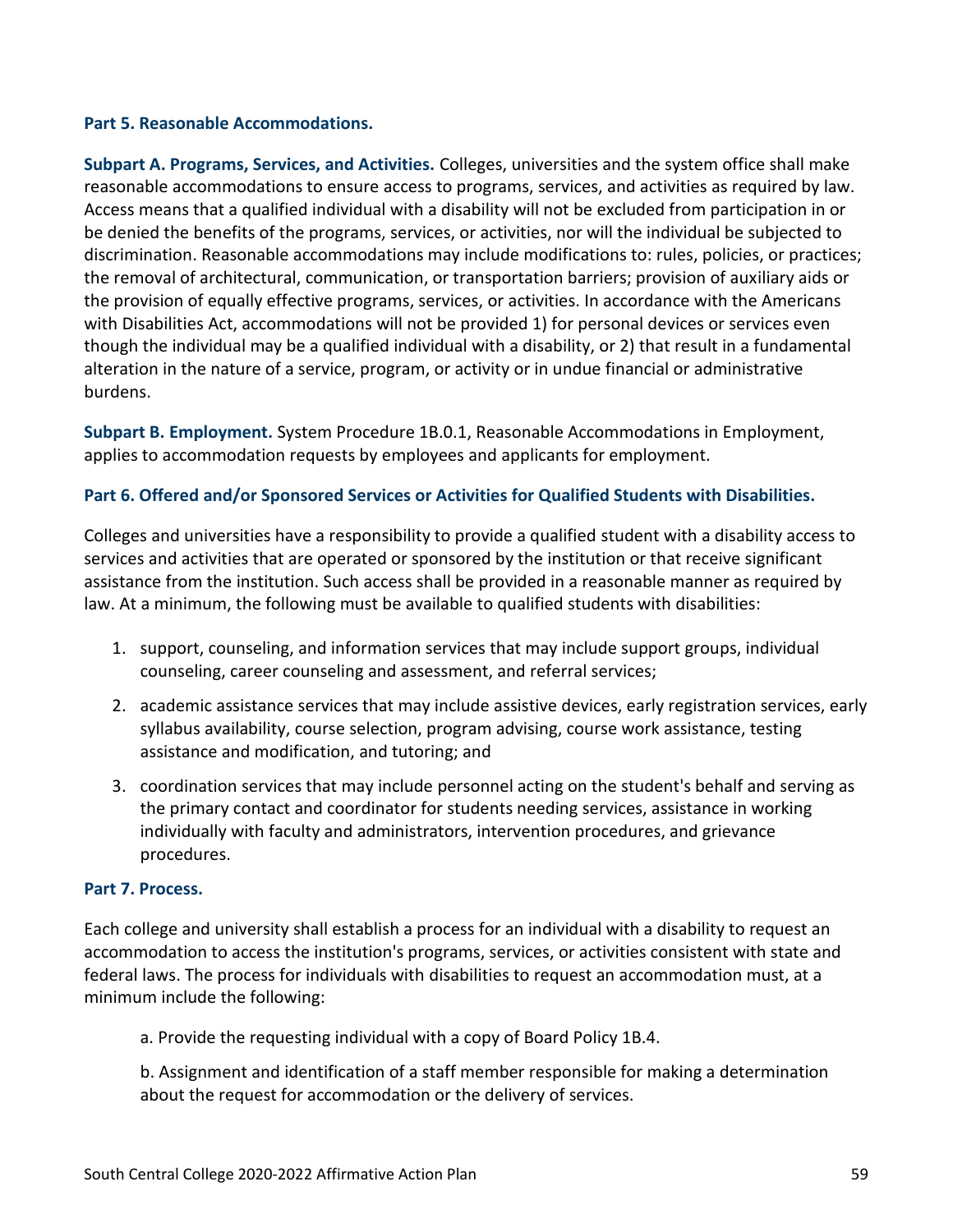### Part 5. Reasonable Accommodations.

**Subpart A. Programs, Services, and Activities.** Colleges, universities and the system office shall make reasonable accommodations to ensure access to programs, services, and activities as required by law. Access means that a qualified individual with a disability will not be excluded from participation in or be denied the benefits of the programs, services, or activities, nor will the individual be subjected to discrimination. Reasonable accommodations may include modifications to: rules, policies, or practices; the removal of architectural, communication, or transportation barriers; provision of auxiliary aids or the provision of equally effective programs, services, or activities. In accordance with the Americans with Disabilities Act, accommodations will not be provided 1) for personal devices or services even though the individual may be a qualified individual with a disability, or 2) that result in a fundamental alteration in the nature of a service, program, or activity or in undue financial or administrative burdens.

**Subpart B. Employment.** System Procedure 1B.0.1, Reasonable Accommodations in Employment, applies to accommodation requests by employees and applicants for employment.

### Part 6. Offered and/or Sponsored Services or Activities for Qualified Students with Disabilities.

Colleges and universities have a responsibility to provide a qualified student with a disability access to services and activities that are operated or sponsored by the institution or that receive significant assistance from the institution. Such access shall be provided in a reasonable manner as required by law. At a minimum, the following must be available to qualified students with disabilities:

1. support, counseling, and information services that may include support groups, individual counseling, career counseling and assessment, and referral services;
2. academic assistance services that may include assistive devices, early registration services, early syllabus availability, course selection, program advising, course work assistance, testing assistance and modification, and tutoring; and
3. coordination services that may include personnel acting on the student's behalf and serving as the primary contact and coordinator for students needing services, assistance in working individually with faculty and administrators, intervention procedures, and grievance procedures.

### Part 7. Process.

Each college and university shall establish a process for an individual with a disability to request an accommodation to access the institution's programs, services, or activities consistent with state and federal laws. The process for individuals with disabilities to request an accommodation must, at a minimum include the following:

a. Provide the requesting individual with a copy of Board Policy 1B.4.

b. Assignment and identification of a staff member responsible for making a determination about the request for accommodation or the delivery of services.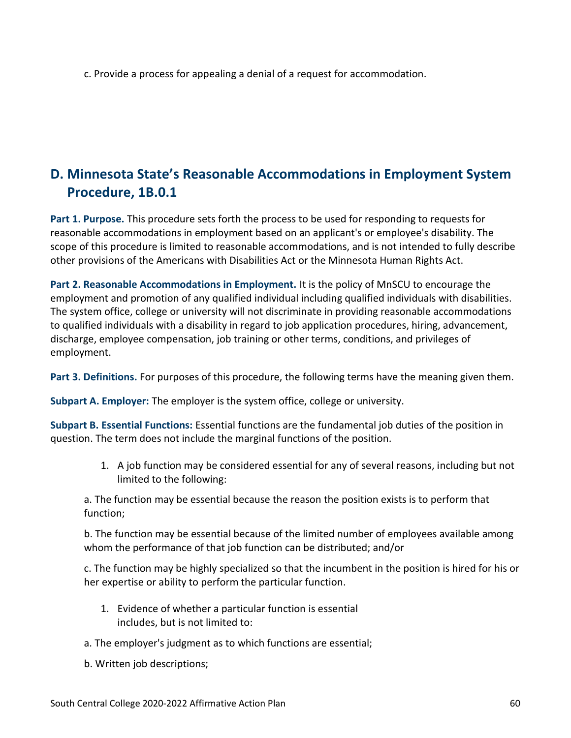c. Provide a process for appealing a denial of a request for accommodation.

## D. Minnesota State's Reasonable Accommodations in Employment System Procedure, 1B.0.1

**Part 1. Purpose.** This procedure sets forth the process to be used for responding to requests for reasonable accommodations in employment based on an applicant's or employee's disability. The scope of this procedure is limited to reasonable accommodations, and is not intended to fully describe other provisions of the Americans with Disabilities Act or the Minnesota Human Rights Act.

**Part 2. Reasonable Accommodations in Employment.** It is the policy of MnSCU to encourage the employment and promotion of any qualified individual including qualified individuals with disabilities. The system office, college or university will not discriminate in providing reasonable accommodations to qualified individuals with a disability in regard to job application procedures, hiring, advancement, discharge, employee compensation, job training or other terms, conditions, and privileges of employment.

**Part 3. Definitions.** For purposes of this procedure, the following terms have the meaning given them.

**Subpart A. Employer:** The employer is the system office, college or university.

**Subpart B. Essential Functions:** Essential functions are the fundamental job duties of the position in question. The term does not include the marginal functions of the position.

1. A job function may be considered essential for any of several reasons, including but not limited to the following:

a. The function may be essential because the reason the position exists is to perform that function;

b. The function may be essential because of the limited number of employees available among whom the performance of that job function can be distributed; and/or

c. The function may be highly specialized so that the incumbent in the position is hired for his or her expertise or ability to perform the particular function.

1. Evidence of whether a particular function is essential includes, but is not limited to:

a. The employer's judgment as to which functions are essential;

b. Written job descriptions;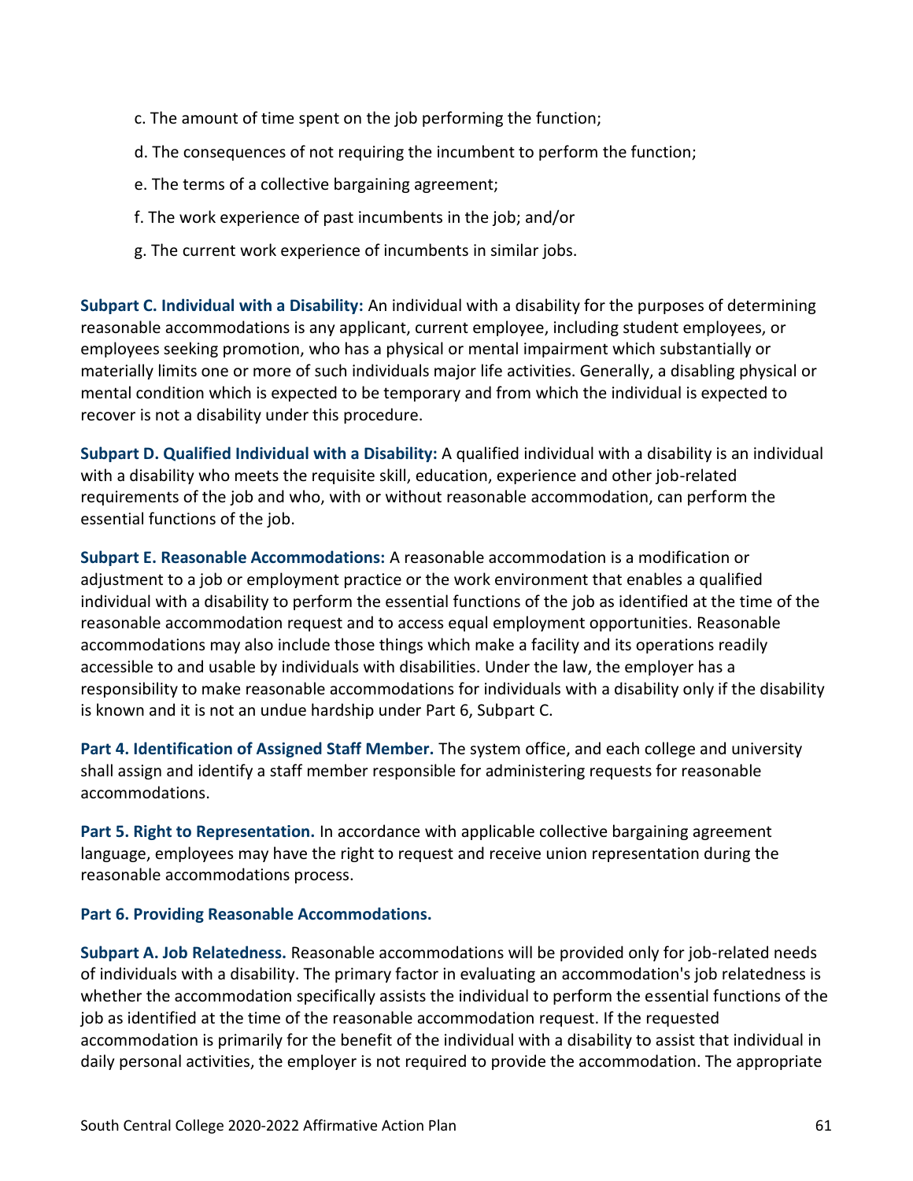c. The amount of time spent on the job performing the function;

d. The consequences of not requiring the incumbent to perform the function;

e. The terms of a collective bargaining agreement;

f. The work experience of past incumbents in the job; and/or

g. The current work experience of incumbents in similar jobs.

**Subpart C. Individual with a Disability:** An individual with a disability for the purposes of determining reasonable accommodations is any applicant, current employee, including student employees, or employees seeking promotion, who has a physical or mental impairment which substantially or materially limits one or more of such individuals major life activities. Generally, a disabling physical or mental condition which is expected to be temporary and from which the individual is expected to recover is not a disability under this procedure.

**Subpart D. Qualified Individual with a Disability:** A qualified individual with a disability is an individual with a disability who meets the requisite skill, education, experience and other job-related requirements of the job and who, with or without reasonable accommodation, can perform the essential functions of the job.

**Subpart E. Reasonable Accommodations:** A reasonable accommodation is a modification or adjustment to a job or employment practice or the work environment that enables a qualified individual with a disability to perform the essential functions of the job as identified at the time of the reasonable accommodation request and to access equal employment opportunities. Reasonable accommodations may also include those things which make a facility and its operations readily accessible to and usable by individuals with disabilities. Under the law, the employer has a responsibility to make reasonable accommodations for individuals with a disability only if the disability is known and it is not an undue hardship under Part 6, Subpart C.

**Part 4. Identification of Assigned Staff Member.** The system office, and each college and university shall assign and identify a staff member responsible for administering requests for reasonable accommodations.

**Part 5. Right to Representation.** In accordance with applicable collective bargaining agreement language, employees may have the right to request and receive union representation during the reasonable accommodations process.

**Part 6. Providing Reasonable Accommodations.**

**Subpart A. Job Relatedness.** Reasonable accommodations will be provided only for job-related needs of individuals with a disability. The primary factor in evaluating an accommodation's job relatedness is whether the accommodation specifically assists the individual to perform the essential functions of the job as identified at the time of the reasonable accommodation request. If the requested accommodation is primarily for the benefit of the individual with a disability to assist that individual in daily personal activities, the employer is not required to provide the accommodation. The appropriate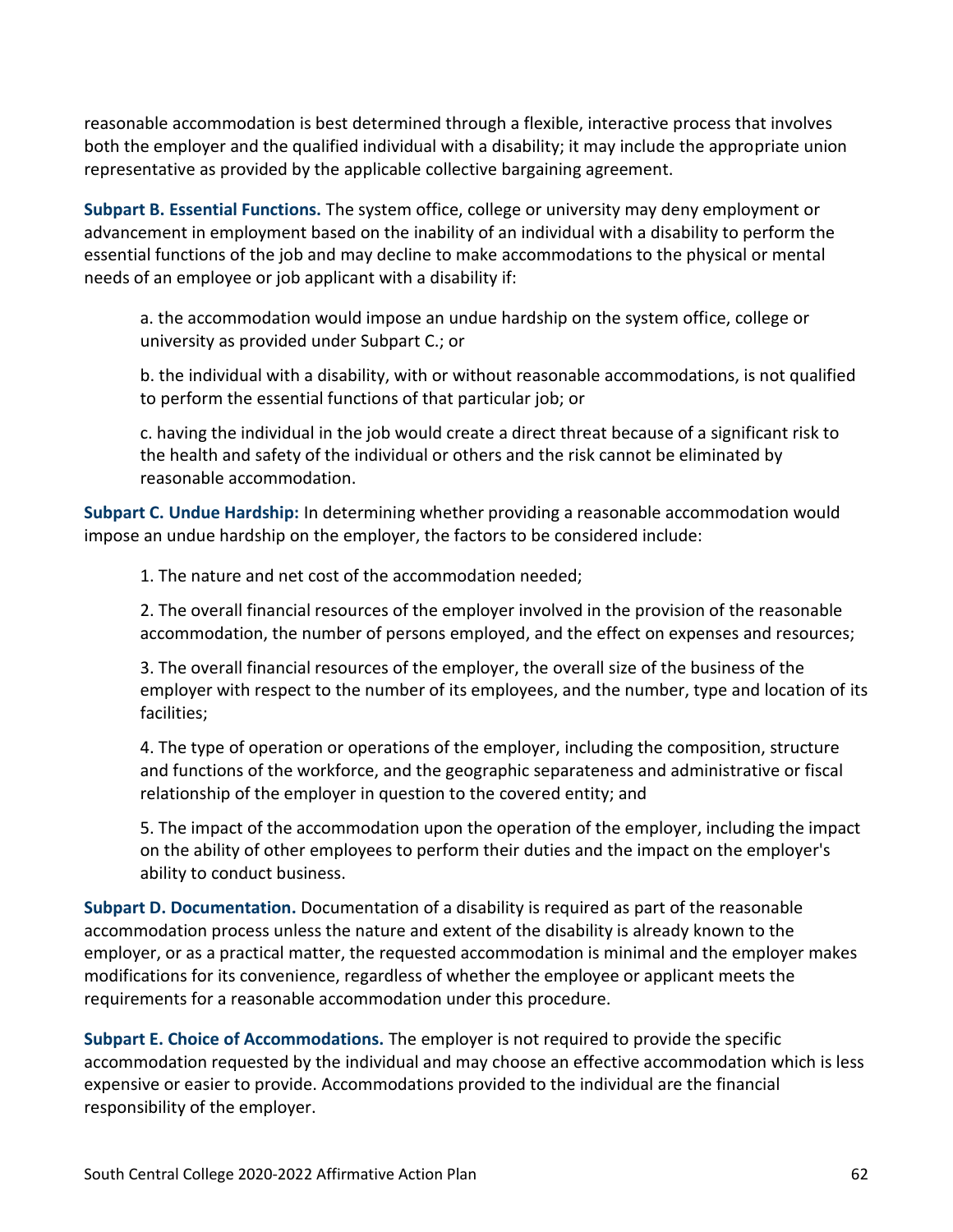reasonable accommodation is best determined through a flexible, interactive process that involves both the employer and the qualified individual with a disability; it may include the appropriate union representative as provided by the applicable collective bargaining agreement.

**Subpart B. Essential Functions.** The system office, college or university may deny employment or advancement in employment based on the inability of an individual with a disability to perform the essential functions of the job and may decline to make accommodations to the physical or mental needs of an employee or job applicant with a disability if:

a. the accommodation would impose an undue hardship on the system office, college or university as provided under Subpart C.; or

b. the individual with a disability, with or without reasonable accommodations, is not qualified to perform the essential functions of that particular job; or

c. having the individual in the job would create a direct threat because of a significant risk to the health and safety of the individual or others and the risk cannot be eliminated by reasonable accommodation.

**Subpart C. Undue Hardship:** In determining whether providing a reasonable accommodation would impose an undue hardship on the employer, the factors to be considered include:

1. The nature and net cost of the accommodation needed;

2. The overall financial resources of the employer involved in the provision of the reasonable accommodation, the number of persons employed, and the effect on expenses and resources;

3. The overall financial resources of the employer, the overall size of the business of the employer with respect to the number of its employees, and the number, type and location of its facilities;

4. The type of operation or operations of the employer, including the composition, structure and functions of the workforce, and the geographic separateness and administrative or fiscal relationship of the employer in question to the covered entity; and

5. The impact of the accommodation upon the operation of the employer, including the impact on the ability of other employees to perform their duties and the impact on the employer's ability to conduct business.

**Subpart D. Documentation.** Documentation of a disability is required as part of the reasonable accommodation process unless the nature and extent of the disability is already known to the employer, or as a practical matter, the requested accommodation is minimal and the employer makes modifications for its convenience, regardless of whether the employee or applicant meets the requirements for a reasonable accommodation under this procedure.

**Subpart E. Choice of Accommodations.** The employer is not required to provide the specific accommodation requested by the individual and may choose an effective accommodation which is less expensive or easier to provide. Accommodations provided to the individual are the financial responsibility of the employer.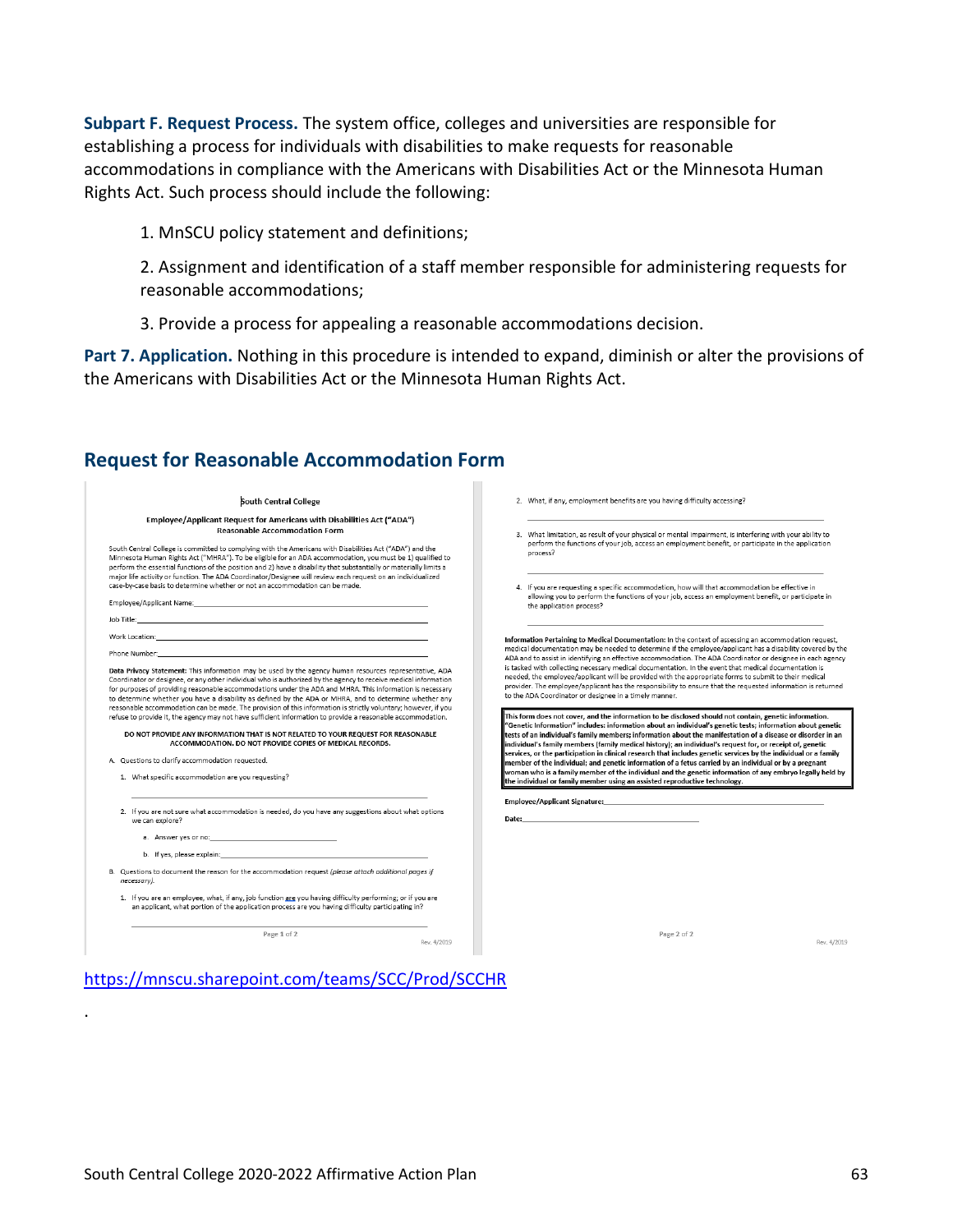**Subpart F. Request Process.** The system office, colleges and universities are responsible for establishing a process for individuals with disabilities to make requests for reasonable accommodations in compliance with the Americans with Disabilities Act or the Minnesota Human Rights Act. Such process should include the following:

1. MnSCU policy statement and definitions;
2. Assignment and identification of a staff member responsible for administering requests for reasonable accommodations;
3. Provide a process for appealing a reasonable accommodations decision.

**Part 7. Application.** Nothing in this procedure is intended to expand, diminish or alter the provisions of the Americans with Disabilities Act or the Minnesota Human Rights Act.

## Request for Reasonable Accommodation Form

South Central College

**Employee/Applicant Request for Americans with Disabilities Act ("ADA") Reasonable Accommodation Form**

South Central College is committed to complying with the Americans with Disabilities Act ("ADA") and the Minnesota Human Rights Act ("MHRA"). To be eligible for an ADA accommodation, you must be 1) qualified to perform the essential functions of the position and 2) have a disability that substantially or materially limits a major life activity or function. The ADA Coordinator/Designee will review each request on an individualized case-by-case basis to determine whether or not an accommodation can be made.

Employee/Applicant Name: ______________________

Job Title: ______________________

Work Location: ______________________

Phone Number: ______________________

**Data Privacy Statement:** This information may be used by the agency human resources representative, ADA Coordinator or designee, or any other individual who is authorized by the agency to receive medical information for purposes of providing reasonable accommodations under the ADA and MHRA. This information is necessary to determine whether you have a disability as defined by the ADA or MHRA, and to determine whether any reasonable accommodation can be made. The provision of this information is strictly voluntary; however, if you refuse to provide it, the agency may not have sufficient information to provide a reasonable accommodation.

**DO NOT PROVIDE ANY INFORMATION THAT IS NOT RELATED TO YOUR REQUEST FOR REASONABLE ACCOMMODATION. DO NOT PROVIDE COPIES OF MEDICAL RECORDS.**

A. Questions to clarify accommodation requested.

1. What specific accommodation are you requesting?

______________________

2. If you are not sure what accommodation is needed, do you have any suggestions about what options we can explore?
   a. Answer yes or no: ______________________
   b. If yes, please explain: ______________________

B. Questions to document the reason for the accommodation request *(please attach additional pages if necessary).*

1. If you are an employee, what, if any, job function are you having difficulty performing; or if you are an applicant, what portion of the application process are you having difficulty participating in?

______________________

2. What, if any, employment benefits are you having difficulty accessing?

______________________

3. What limitation, as result of your physical or mental impairment, is interfering with your ability to perform the functions of your job, access an employment benefit, or participate in the application process?

______________________

4. If you are requesting a specific accommodation, how will that accommodation be effective in allowing you to perform the functions of your job, access an employment benefit, or participate in the application process?

______________________

**Information Pertaining to Medical Documentation:** In the context of assessing an accommodation request, medical documentation may be needed to determine if the employee/applicant has a disability covered by the ADA and to assist in identifying an effective accommodation. The ADA Coordinator or designee in each agency is tasked with collecting necessary medical documentation. In the event that medical documentation is needed, the employee/applicant will be provided with the appropriate forms to submit to their medical provider. The employee/applicant has the responsibility to ensure that the requested information is returned to the ADA Coordinator or designee in a timely manner.

**This form does not cover, and the information to be disclosed should not contain, genetic information. "Genetic Information" includes: information about an individual's genetic tests; information about genetic tests of an individual's family members; information about the manifestation of a disease or disorder in an individual's family members (family medical history); an individual's request for, or receipt of, genetic services, or the participation in clinical research that includes genetic services by the individual or a family member of the individual; and genetic information of a fetus carried by an individual or by a pregnant woman who is a family member of the individual and the genetic information of any embryo legally held by the individual or family member using an assisted reproductive technology.**

**Employee/Applicant Signature:** ______________________

**Date:** ______________________

Rev. 4/2019

https://mnscu.sharepoint.com/teams/SCC/Prod/SCCHR

.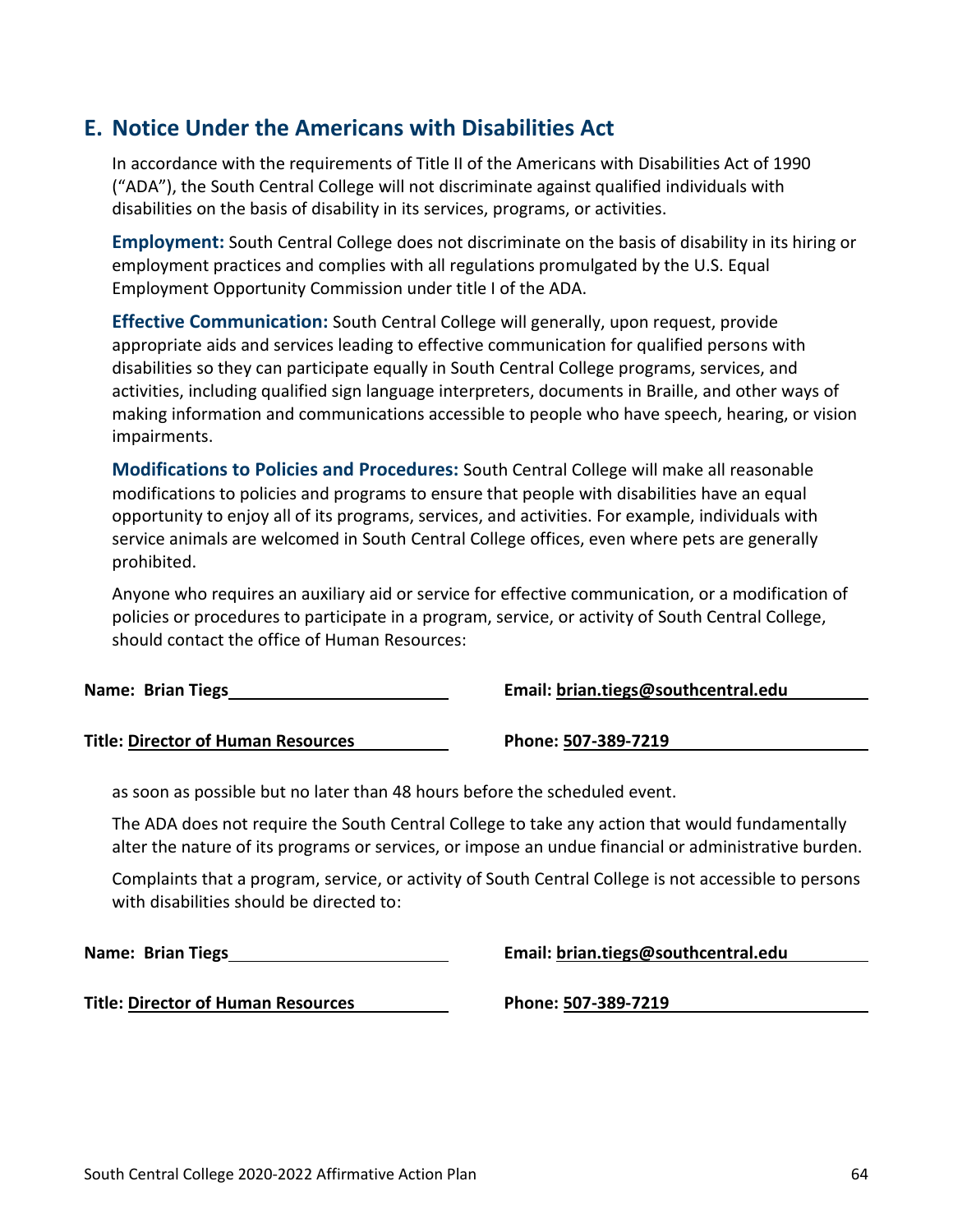## E. Notice Under the Americans with Disabilities Act

In accordance with the requirements of Title II of the Americans with Disabilities Act of 1990 ("ADA"), the South Central College will not discriminate against qualified individuals with disabilities on the basis of disability in its services, programs, or activities.

**Employment:** South Central College does not discriminate on the basis of disability in its hiring or employment practices and complies with all regulations promulgated by the U.S. Equal Employment Opportunity Commission under title I of the ADA.

**Effective Communication:** South Central College will generally, upon request, provide appropriate aids and services leading to effective communication for qualified persons with disabilities so they can participate equally in South Central College programs, services, and activities, including qualified sign language interpreters, documents in Braille, and other ways of making information and communications accessible to people who have speech, hearing, or vision impairments.

**Modifications to Policies and Procedures:** South Central College will make all reasonable modifications to policies and programs to ensure that people with disabilities have an equal opportunity to enjoy all of its programs, services, and activities. For example, individuals with service animals are welcomed in South Central College offices, even where pets are generally prohibited.

Anyone who requires an auxiliary aid or service for effective communication, or a modification of policies or procedures to participate in a program, service, or activity of South Central College, should contact the office of Human Resources:

**Name: Brian Tiegs**

**Email: brian.tiegs@southcentral.edu**

**Title: Director of Human Resources**

**Phone: 507-389-7219**

as soon as possible but no later than 48 hours before the scheduled event.

The ADA does not require the South Central College to take any action that would fundamentally alter the nature of its programs or services, or impose an undue financial or administrative burden.

Complaints that a program, service, or activity of South Central College is not accessible to persons with disabilities should be directed to:

**Name: Brian Tiegs**

**Email: brian.tiegs@southcentral.edu**

**Title: Director of Human Resources**

**Phone: 507-389-7219**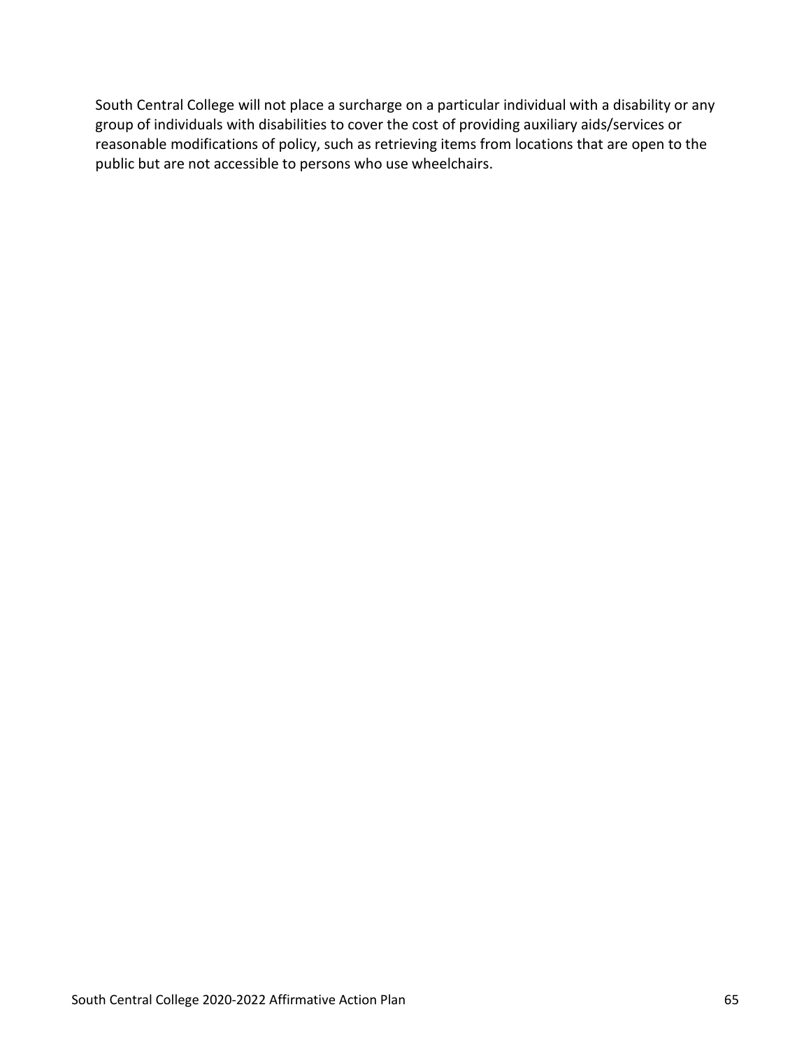South Central College will not place a surcharge on a particular individual with a disability or any group of individuals with disabilities to cover the cost of providing auxiliary aids/services or reasonable modifications of policy, such as retrieving items from locations that are open to the public but are not accessible to persons who use wheelchairs.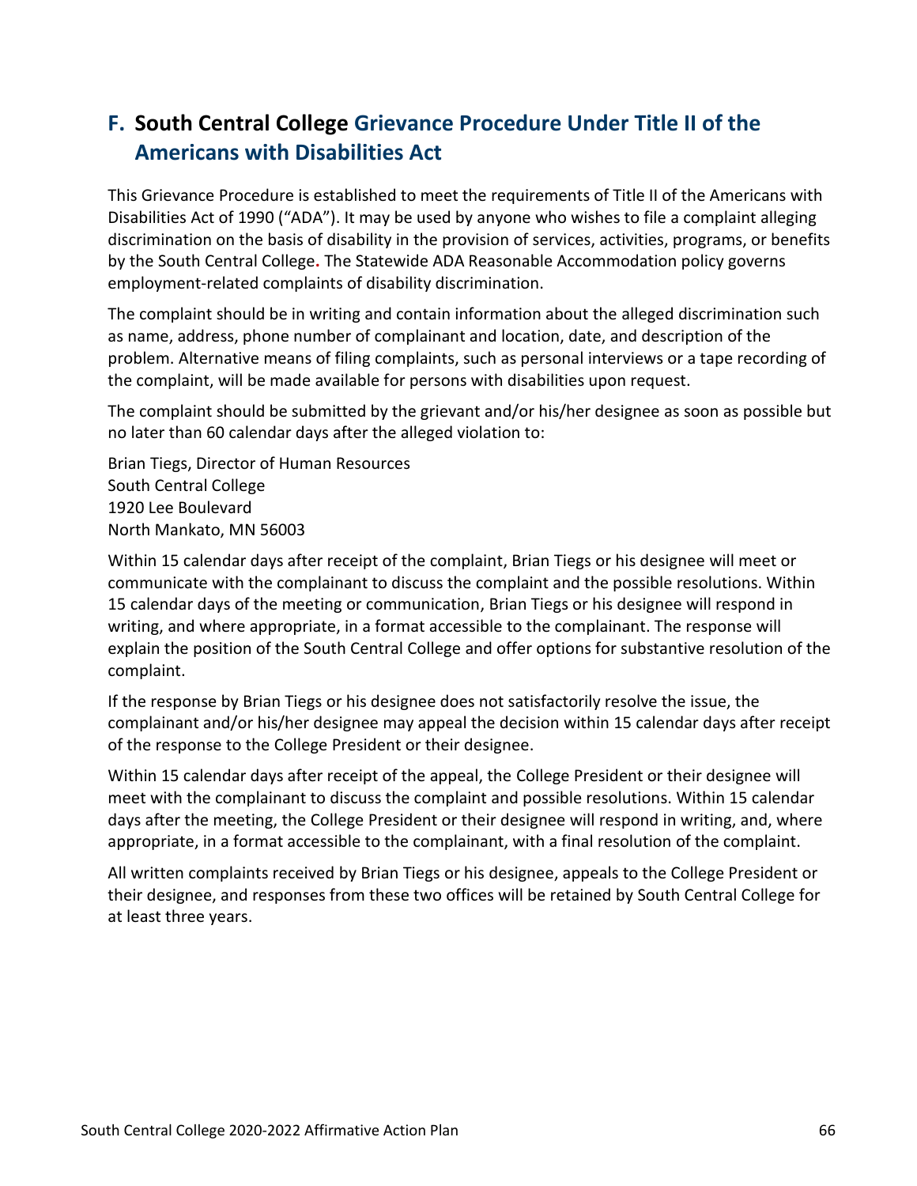## F. South Central College Grievance Procedure Under Title II of the Americans with Disabilities Act

This Grievance Procedure is established to meet the requirements of Title II of the Americans with Disabilities Act of 1990 ("ADA"). It may be used by anyone who wishes to file a complaint alleging discrimination on the basis of disability in the provision of services, activities, programs, or benefits by the South Central College**.** The Statewide ADA Reasonable Accommodation policy governs employment-related complaints of disability discrimination.

The complaint should be in writing and contain information about the alleged discrimination such as name, address, phone number of complainant and location, date, and description of the problem. Alternative means of filing complaints, such as personal interviews or a tape recording of the complaint, will be made available for persons with disabilities upon request.

The complaint should be submitted by the grievant and/or his/her designee as soon as possible but no later than 60 calendar days after the alleged violation to:

Brian Tiegs, Director of Human Resources
South Central College
1920 Lee Boulevard
North Mankato, MN 56003

Within 15 calendar days after receipt of the complaint, Brian Tiegs or his designee will meet or communicate with the complainant to discuss the complaint and the possible resolutions. Within 15 calendar days of the meeting or communication, Brian Tiegs or his designee will respond in writing, and where appropriate, in a format accessible to the complainant. The response will explain the position of the South Central College and offer options for substantive resolution of the complaint.

If the response by Brian Tiegs or his designee does not satisfactorily resolve the issue, the complainant and/or his/her designee may appeal the decision within 15 calendar days after receipt of the response to the College President or their designee.

Within 15 calendar days after receipt of the appeal, the College President or their designee will meet with the complainant to discuss the complaint and possible resolutions. Within 15 calendar days after the meeting, the College President or their designee will respond in writing, and, where appropriate, in a format accessible to the complainant, with a final resolution of the complaint.

All written complaints received by Brian Tiegs or his designee, appeals to the College President or their designee, and responses from these two offices will be retained by South Central College for at least three years.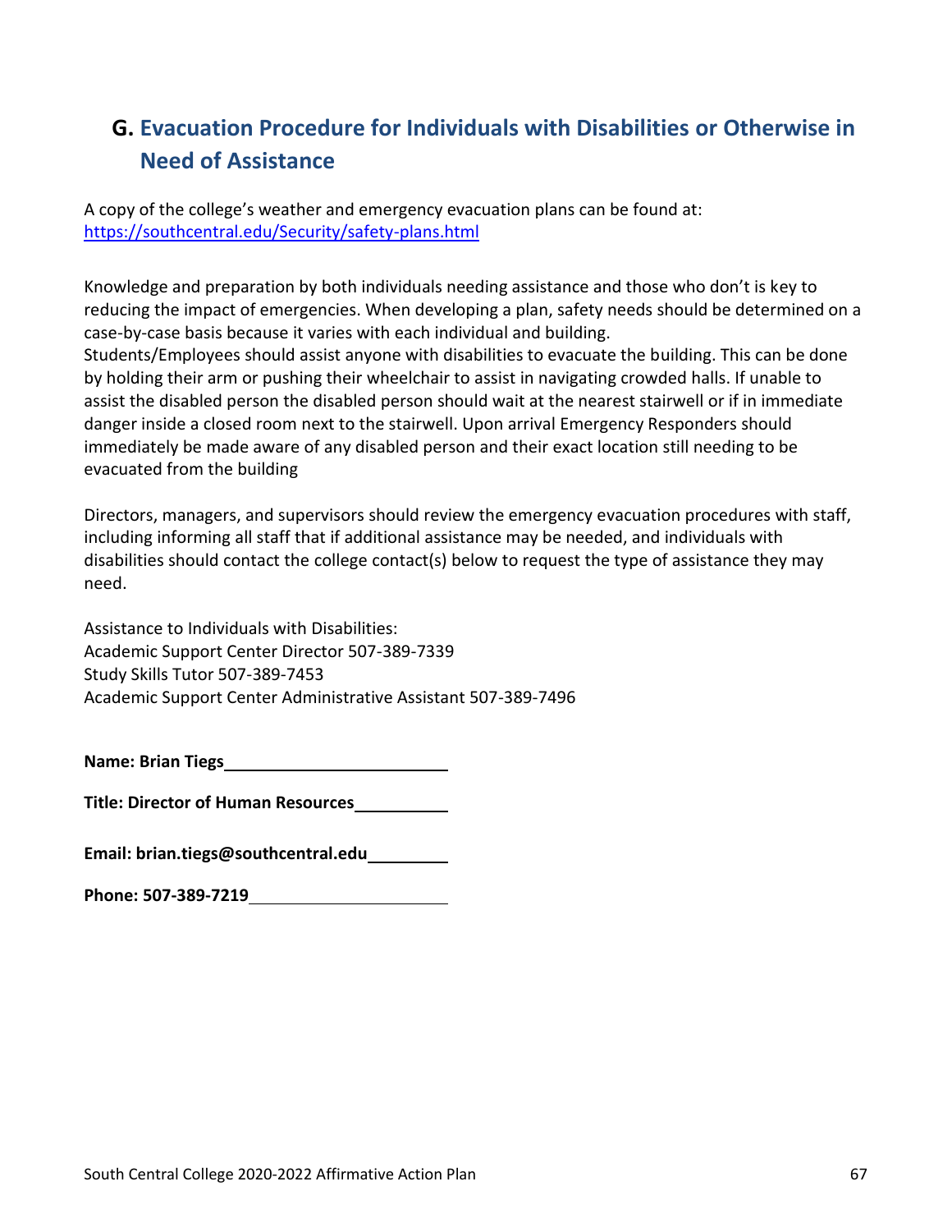## G. Evacuation Procedure for Individuals with Disabilities or Otherwise in Need of Assistance

A copy of the college's weather and emergency evacuation plans can be found at:
https://southcentral.edu/Security/safety-plans.html

Knowledge and preparation by both individuals needing assistance and those who don't is key to reducing the impact of emergencies. When developing a plan, safety needs should be determined on a case-by-case basis because it varies with each individual and building.
Students/Employees should assist anyone with disabilities to evacuate the building. This can be done by holding their arm or pushing their wheelchair to assist in navigating crowded halls. If unable to assist the disabled person the disabled person should wait at the nearest stairwell or if in immediate danger inside a closed room next to the stairwell. Upon arrival Emergency Responders should immediately be made aware of any disabled person and their exact location still needing to be evacuated from the building

Directors, managers, and supervisors should review the emergency evacuation procedures with staff, including informing all staff that if additional assistance may be needed, and individuals with disabilities should contact the college contact(s) below to request the type of assistance they may need.

Assistance to Individuals with Disabilities:
Academic Support Center Director 507-389-7339
Study Skills Tutor 507-389-7453
Academic Support Center Administrative Assistant 507-389-7496

**Name: Brian Tiegs**

**Title: Director of Human Resources**

**Email: brian.tiegs@southcentral.edu**

**Phone: 507-389-7219**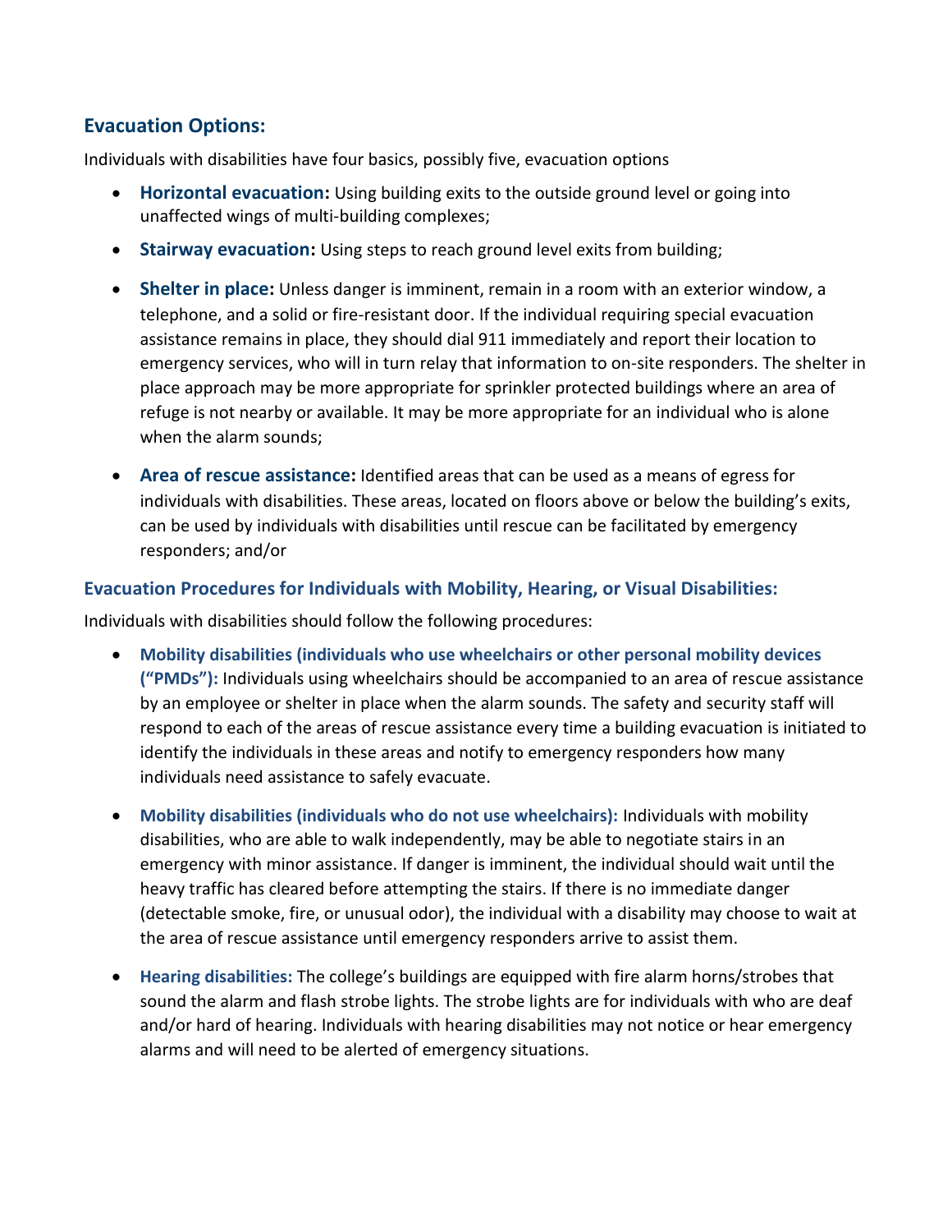## Evacuation Options:

Individuals with disabilities have four basics, possibly five, evacuation options

- **Horizontal evacuation:** Using building exits to the outside ground level or going into unaffected wings of multi-building complexes;
- **Stairway evacuation:** Using steps to reach ground level exits from building;
- **Shelter in place:** Unless danger is imminent, remain in a room with an exterior window, a telephone, and a solid or fire-resistant door. If the individual requiring special evacuation assistance remains in place, they should dial 911 immediately and report their location to emergency services, who will in turn relay that information to on-site responders. The shelter in place approach may be more appropriate for sprinkler protected buildings where an area of refuge is not nearby or available. It may be more appropriate for an individual who is alone when the alarm sounds;
- **Area of rescue assistance:** Identified areas that can be used as a means of egress for individuals with disabilities. These areas, located on floors above or below the building's exits, can be used by individuals with disabilities until rescue can be facilitated by emergency responders; and/or

### Evacuation Procedures for Individuals with Mobility, Hearing, or Visual Disabilities:

Individuals with disabilities should follow the following procedures:

- **Mobility disabilities (individuals who use wheelchairs or other personal mobility devices ("PMDs"):** Individuals using wheelchairs should be accompanied to an area of rescue assistance by an employee or shelter in place when the alarm sounds. The safety and security staff will respond to each of the areas of rescue assistance every time a building evacuation is initiated to identify the individuals in these areas and notify to emergency responders how many individuals need assistance to safely evacuate.
- **Mobility disabilities (individuals who do not use wheelchairs):** Individuals with mobility disabilities, who are able to walk independently, may be able to negotiate stairs in an emergency with minor assistance. If danger is imminent, the individual should wait until the heavy traffic has cleared before attempting the stairs. If there is no immediate danger (detectable smoke, fire, or unusual odor), the individual with a disability may choose to wait at the area of rescue assistance until emergency responders arrive to assist them.
- **Hearing disabilities:** The college's buildings are equipped with fire alarm horns/strobes that sound the alarm and flash strobe lights. The strobe lights are for individuals with who are deaf and/or hard of hearing. Individuals with hearing disabilities may not notice or hear emergency alarms and will need to be alerted of emergency situations.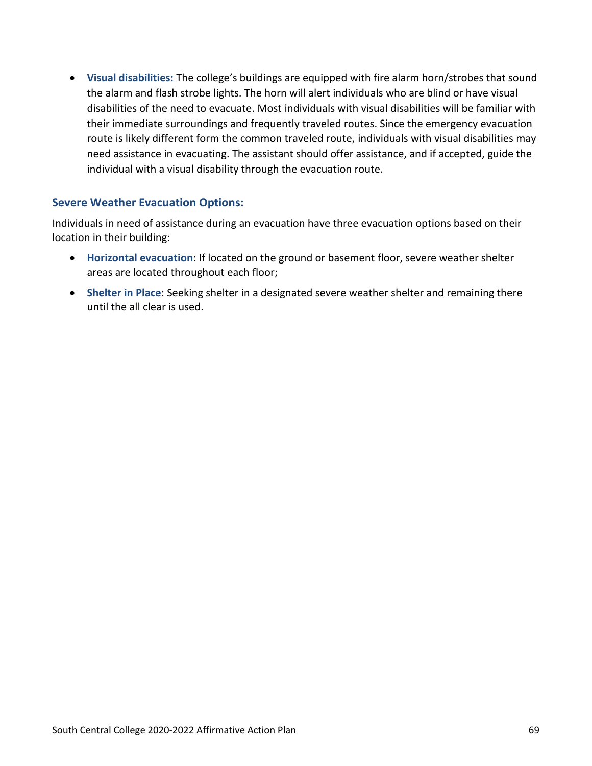- **Visual disabilities:** The college's buildings are equipped with fire alarm horn/strobes that sound the alarm and flash strobe lights. The horn will alert individuals who are blind or have visual disabilities of the need to evacuate. Most individuals with visual disabilities will be familiar with their immediate surroundings and frequently traveled routes. Since the emergency evacuation route is likely different form the common traveled route, individuals with visual disabilities may need assistance in evacuating. The assistant should offer assistance, and if accepted, guide the individual with a visual disability through the evacuation route.

### Severe Weather Evacuation Options:

Individuals in need of assistance during an evacuation have three evacuation options based on their location in their building:

- **Horizontal evacuation**: If located on the ground or basement floor, severe weather shelter areas are located throughout each floor;
- **Shelter in Place**: Seeking shelter in a designated severe weather shelter and remaining there until the all clear is used.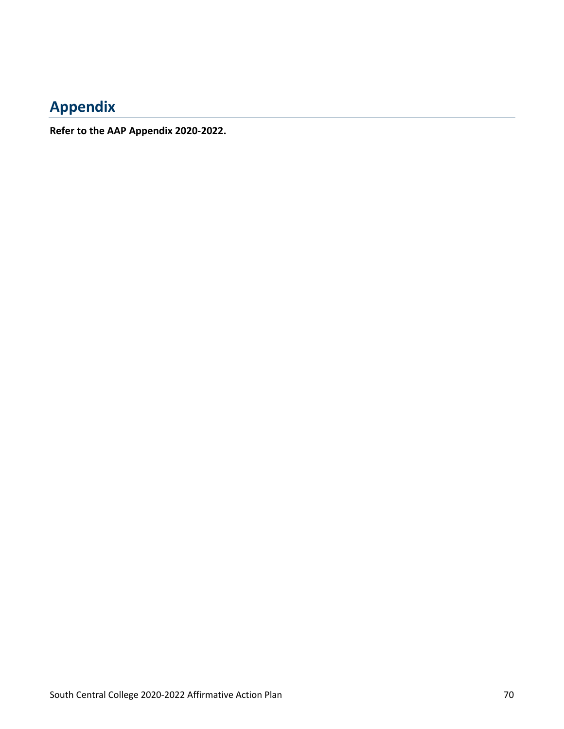# Appendix

**Refer to the AAP Appendix 2020-2022.**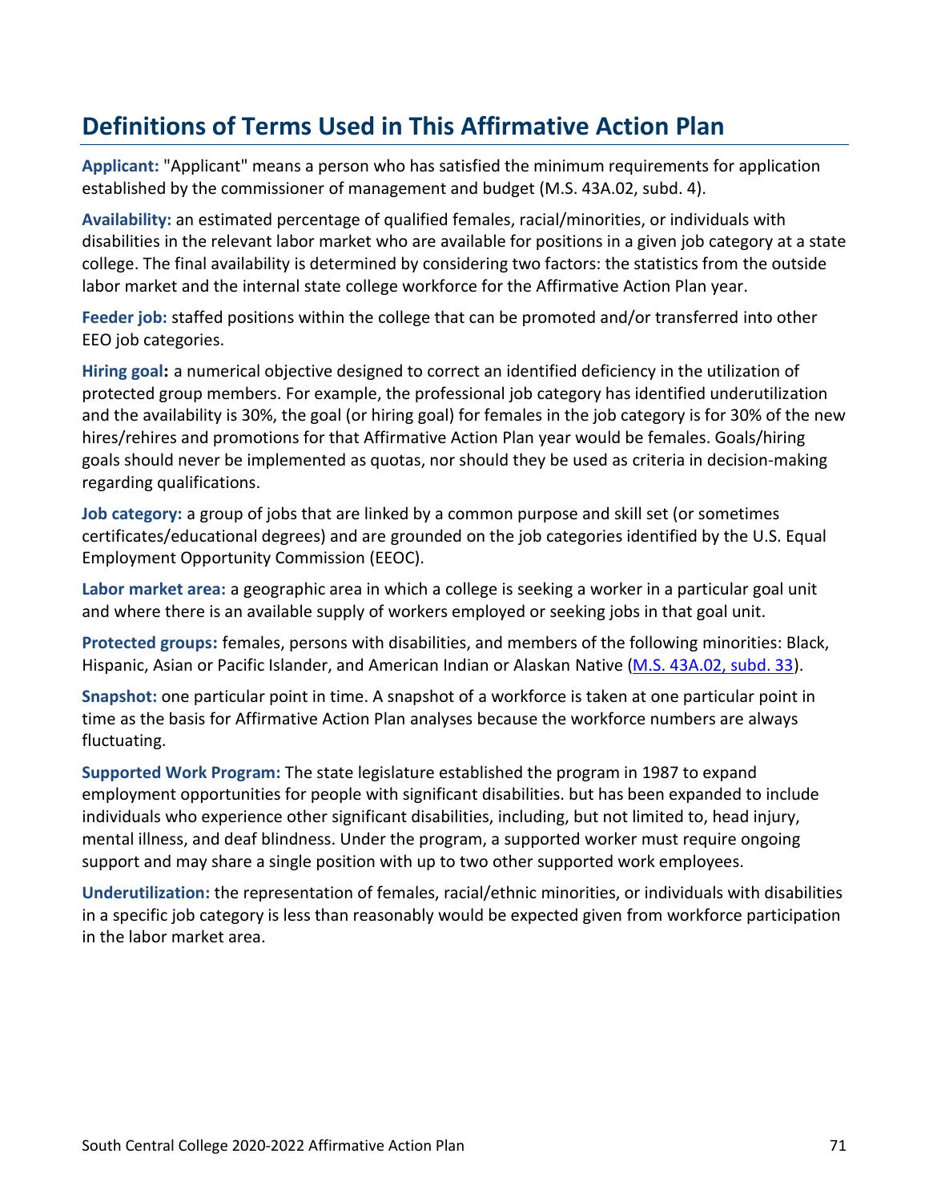## Definitions of Terms Used in This Affirmative Action Plan

**Applicant:** "Applicant" means a person who has satisfied the minimum requirements for application established by the commissioner of management and budget (M.S. 43A.02, subd. 4).

**Availability:** an estimated percentage of qualified females, racial/minorities, or individuals with disabilities in the relevant labor market who are available for positions in a given job category at a state college. The final availability is determined by considering two factors: the statistics from the outside labor market and the internal state college workforce for the Affirmative Action Plan year.

**Feeder job:** staffed positions within the college that can be promoted and/or transferred into other EEO job categories.

**Hiring goal:** a numerical objective designed to correct an identified deficiency in the utilization of protected group members. For example, the professional job category has identified underutilization and the availability is 30%, the goal (or hiring goal) for females in the job category is for 30% of the new hires/rehires and promotions for that Affirmative Action Plan year would be females. Goals/hiring goals should never be implemented as quotas, nor should they be used as criteria in decision-making regarding qualifications.

**Job category:** a group of jobs that are linked by a common purpose and skill set (or sometimes certificates/educational degrees) and are grounded on the job categories identified by the U.S. Equal Employment Opportunity Commission (EEOC).

**Labor market area:** a geographic area in which a college is seeking a worker in a particular goal unit and where there is an available supply of workers employed or seeking jobs in that goal unit.

**Protected groups:** females, persons with disabilities, and members of the following minorities: Black, Hispanic, Asian or Pacific Islander, and American Indian or Alaskan Native (M.S. 43A.02, subd. 33).

**Snapshot:** one particular point in time. A snapshot of a workforce is taken at one particular point in time as the basis for Affirmative Action Plan analyses because the workforce numbers are always fluctuating.

**Supported Work Program:** The state legislature established the program in 1987 to expand employment opportunities for people with significant disabilities. but has been expanded to include individuals who experience other significant disabilities, including, but not limited to, head injury, mental illness, and deaf blindness. Under the program, a supported worker must require ongoing support and may share a single position with up to two other supported work employees.

**Underutilization:** the representation of females, racial/ethnic minorities, or individuals with disabilities in a specific job category is less than reasonably would be expected given from workforce participation in the labor market area.